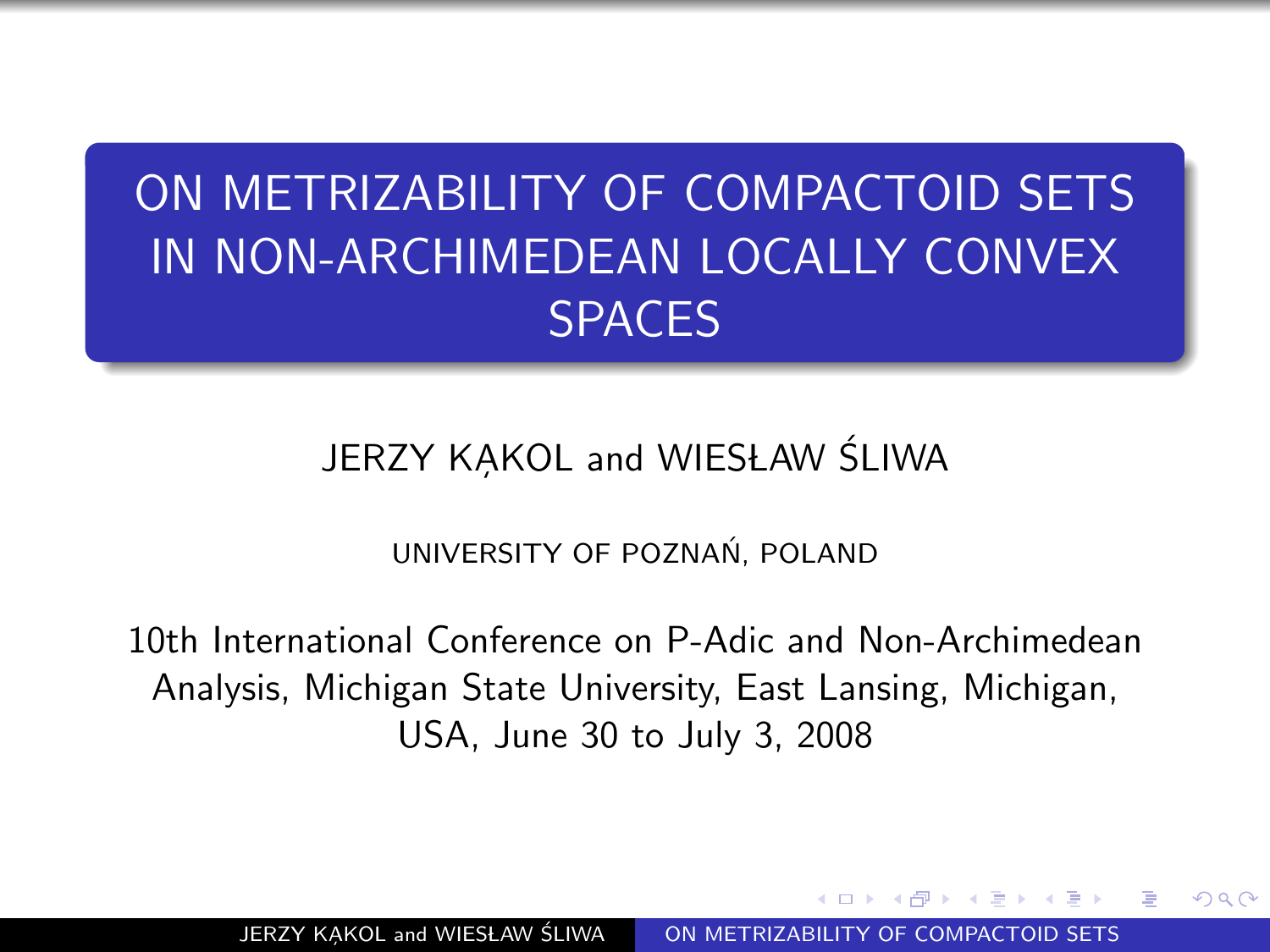# ON METRIZABILITY OF COMPACTOID SETS IN NON-ARCHIMEDEAN LOCALLY CONVEX SPACES

JERZY KĄKOL and WIESŁAW ŚLIWA

UNIVERSITY OF POZNAŃ, POLAND

10th International Conference on P-Adic and Non-Archimedean Analysis, Michigan State University, East Lansing, Michigan, USA, June 30 to July 3, 2008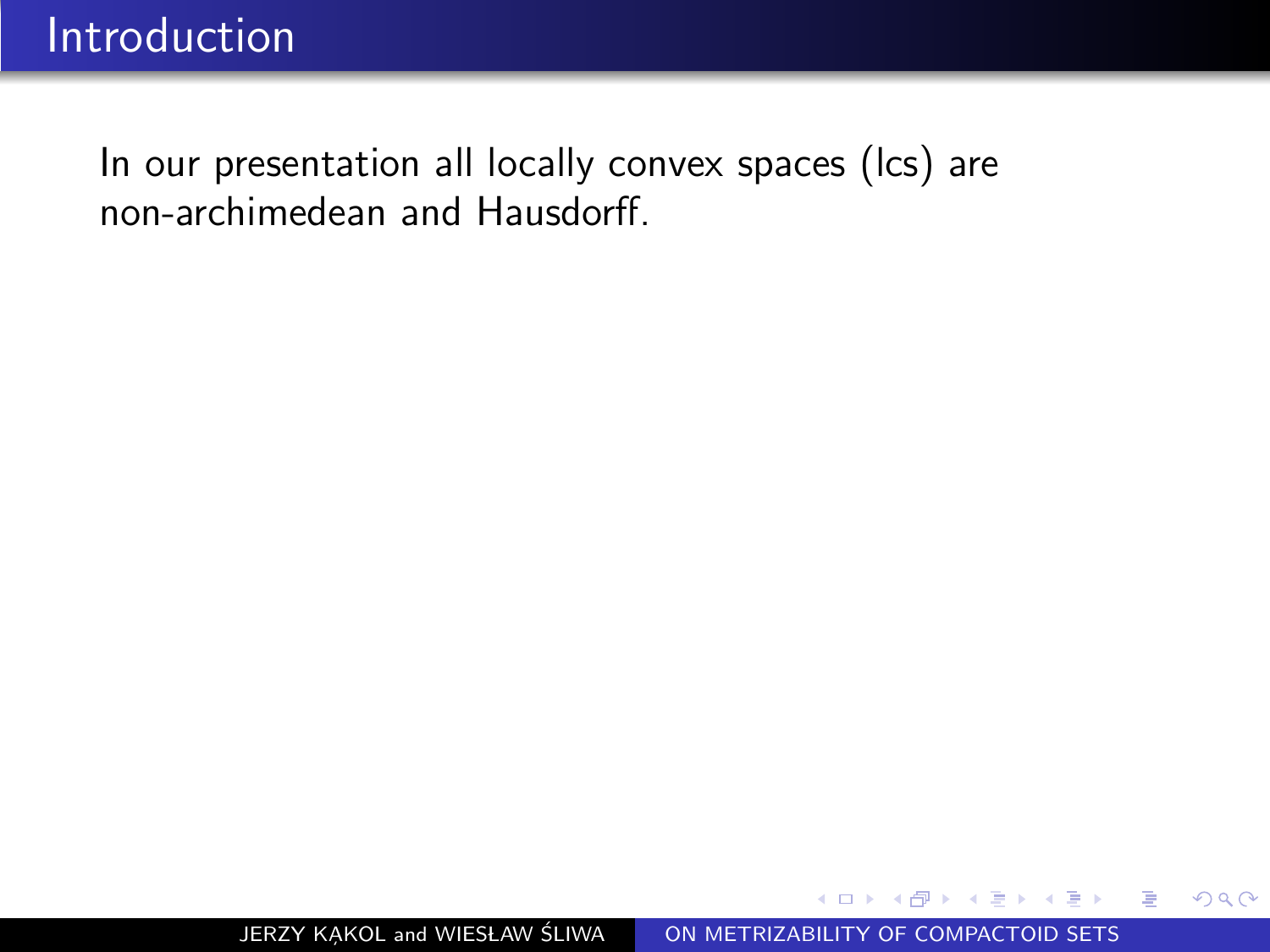# Introduction

In our presentation all locally convex spaces (lcs) are non-archimedean and Hausdorff.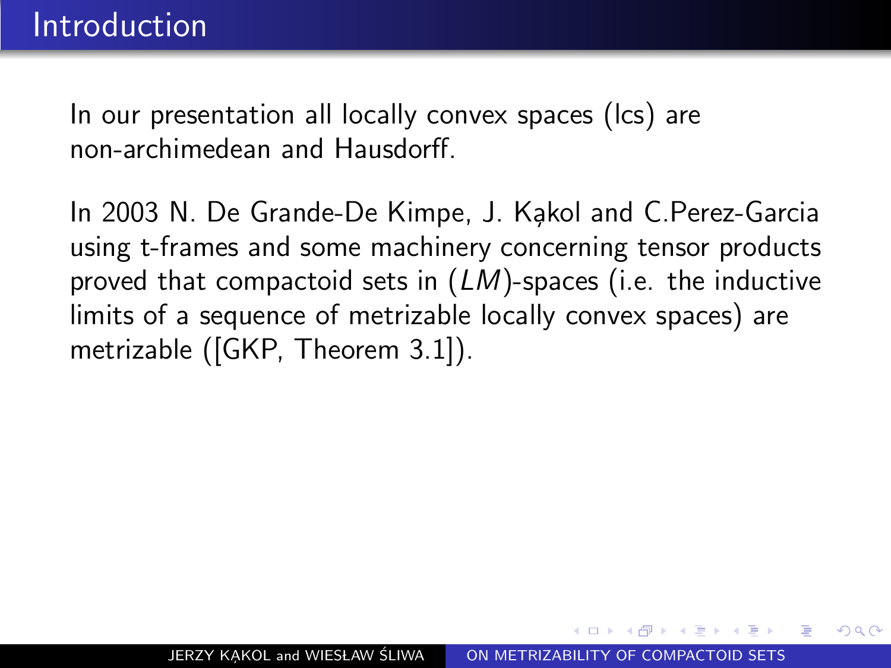# Introduction

In our presentation all locally convex spaces (lcs) are non-archimedean and Hausdorff.

In 2003 N. De Grande-De Kimpe, J. Kąkol and C.Perez-Garcia using t-frames and some machinery concerning tensor products proved that compactoid sets in $(LM)$-spaces (i.e. the inductive limits of a sequence of metrizable locally convex spaces) are metrizable ([GKP, Theorem 3.1]).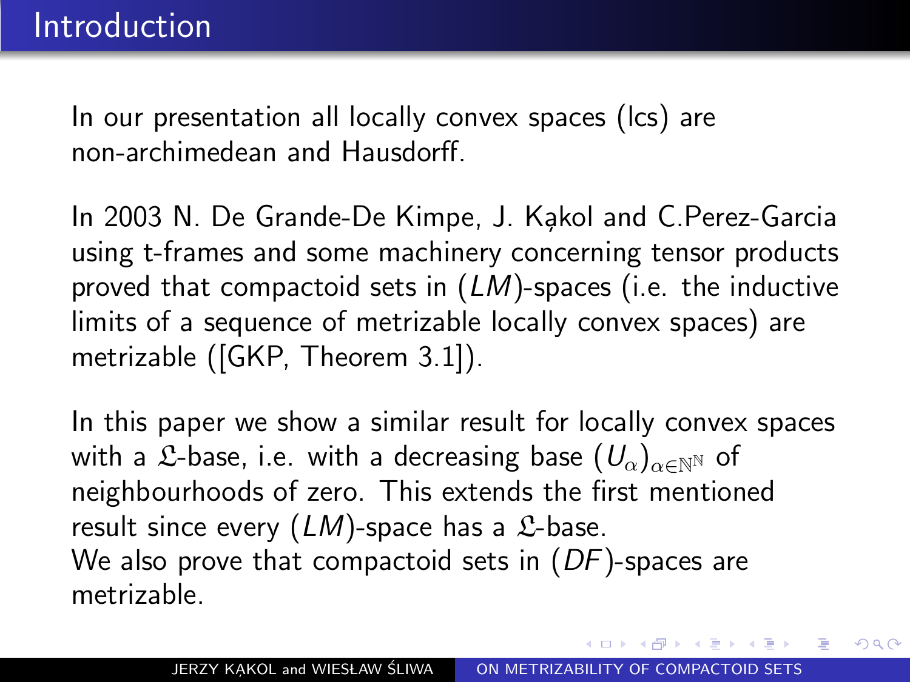## Introduction

In our presentation all locally convex spaces (lcs) are non-archimedean and Hausdorff.

In 2003 N. De Grande-De Kimpe, J. Kąkol and C.Perez-Garcia using t-frames and some machinery concerning tensor products proved that compactoid sets in $(LM)$-spaces (i.e. the inductive limits of a sequence of metrizable locally convex spaces) are metrizable ([GKP, Theorem 3.1]).

In this paper we show a similar result for locally convex spaces with a $\mathfrak{L}$-base, i.e. with a decreasing base $(U_\alpha)_{\alpha\in\mathbb{N}^\mathbb{N}}$ of neighbourhoods of zero. This extends the first mentioned result since every $(LM)$-space has a $\mathfrak{L}$-base.
We also prove that compactoid sets in $(DF)$-spaces are metrizable.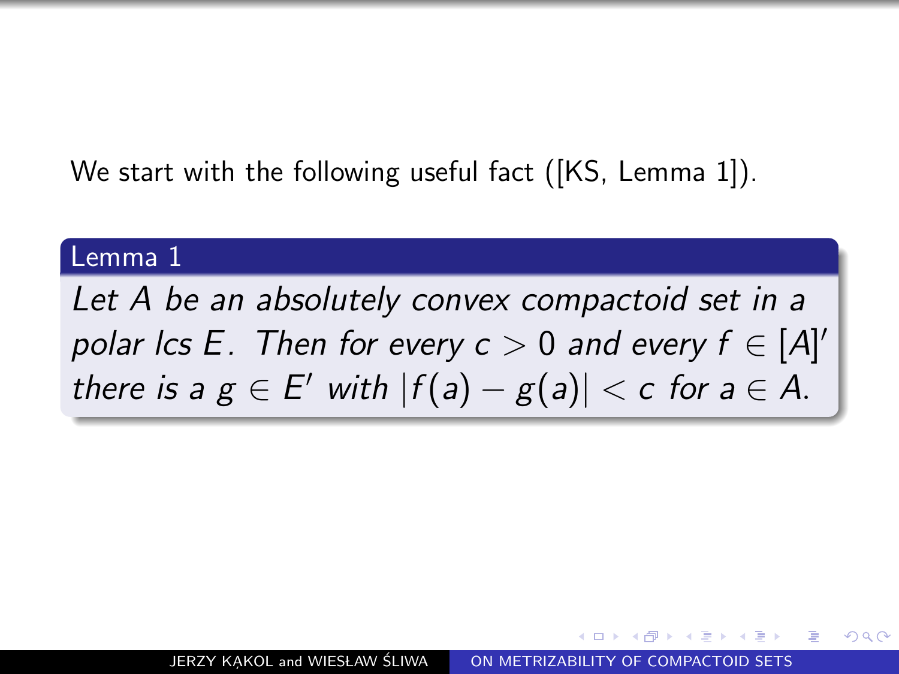We start with the following useful fact ([KS, Lemma 1]).

**Lemma 1**

*Let $A$ be an absolutely convex compactoid set in a polar lcs $E$. Then for every $c > 0$ and every $f \in [A]'$ there is a $g \in E'$ with $|f(a) - g(a)| < c$ for $a \in A$.*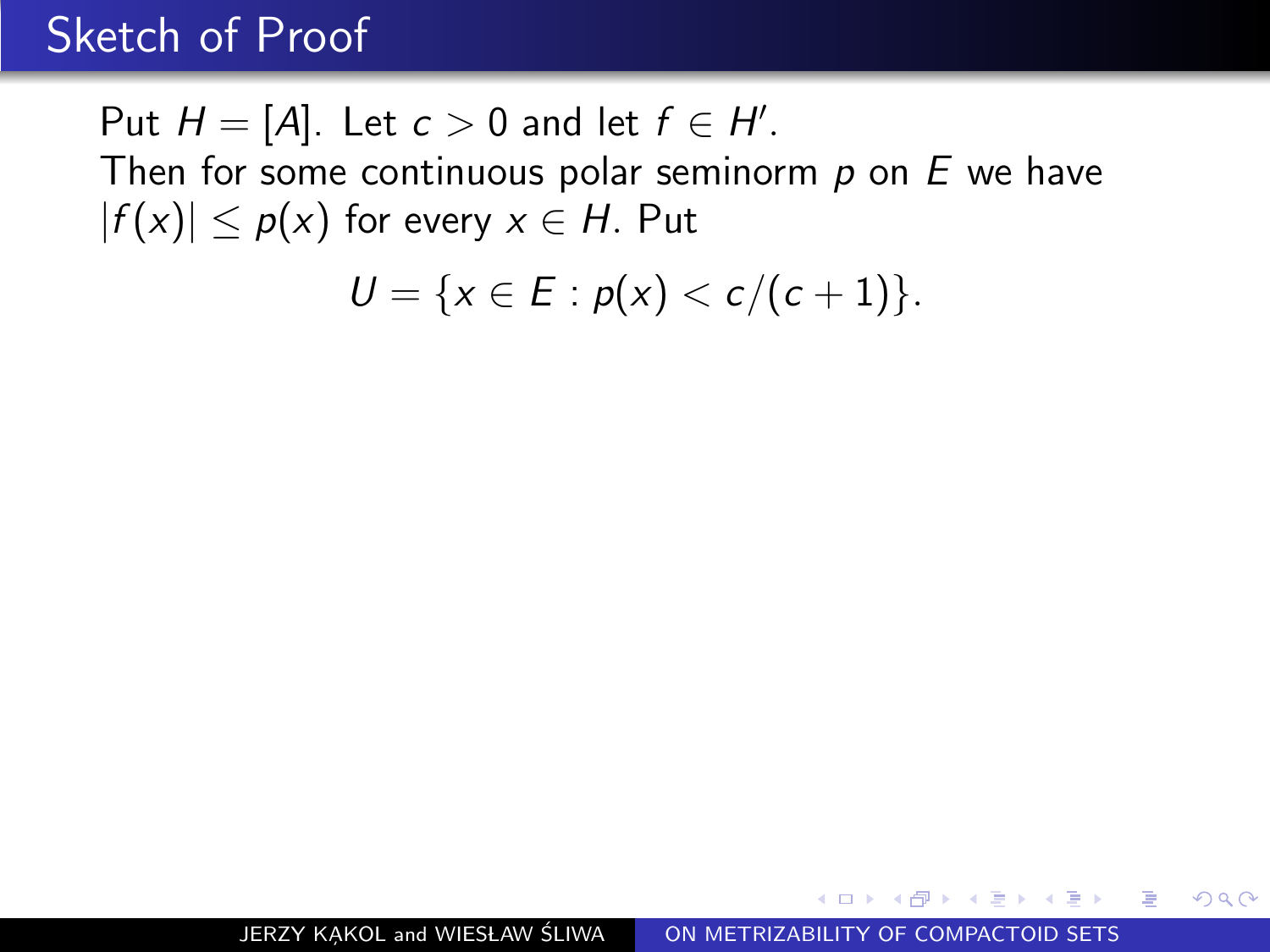# Sketch of Proof

Put $H = [A]$. Let $c > 0$ and let $f \in H'$.
Then for some continuous polar seminorm $p$ on $E$ we have $|f(x)| \leq p(x)$ for every $x \in H$. Put

$$U = \{x \in E : p(x) < c/(c+1)\}.$$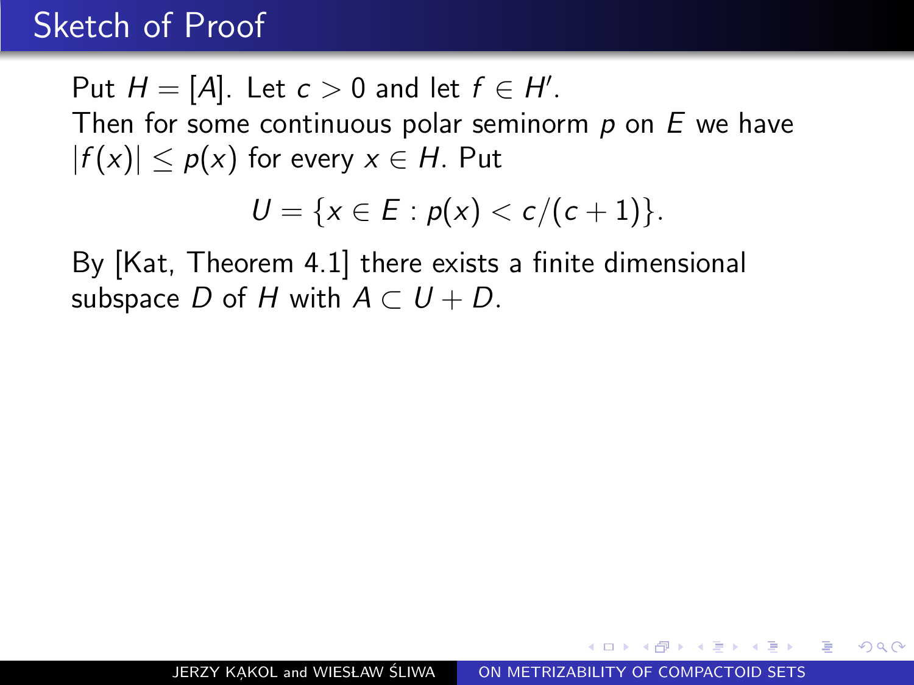## Sketch of Proof

Put $H = [A]$. Let $c > 0$ and let $f \in H'$.
Then for some continuous polar seminorm $p$ on $E$ we have $|f(x)| \leq p(x)$ for every $x \in H$. Put

$$U = \{x \in E : p(x) < c/(c+1)\}.$$

By [Kat, Theorem 4.1] there exists a finite dimensional subspace $D$ of $H$ with $A \subset U + D$.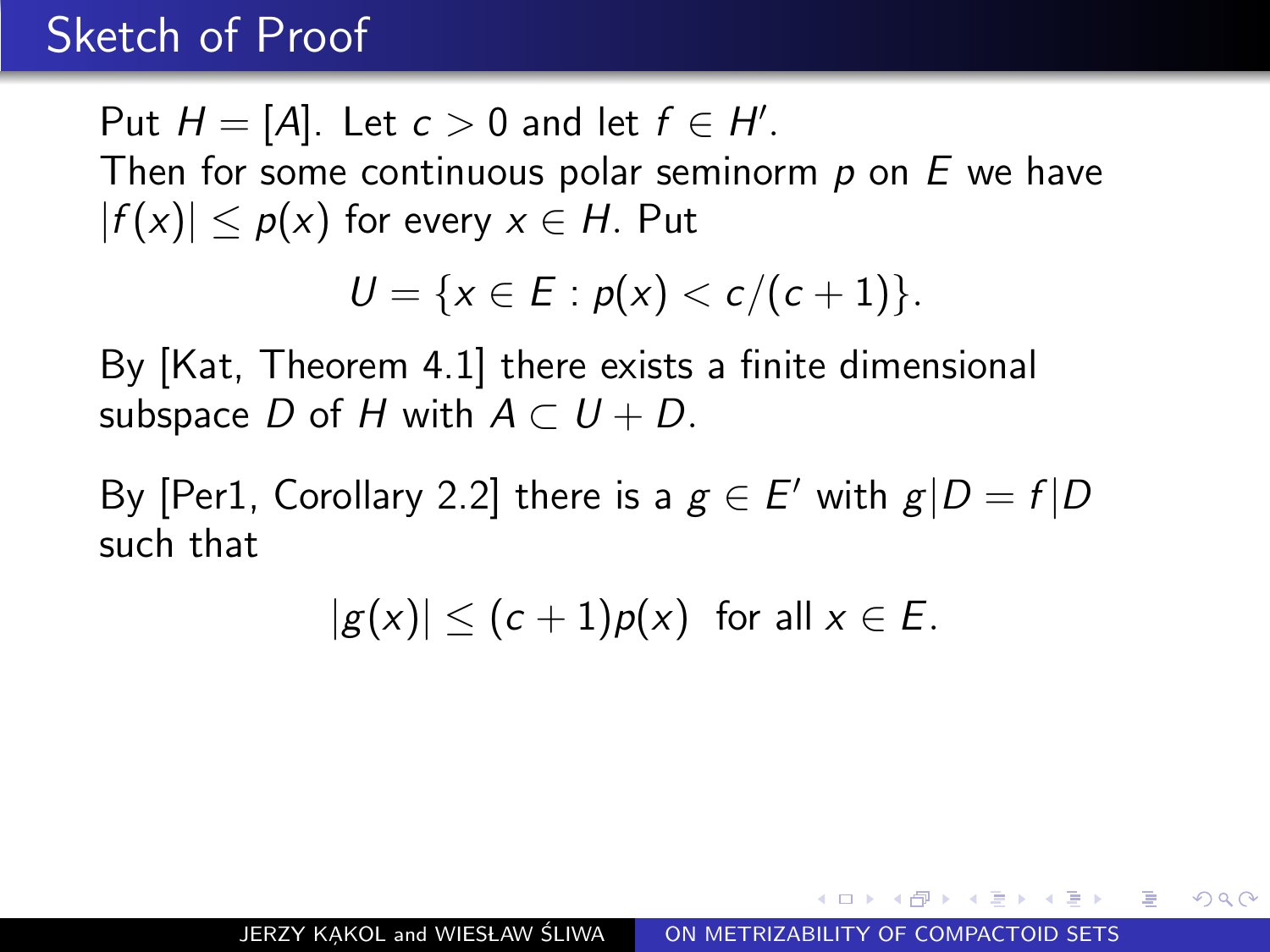# Sketch of Proof

Put $H = [A]$. Let $c > 0$ and let $f \in H'$.
Then for some continuous polar seminorm $p$ on $E$ we have $|f(x)| \leq p(x)$ for every $x \in H$. Put

$$U = \{x \in E : p(x) < c/(c+1)\}.$$

By [Kat, Theorem 4.1] there exists a finite dimensional subspace $D$ of $H$ with $A \subset U + D$.

By [Per1, Corollary 2.2] there is a $g \in E'$ with $g|D = f|D$ such that

$$|g(x)| \leq (c+1)p(x) \text{ for all } x \in E.$$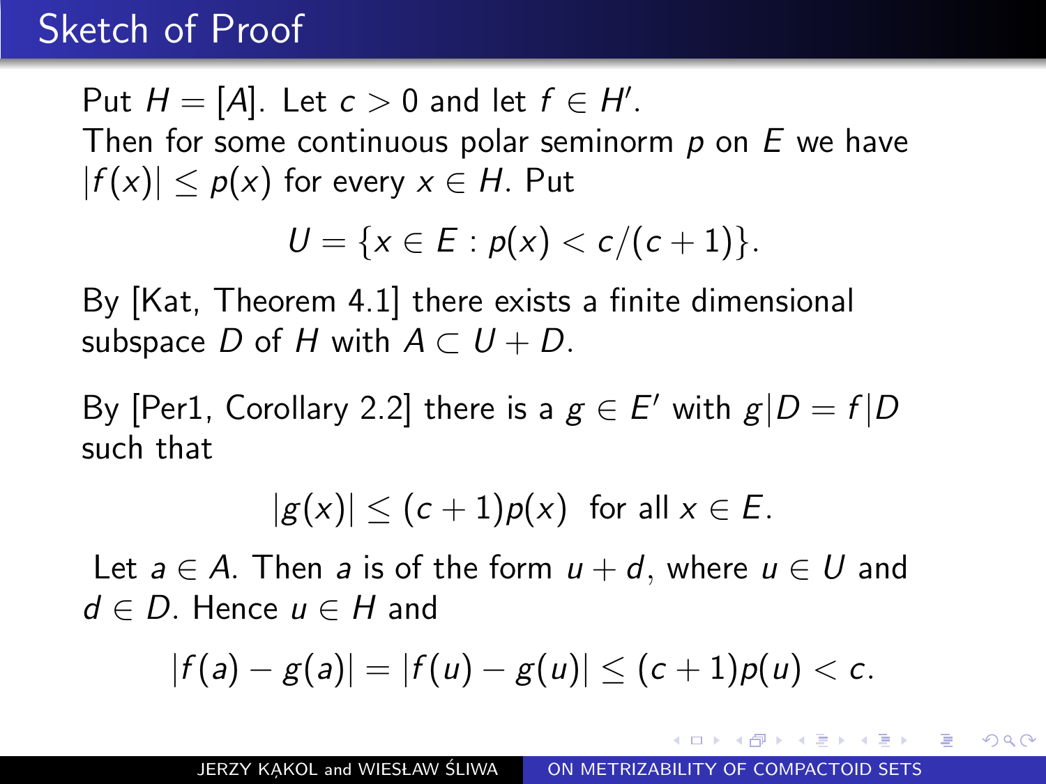# Sketch of Proof

Put $H = [A]$. Let $c > 0$ and let $f \in H'$.
Then for some continuous polar seminorm $p$ on $E$ we have $|f(x)| \leq p(x)$ for every $x \in H$. Put

$$U = \{x \in E : p(x) < c/(c+1)\}.$$

By [Kat, Theorem 4.1] there exists a finite dimensional subspace $D$ of $H$ with $A \subset U + D$.

By [Per1, Corollary 2.2] there is a $g \in E'$ with $g|D = f|D$ such that

$$|g(x)| \leq (c+1)p(x) \text{ for all } x \in E.$$

Let $a \in A$. Then $a$ is of the form $u + d$, where $u \in U$ and $d \in D$. Hence $u \in H$ and

$$|f(a) - g(a)| = |f(u) - g(u)| \leq (c+1)p(u) < c.$$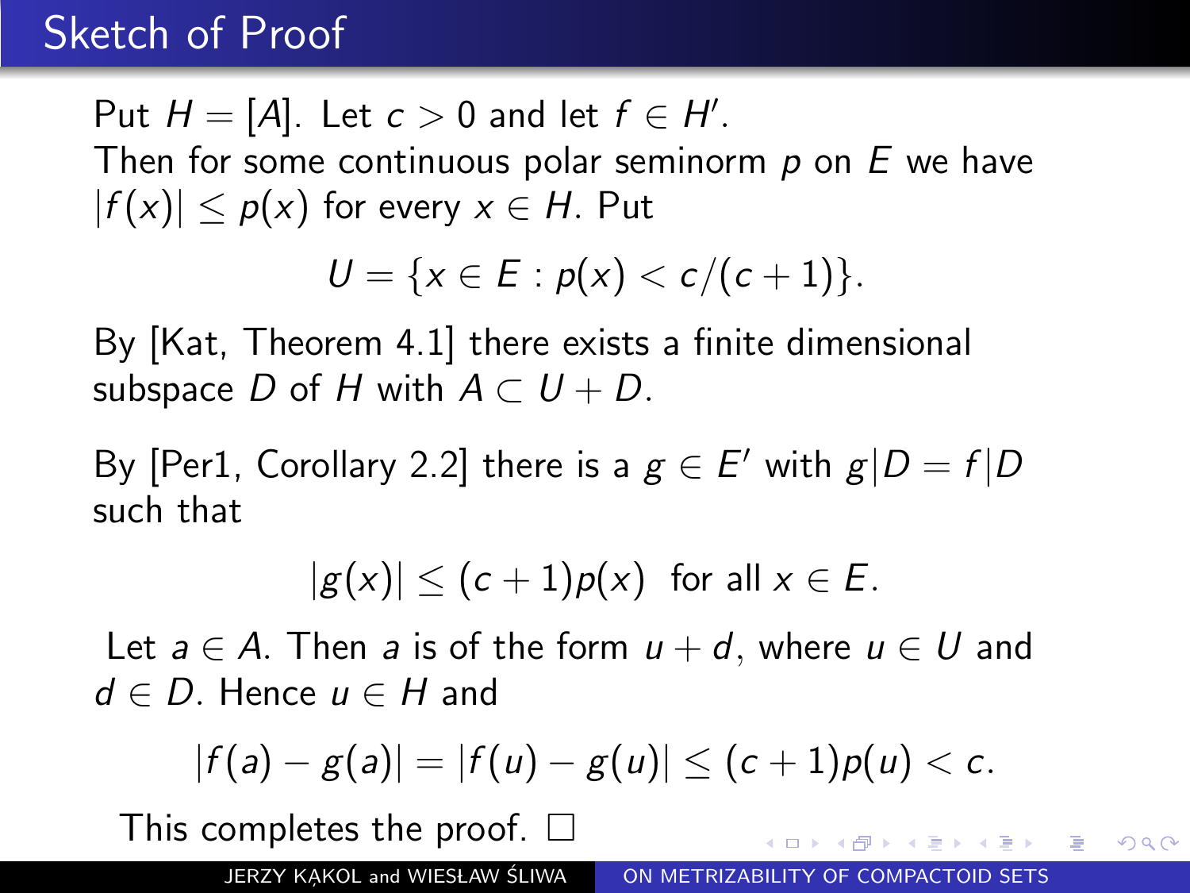# Sketch of Proof

Put $H = [A]$. Let $c > 0$ and let $f \in H'$.
Then for some continuous polar seminorm $p$ on $E$ we have $|f(x)| \leq p(x)$ for every $x \in H$. Put

$$U = \{x \in E : p(x) < c/(c+1)\}.$$

By [Kat, Theorem 4.1] there exists a finite dimensional subspace $D$ of $H$ with $A \subset U + D$.

By [Per1, Corollary 2.2] there is a $g \in E'$ with $g|D = f|D$ such that

$$|g(x)| \leq (c+1)p(x) \text{ for all } x \in E.$$

Let $a \in A$. Then $a$ is of the form $u + d$, where $u \in U$ and $d \in D$. Hence $u \in H$ and

$$|f(a) - g(a)| = |f(u) - g(u)| \leq (c+1)p(u) < c.$$

This completes the proof. □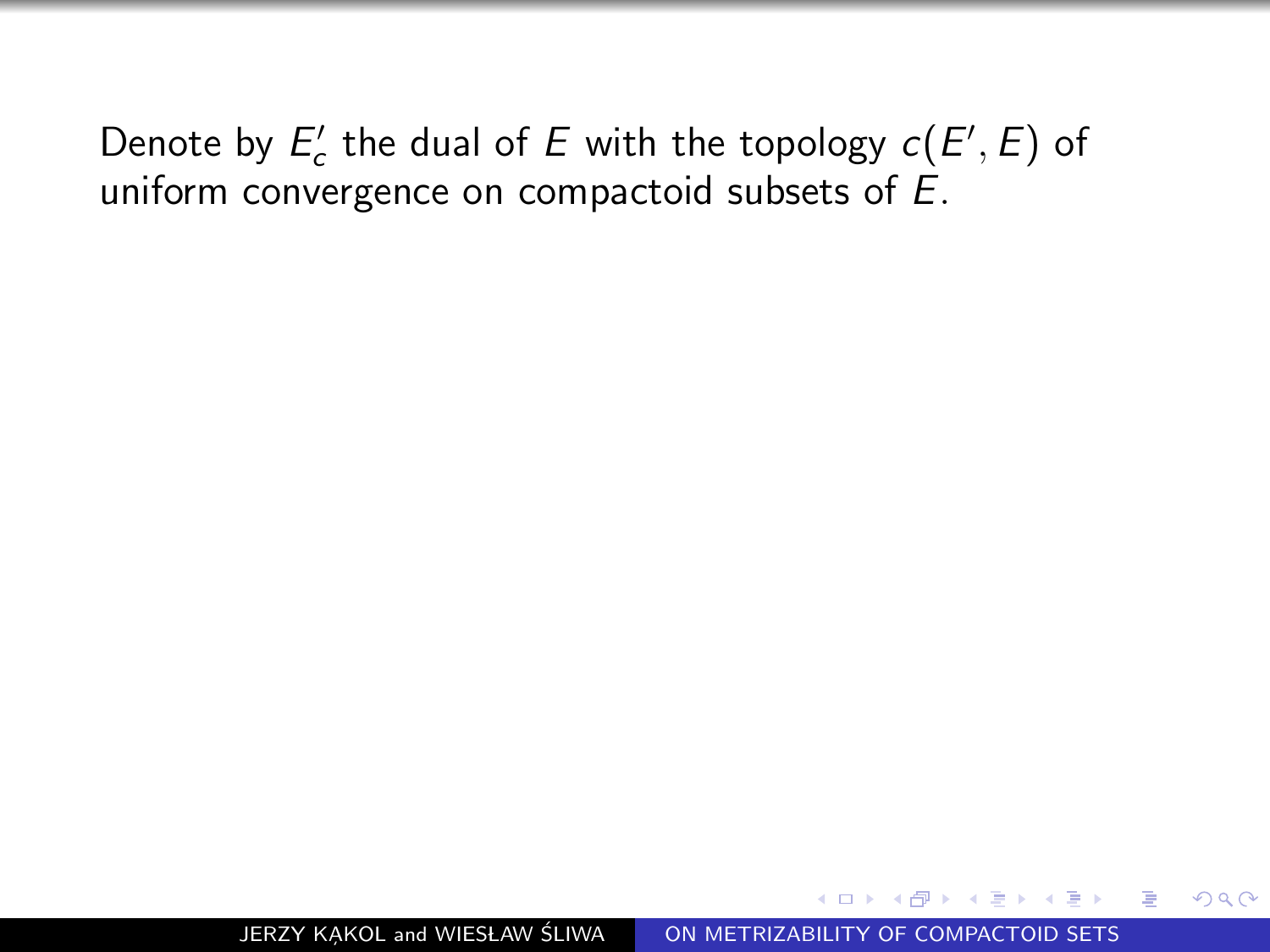Denote by $E'_c$ the dual of $E$ with the topology $c(E', E)$ of uniform convergence on compactoid subsets of $E$.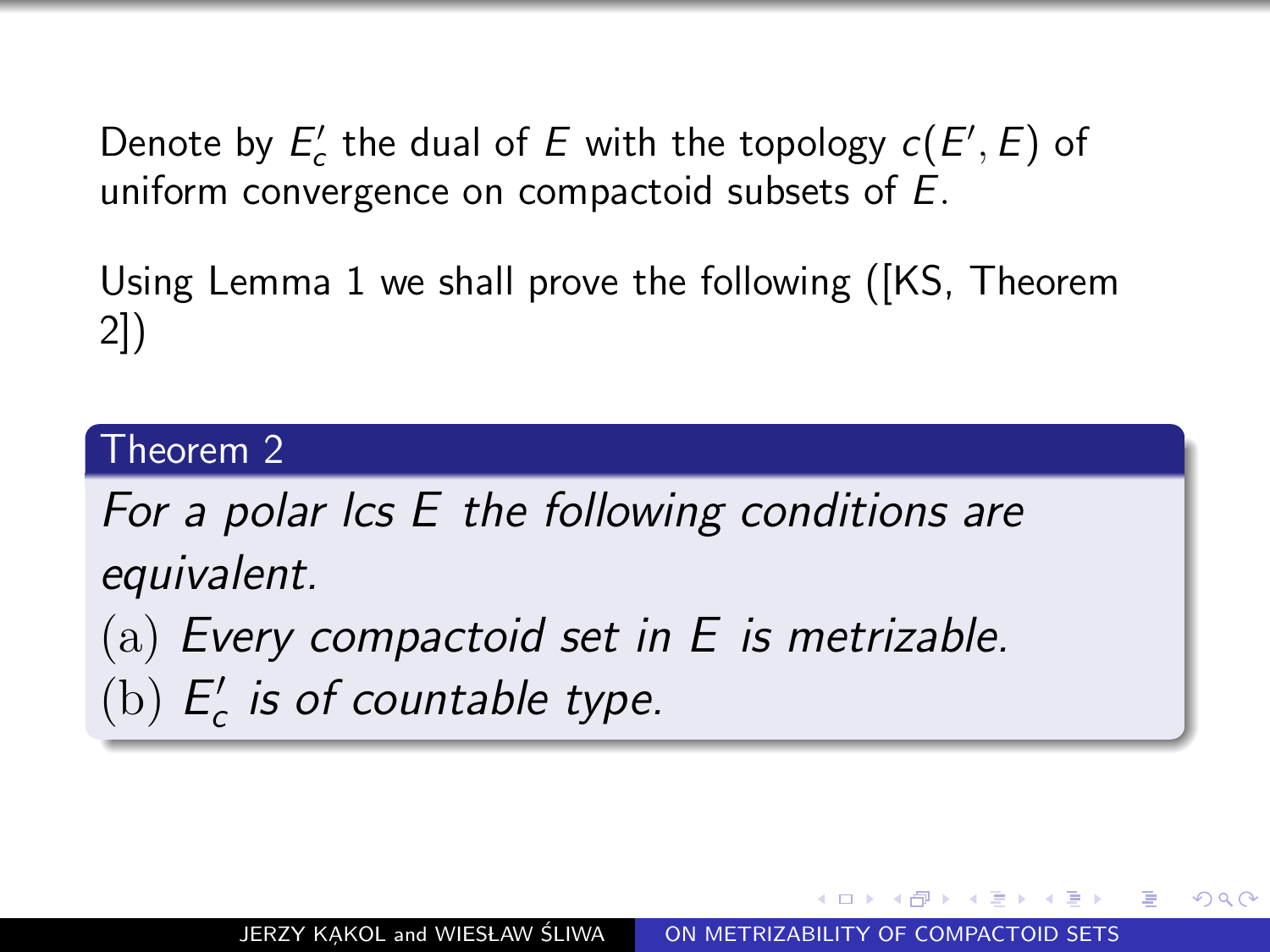Denote by $E'_c$ the dual of $E$ with the topology $c(E', E)$ of uniform convergence on compactoid subsets of $E$.

Using Lemma 1 we shall prove the following ([KS, Theorem 2])

**Theorem 2**

*For a polar lcs $E$ the following conditions are equivalent.*

(a) *Every compactoid set in $E$ is metrizable.*

(b) *$E'_c$ is of countable type.*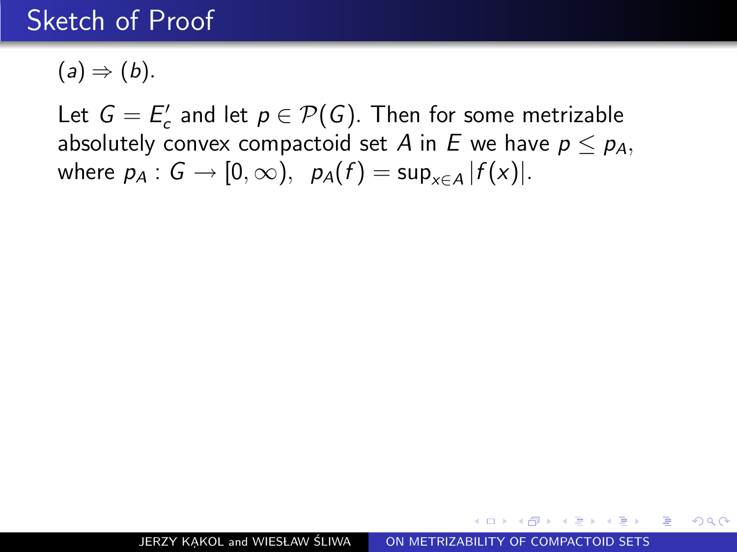# Sketch of Proof

$(a) \Rightarrow (b)$.

Let $G = E'_c$ and let $p \in \mathcal{P}(G)$. Then for some metrizable absolutely convex compactoid set $A$ in $E$ we have $p \leq p_A$, where $p_A : G \to [0, \infty)$, $p_A(f) = \sup_{x \in A} |f(x)|$.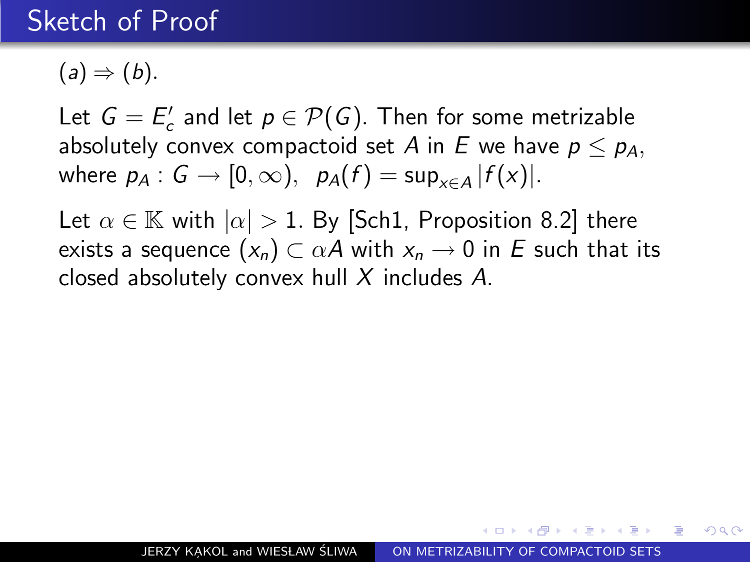## Sketch of Proof

$(a) \Rightarrow (b)$.

Let $G = E'_c$ and let $p \in \mathcal{P}(G)$. Then for some metrizable absolutely convex compactoid set $A$ in $E$ we have $p \leq p_A$, where $p_A : G \to [0, \infty)$, $\; p_A(f) = \sup_{x \in A} |f(x)|$.

Let $\alpha \in \mathbb{K}$ with $|\alpha| > 1$. By [Sch1, Proposition 8.2] there exists a sequence $(x_n) \subset \alpha A$ with $x_n \to 0$ in $E$ such that its closed absolutely convex hull $X$ includes $A$.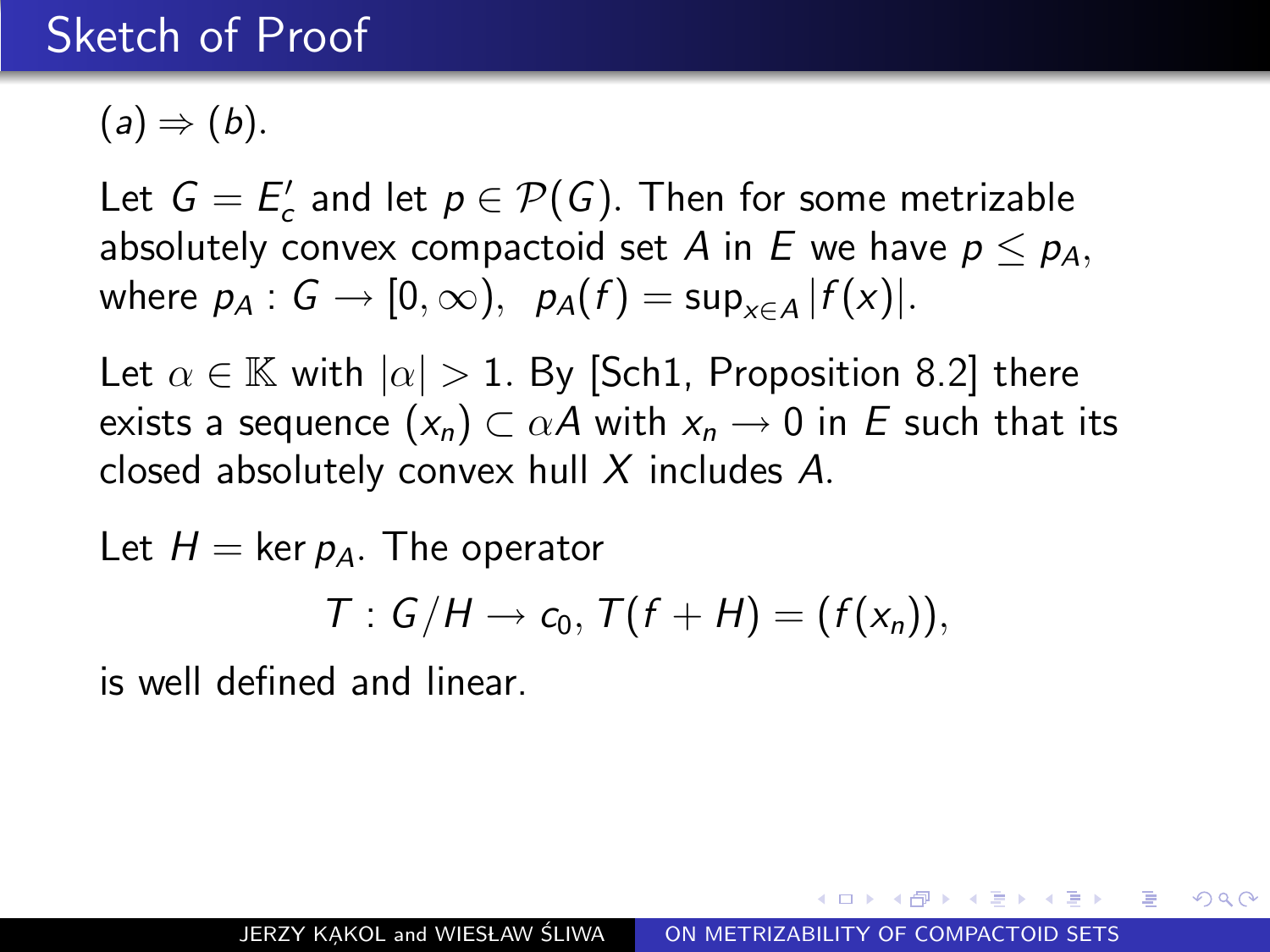# Sketch of Proof

$(a) \Rightarrow (b)$.

Let $G = E'_c$ and let $p \in \mathcal{P}(G)$. Then for some metrizable absolutely convex compactoid set $A$ in $E$ we have $p \leq p_A$, where $p_A : G \to [0, \infty), \;\; p_A(f) = \sup_{x \in A} |f(x)|$.

Let $\alpha \in \mathbb{K}$ with $|\alpha| > 1$. By [Sch1, Proposition 8.2] there exists a sequence $(x_n) \subset \alpha A$ with $x_n \to 0$ in $E$ such that its closed absolutely convex hull $X$ includes $A$.

Let $H = \ker p_A$. The operator

$$T : G/H \to c_0, \, T(f + H) = (f(x_n)),$$

is well defined and linear.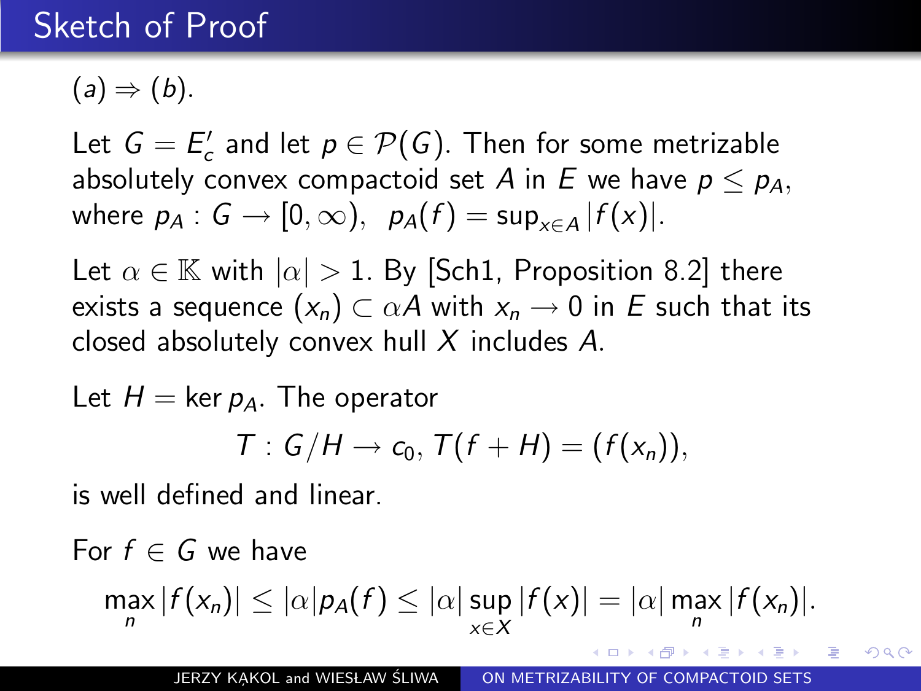# Sketch of Proof

$(a) \Rightarrow (b)$.

Let $G = E'_c$ and let $p \in \mathcal{P}(G)$. Then for some metrizable absolutely convex compactoid set $A$ in $E$ we have $p \leq p_A$, where $p_A : G \to [0, \infty)$, $p_A(f) = \sup_{x \in A} |f(x)|$.

Let $\alpha \in \mathbb{K}$ with $|\alpha| > 1$. By [Sch1, Proposition 8.2] there exists a sequence $(x_n) \subset \alpha A$ with $x_n \to 0$ in $E$ such that its closed absolutely convex hull $X$ includes $A$.

Let $H = \ker p_A$. The operator

$$T : G/H \to c_0, \, T(f + H) = (f(x_n)),$$

is well defined and linear.

For $f \in G$ we have

$$\max_n |f(x_n)| \leq |\alpha| p_A(f) \leq |\alpha| \sup_{x \in X} |f(x)| = |\alpha| \max_n |f(x_n)|.$$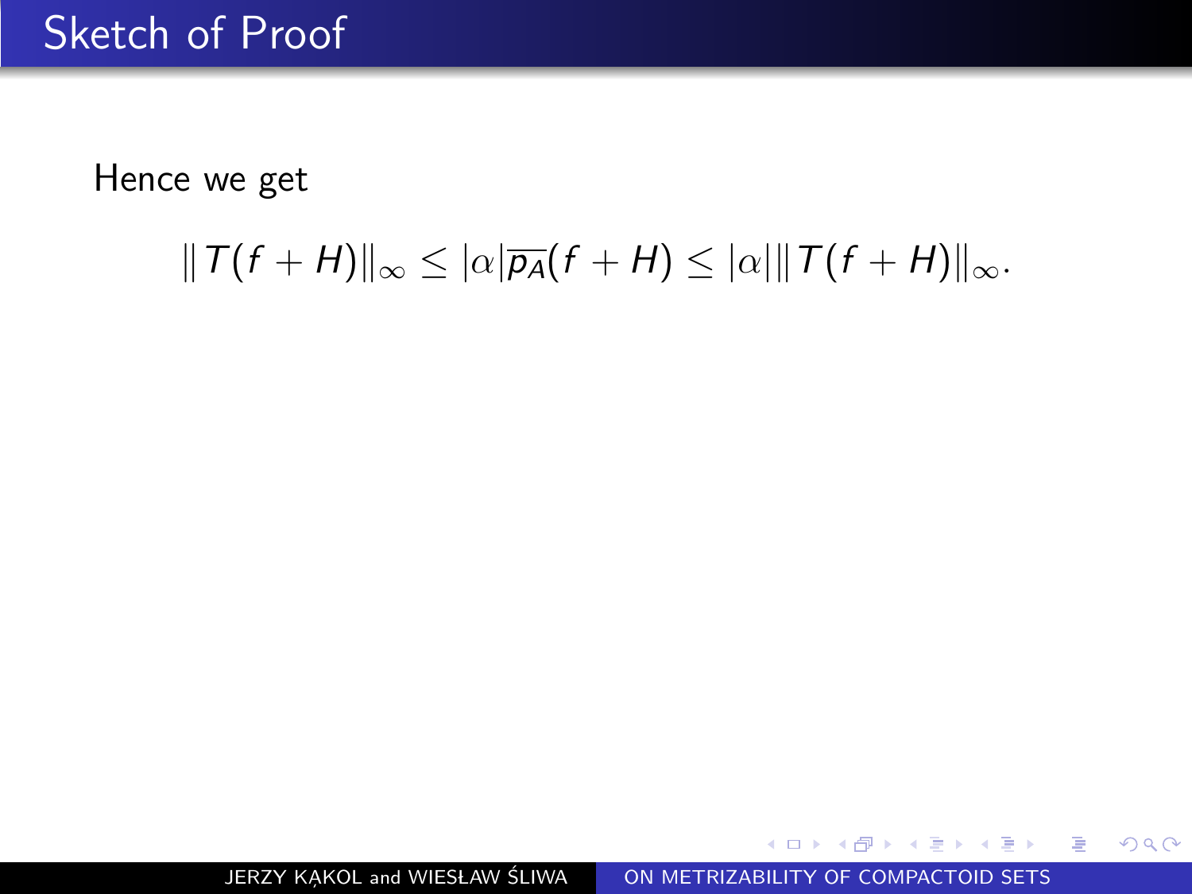# Sketch of Proof

Hence we get

$$\|T(f+H)\|_\infty \leq |\alpha|\overline{p_A}(f+H) \leq |\alpha|\|T(f+H)\|_\infty.$$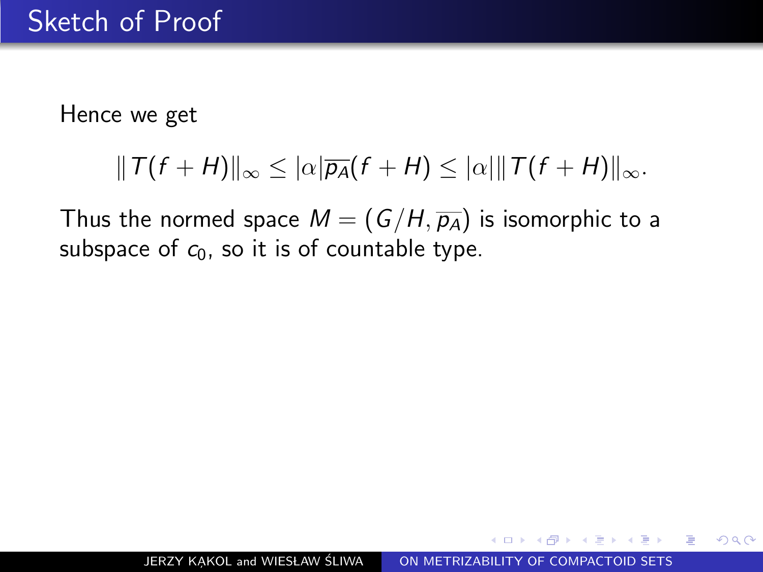# Sketch of Proof

Hence we get

$$\|T(f+H)\|_\infty \leq |\alpha|\overline{p_A}(f+H) \leq |\alpha|\|T(f+H)\|_\infty.$$

Thus the normed space $M = (G/H, \overline{p_A})$ is isomorphic to a subspace of $c_0$, so it is of countable type.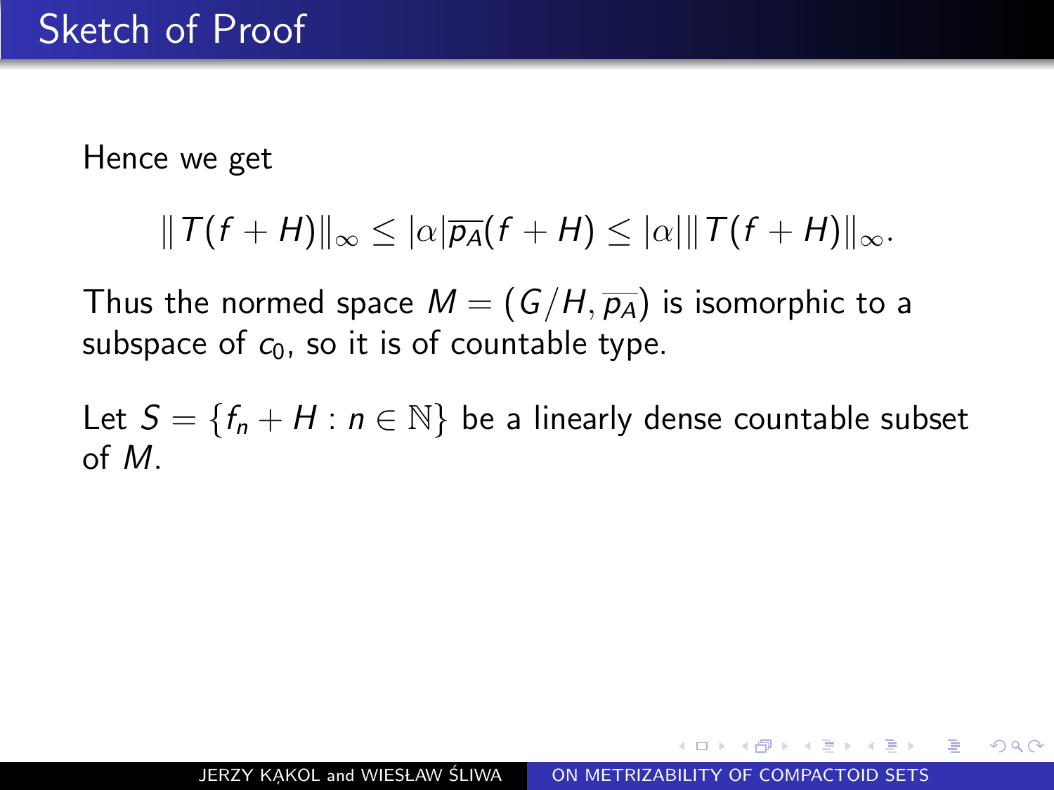# Sketch of Proof

Hence we get

$$\|T(f+H)\|_\infty \leq |\alpha|\overline{p_A}(f+H) \leq |\alpha|\|T(f+H)\|_\infty.$$

Thus the normed space $M = (G/H, \overline{p_A})$ is isomorphic to a subspace of $c_0$, so it is of countable type.

Let $S = \{f_n + H : n \in \mathbb{N}\}$ be a linearly dense countable subset of $M$.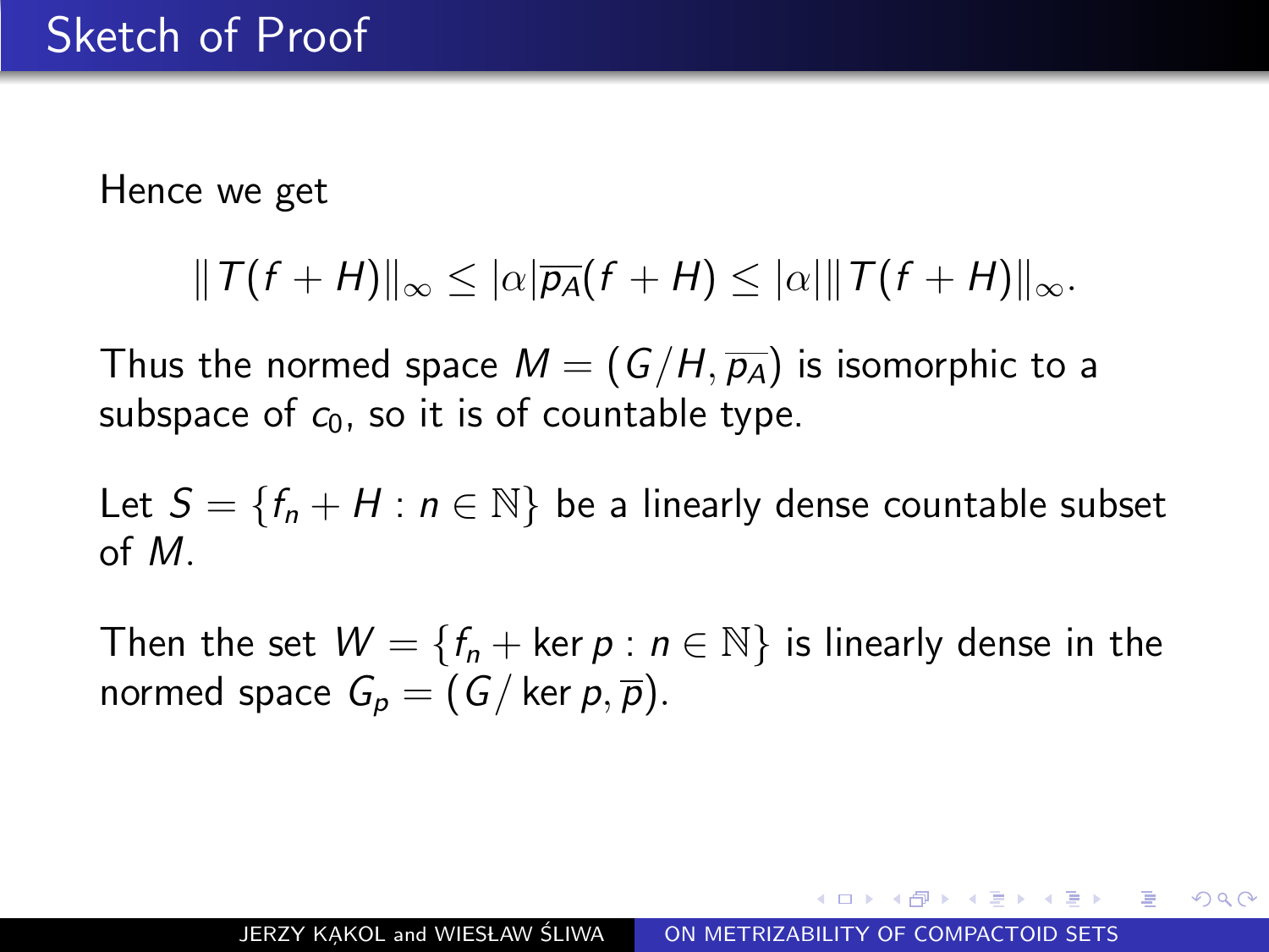# Sketch of Proof

Hence we get

$$\|T(f+H)\|_\infty \leq |\alpha|\overline{p_A}(f+H) \leq |\alpha|\|T(f+H)\|_\infty.$$

Thus the normed space $M = (G/H, \overline{p_A})$ is isomorphic to a subspace of $c_0$, so it is of countable type.

Let $S = \{f_n + H : n \in \mathbb{N}\}$ be a linearly dense countable subset of $M$.

Then the set $W = \{f_n + \ker p : n \in \mathbb{N}\}$ is linearly dense in the normed space $G_p = (G/\ker p, \overline{p})$.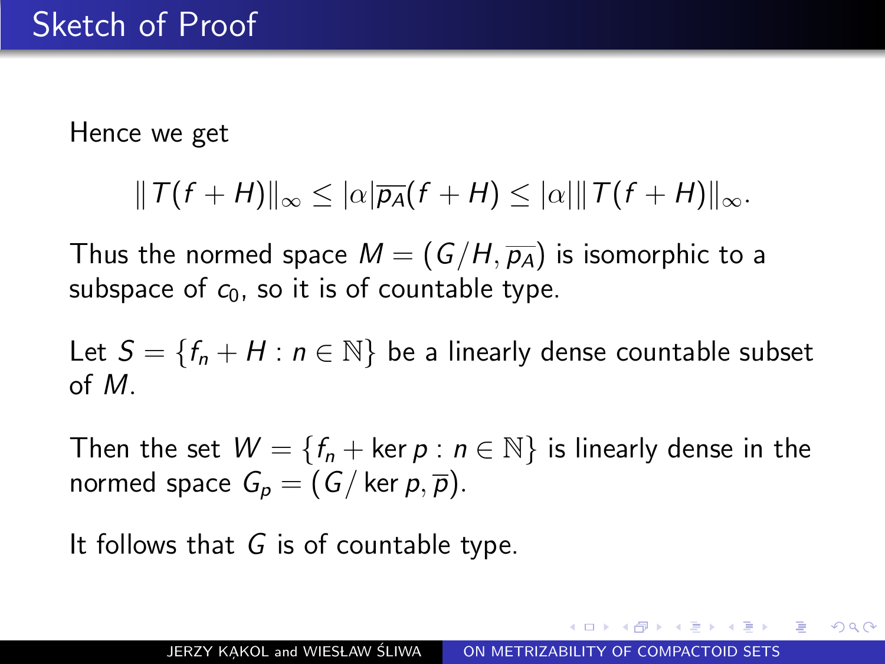# Sketch of Proof

Hence we get

$$\|T(f+H)\|_\infty \le |\alpha|\overline{p_A}(f+H) \le |\alpha|\|T(f+H)\|_\infty.$$

Thus the normed space $M = (G/H, \overline{p_A})$ is isomorphic to a subspace of $c_0$, so it is of countable type.

Let $S = \{f_n + H : n \in \mathbb{N}\}$ be a linearly dense countable subset of $M$.

Then the set $W = \{f_n + \ker p : n \in \mathbb{N}\}$ is linearly dense in the normed space $G_p = (G/\ker p, \overline{p})$.

It follows that $G$ is of countable type.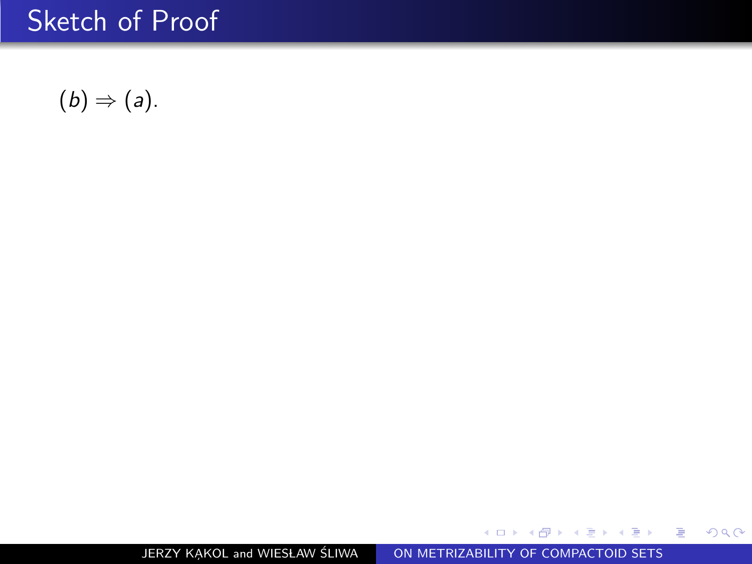# Sketch of Proof

$(b) \Rightarrow (a)$.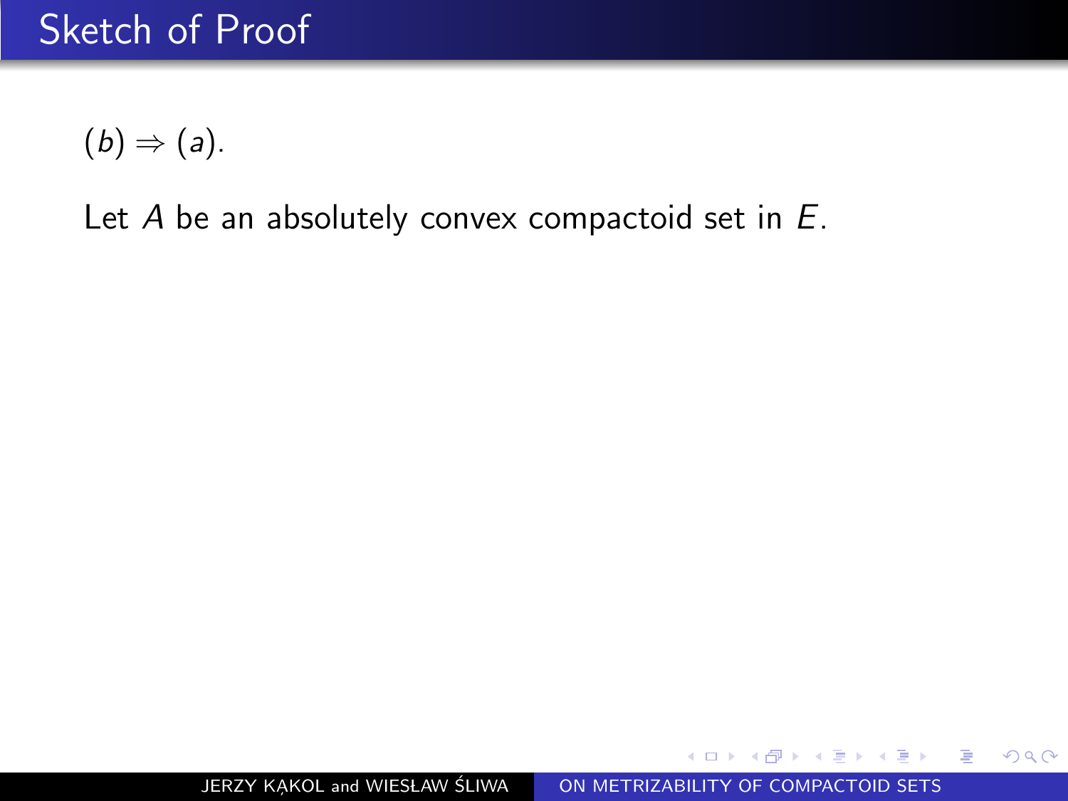# Sketch of Proof

$(b) \Rightarrow (a)$.

Let $A$ be an absolutely convex compactoid set in $E$.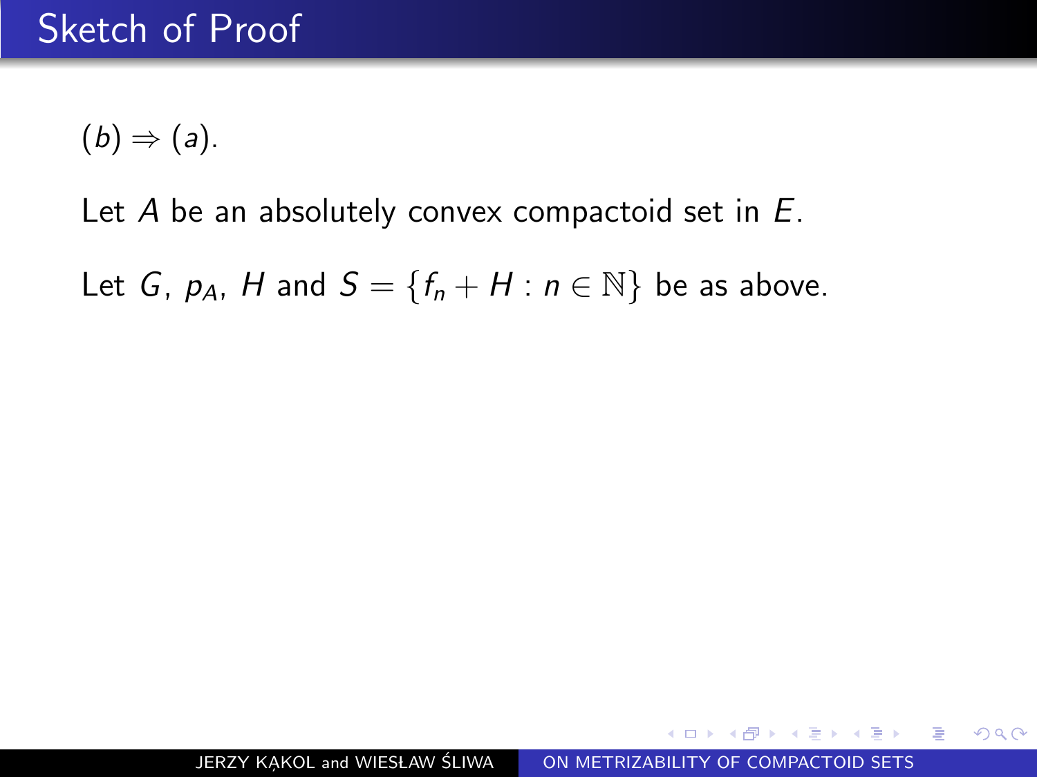# Sketch of Proof

$(b) \Rightarrow (a)$.

Let $A$ be an absolutely convex compactoid set in $E$.

Let $G$, $p_A$, $H$ and $S = \{f_n + H : n \in \mathbb{N}\}$ be as above.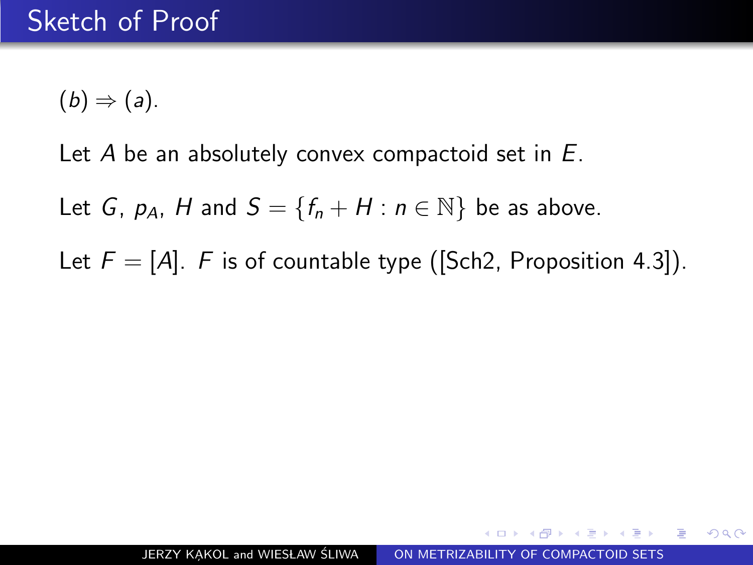# Sketch of Proof

$(b) \Rightarrow (a)$.

Let $A$ be an absolutely convex compactoid set in $E$.

Let $G$, $p_A$, $H$ and $S = \{f_n + H : n \in \mathbb{N}\}$ be as above.

Let $F = [A]$. $F$ is of countable type ([Sch2, Proposition 4.3]).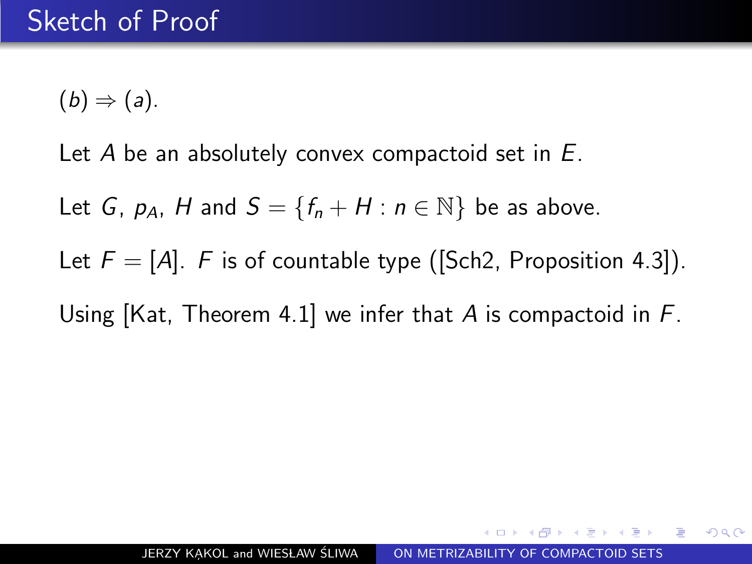# Sketch of Proof

$(b) \Rightarrow (a)$.

Let $A$ be an absolutely convex compactoid set in $E$.

Let $G$, $p_A$, $H$ and $S = \{f_n + H : n \in \mathbb{N}\}$ be as above.

Let $F = [A]$. $F$ is of countable type ([Sch2, Proposition 4.3]).

Using [Kat, Theorem 4.1] we infer that $A$ is compactoid in $F$.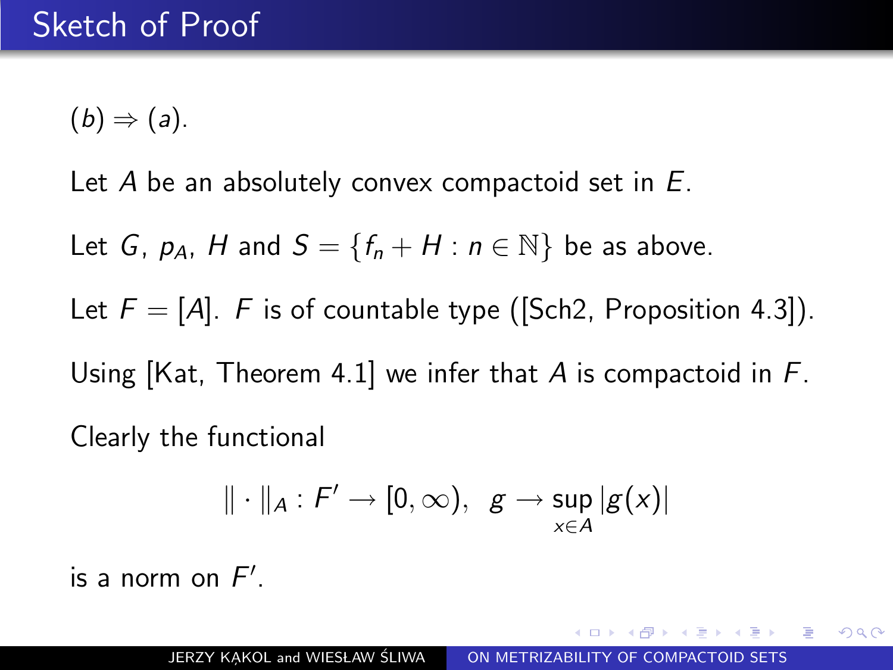# Sketch of Proof

$(b) \Rightarrow (a)$.

Let $A$ be an absolutely convex compactoid set in $E$.

Let $G$, $p_A$, $H$ and $S = \{f_n + H : n \in \mathbb{N}\}$ be as above.

Let $F = [A]$. $F$ is of countable type ([Sch2, Proposition 4.3]).

Using [Kat, Theorem 4.1] we infer that $A$ is compactoid in $F$.

Clearly the functional

$$\|\cdot\|_A : F' \to [0, \infty), \;\; g \to \sup_{x \in A} |g(x)|$$

is a norm on $F'$.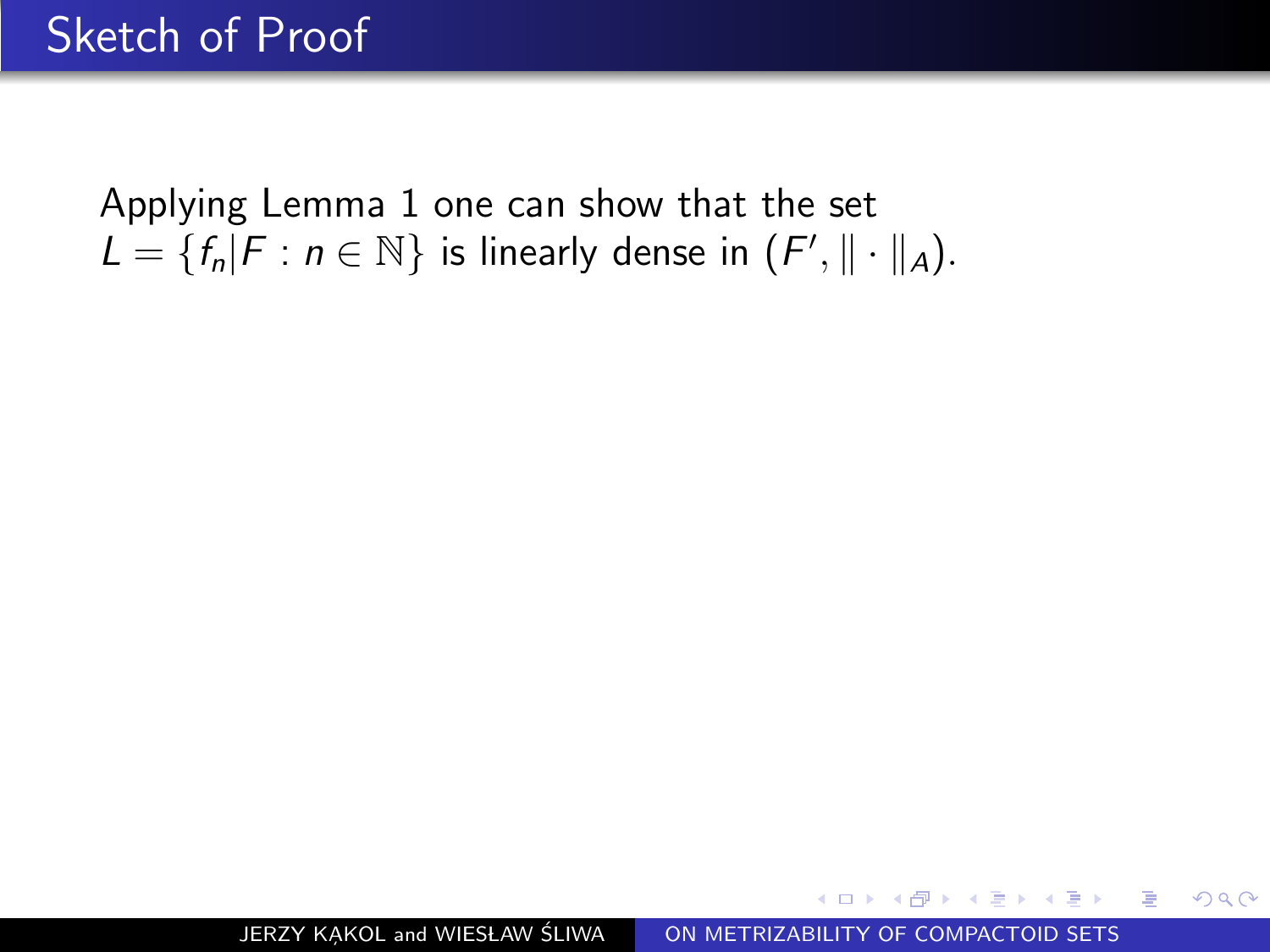# Sketch of Proof

Applying Lemma 1 one can show that the set $L = \{f_n|F : n \in \mathbb{N}\}$ is linearly dense in $(F', \|\cdot\|_A)$.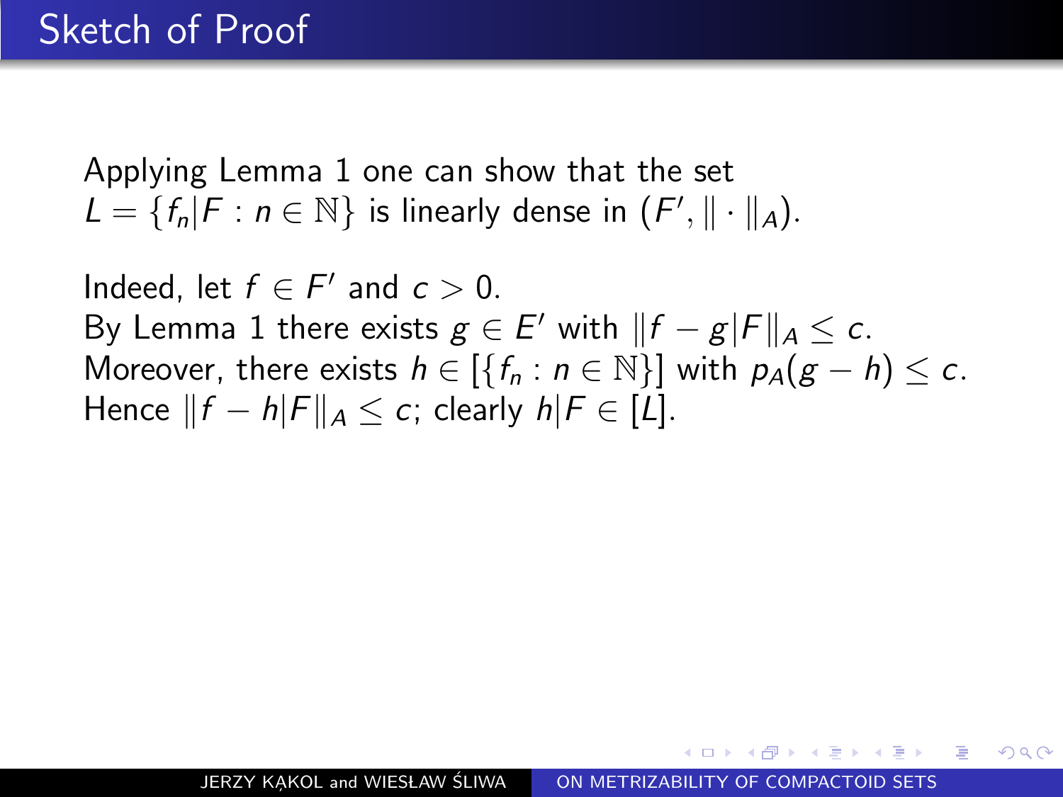# Sketch of Proof

Applying Lemma 1 one can show that the set $L = \{f_n|F : n \in \mathbb{N}\}$ is linearly dense in $(F', \|\cdot\|_A)$.

Indeed, let $f \in F'$ and $c > 0$.
By Lemma 1 there exists $g \in E'$ with $\|f - g|F\|_A \leq c$.
Moreover, there exists $h \in [\{f_n : n \in \mathbb{N}\}]$ with $p_A(g - h) \leq c$.
Hence $\|f - h|F\|_A \leq c$; clearly $h|F \in [L]$.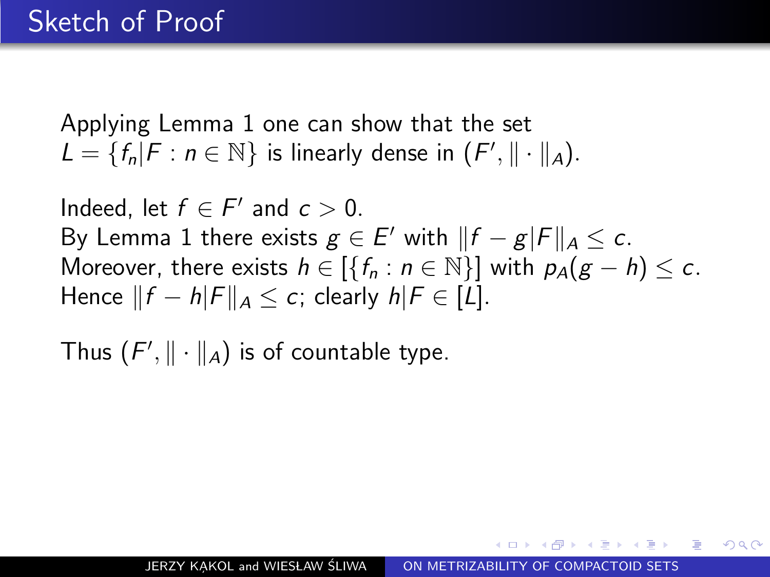# Sketch of Proof

Applying Lemma 1 one can show that the set $L = \{f_n|F : n \in \mathbb{N}\}$ is linearly dense in $(F', \|\cdot\|_A)$.

Indeed, let $f \in F'$ and $c > 0$.
By Lemma 1 there exists $g \in E'$ with $\|f - g|F\|_A \leq c$.
Moreover, there exists $h \in [\{f_n : n \in \mathbb{N}\}]$ with $p_A(g - h) \leq c$.
Hence $\|f - h|F\|_A \leq c$; clearly $h|F \in [L]$.

Thus $(F', \|\cdot\|_A)$ is of countable type.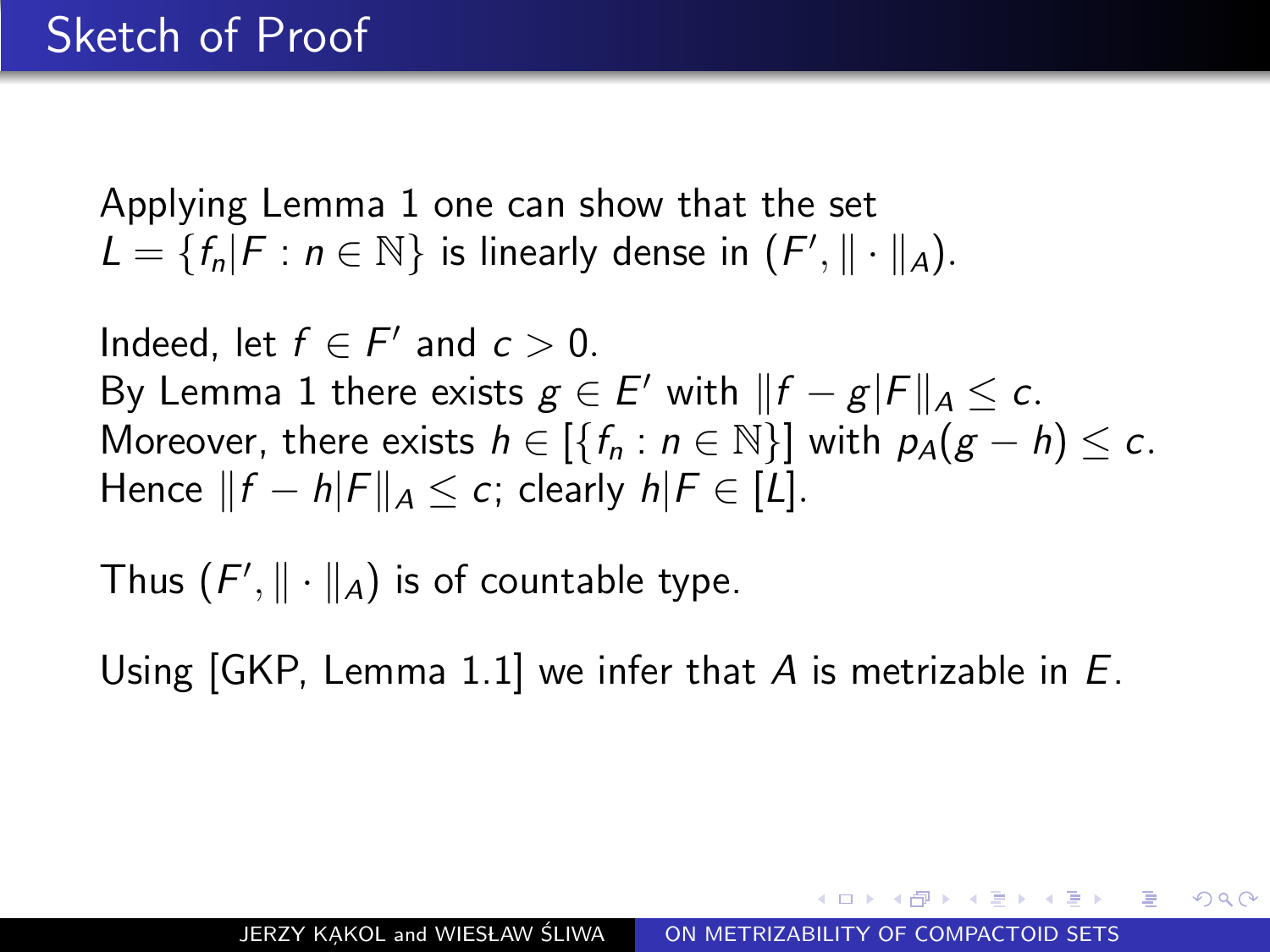# Sketch of Proof

Applying Lemma 1 one can show that the set $L = \{f_n|F : n \in \mathbb{N}\}$ is linearly dense in $(F', \|\cdot\|_A)$.

Indeed, let $f \in F'$ and $c > 0$.
By Lemma 1 there exists $g \in E'$ with $\|f - g|F\|_A \leq c$.
Moreover, there exists $h \in [\{f_n : n \in \mathbb{N}\}]$ with $p_A(g - h) \leq c$.
Hence $\|f - h|F\|_A \leq c$; clearly $h|F \in [L]$.

Thus $(F', \|\cdot\|_A)$ is of countable type.

Using [GKP, Lemma 1.1] we infer that $A$ is metrizable in $E$.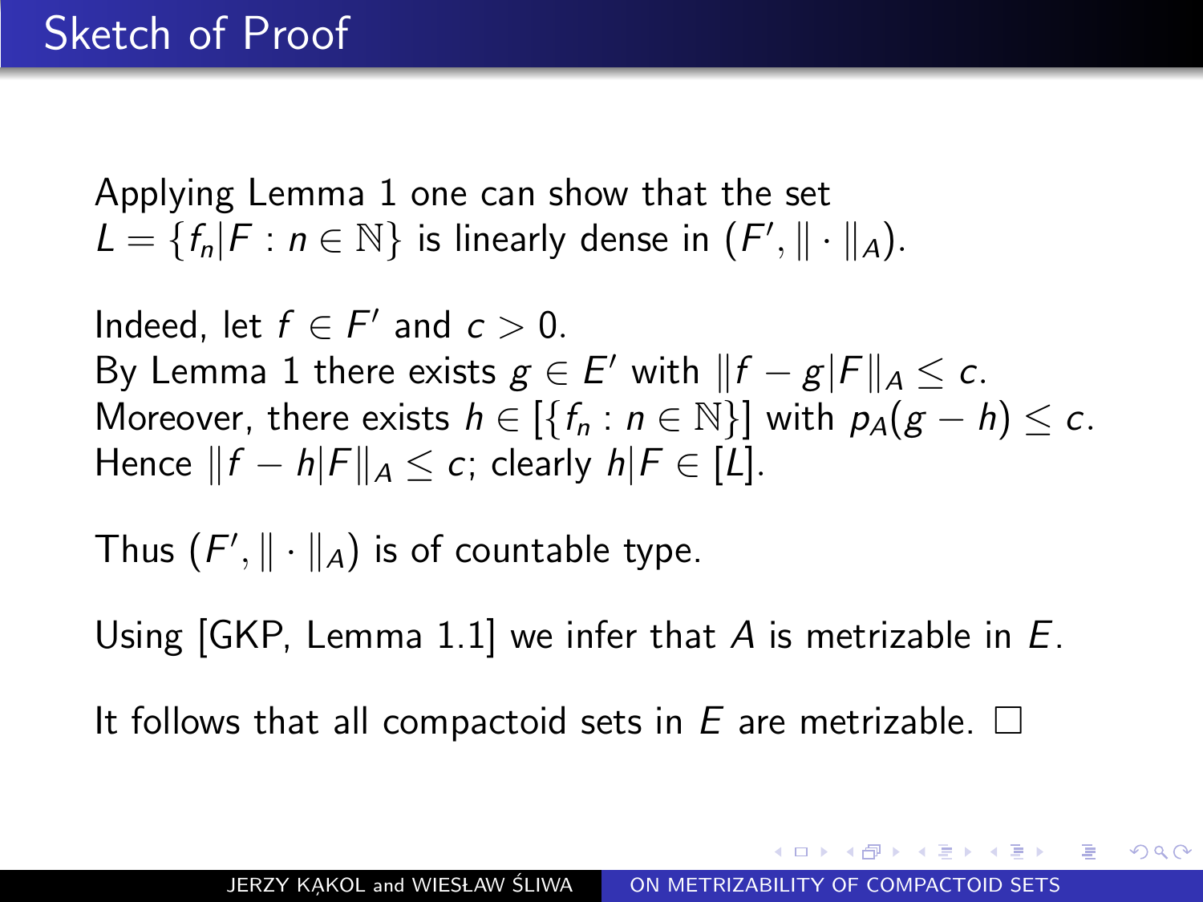# Sketch of Proof

Applying Lemma 1 one can show that the set $L = \{f_n|F : n \in \mathbb{N}\}$ is linearly dense in $(F', \|\cdot\|_A)$.

Indeed, let $f \in F'$ and $c > 0$.
By Lemma 1 there exists $g \in E'$ with $\|f - g|F\|_A \leq c$.
Moreover, there exists $h \in [\{f_n : n \in \mathbb{N}\}]$ with $p_A(g - h) \leq c$.
Hence $\|f - h|F\|_A \leq c$; clearly $h|F \in [L]$.

Thus $(F', \|\cdot\|_A)$ is of countable type.

Using [GKP, Lemma 1.1] we infer that $A$ is metrizable in $E$.

It follows that all compactoid sets in $E$ are metrizable. □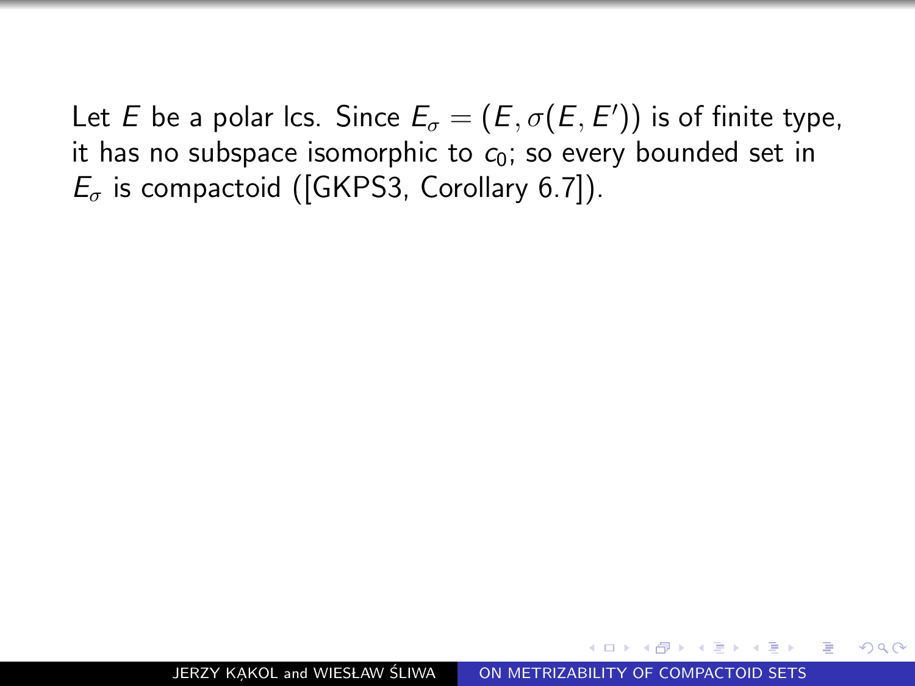Let $E$ be a polar lcs. Since $E_\sigma = (E, \sigma(E, E'))$ is of finite type, it has no subspace isomorphic to $c_0$; so every bounded set in $E_\sigma$ is compactoid ([GKPS3, Corollary 6.7]).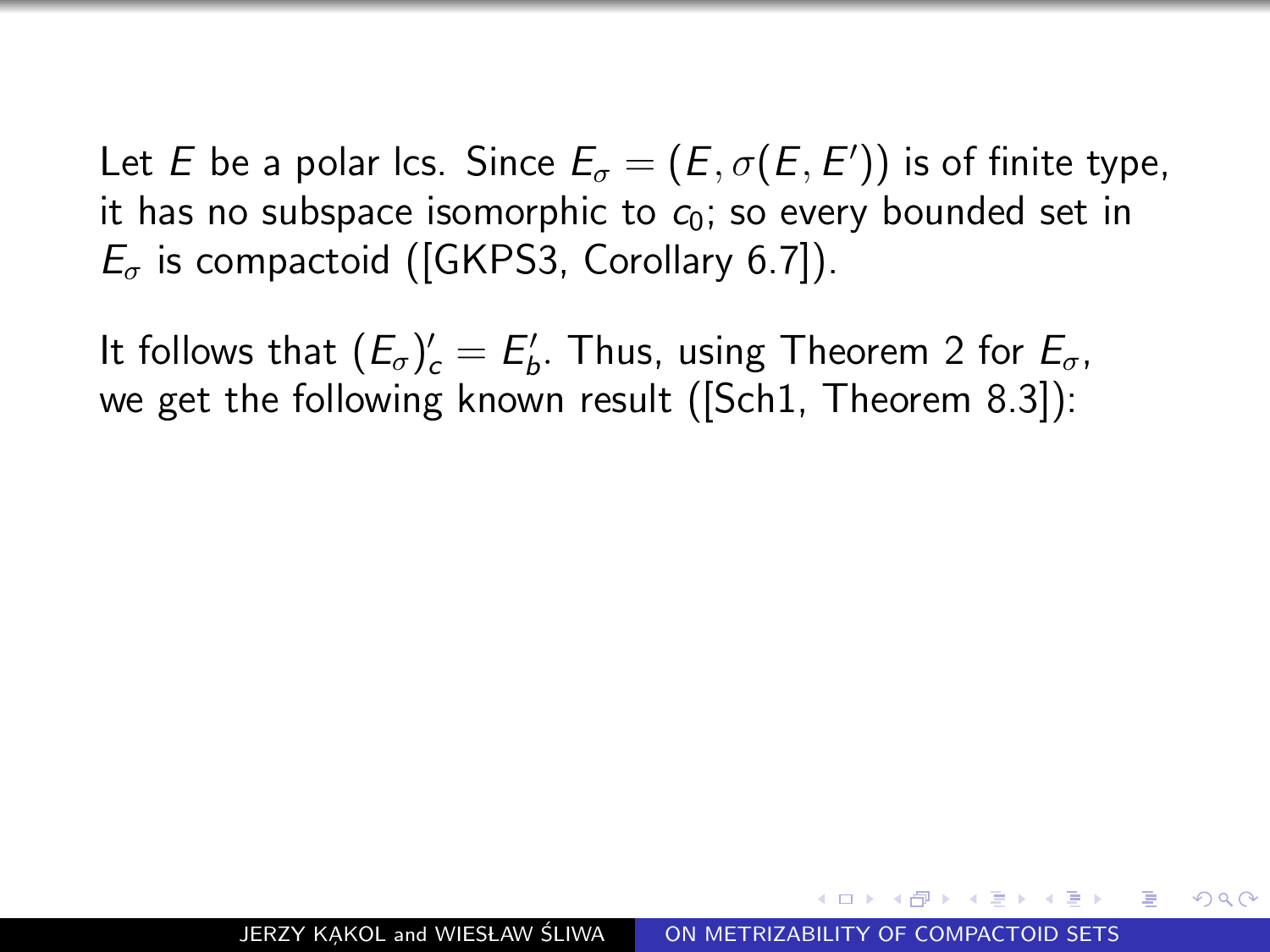Let $E$ be a polar lcs. Since $E_\sigma = (E, \sigma(E, E'))$ is of finite type, it has no subspace isomorphic to $c_0$; so every bounded set in $E_\sigma$ is compactoid ([GKPS3, Corollary 6.7]).

It follows that $(E_\sigma)'_c = E'_b$. Thus, using Theorem 2 for $E_\sigma$, we get the following known result ([Sch1, Theorem 8.3]):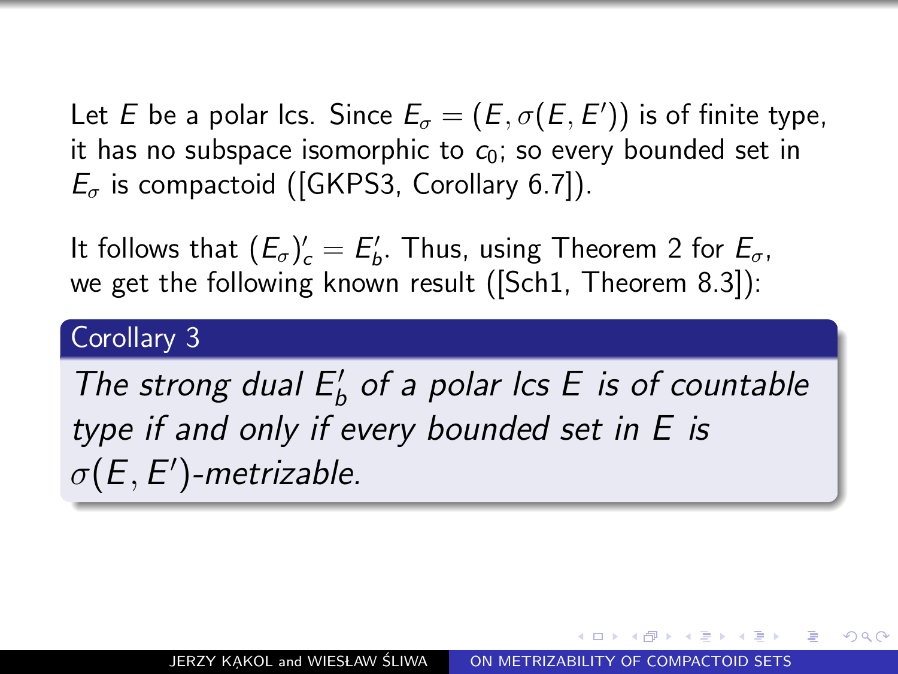Let $E$ be a polar lcs. Since $E_\sigma = (E, \sigma(E, E'))$ is of finite type, it has no subspace isomorphic to $c_0$; so every bounded set in $E_\sigma$ is compactoid ([GKPS3, Corollary 6.7]).

It follows that $(E_\sigma)'_c = E'_b$. Thus, using Theorem 2 for $E_\sigma$, we get the following known result ([Sch1, Theorem 8.3]):

**Corollary 3**

*The strong dual $E'_b$ of a polar lcs $E$ is of countable type if and only if every bounded set in $E$ is $\sigma(E, E')$-metrizable.*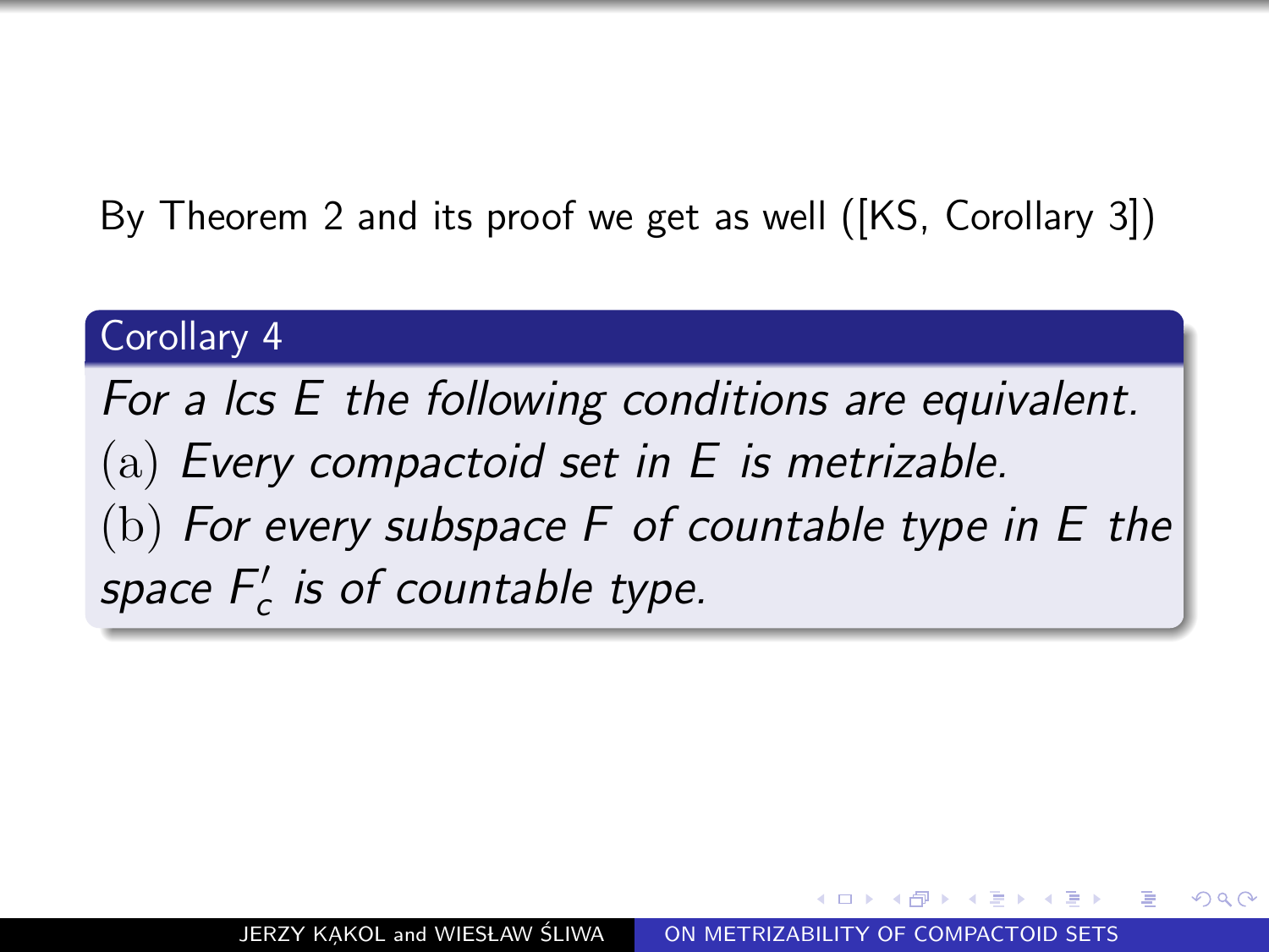By Theorem 2 and its proof we get as well ([KS, Corollary 3])

**Corollary 4**

*For a lcs $E$ the following conditions are equivalent.*
(a) *Every compactoid set in $E$ is metrizable.*
(b) *For every subspace $F$ of countable type in $E$ the space $F'_c$ is of countable type.*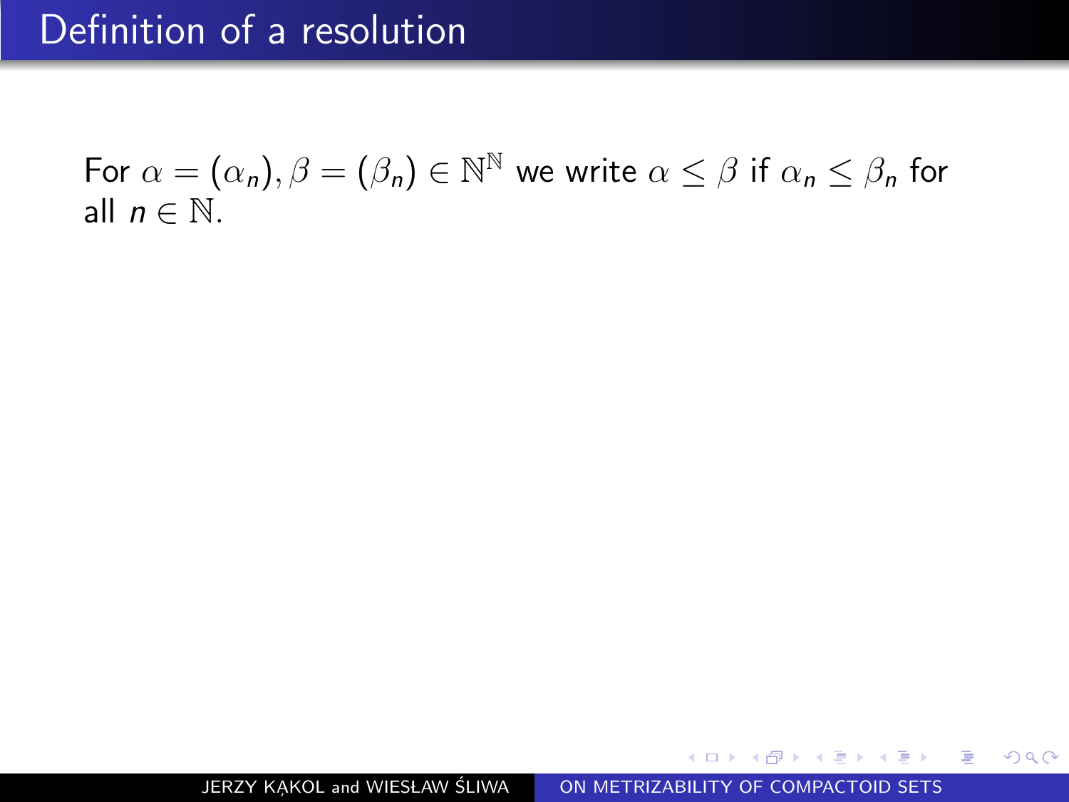# Definition of a resolution

For $\alpha = (\alpha_n), \beta = (\beta_n) \in \mathbb{N}^{\mathbb{N}}$ we write $\alpha \leq \beta$ if $\alpha_n \leq \beta_n$ for all $n \in \mathbb{N}$.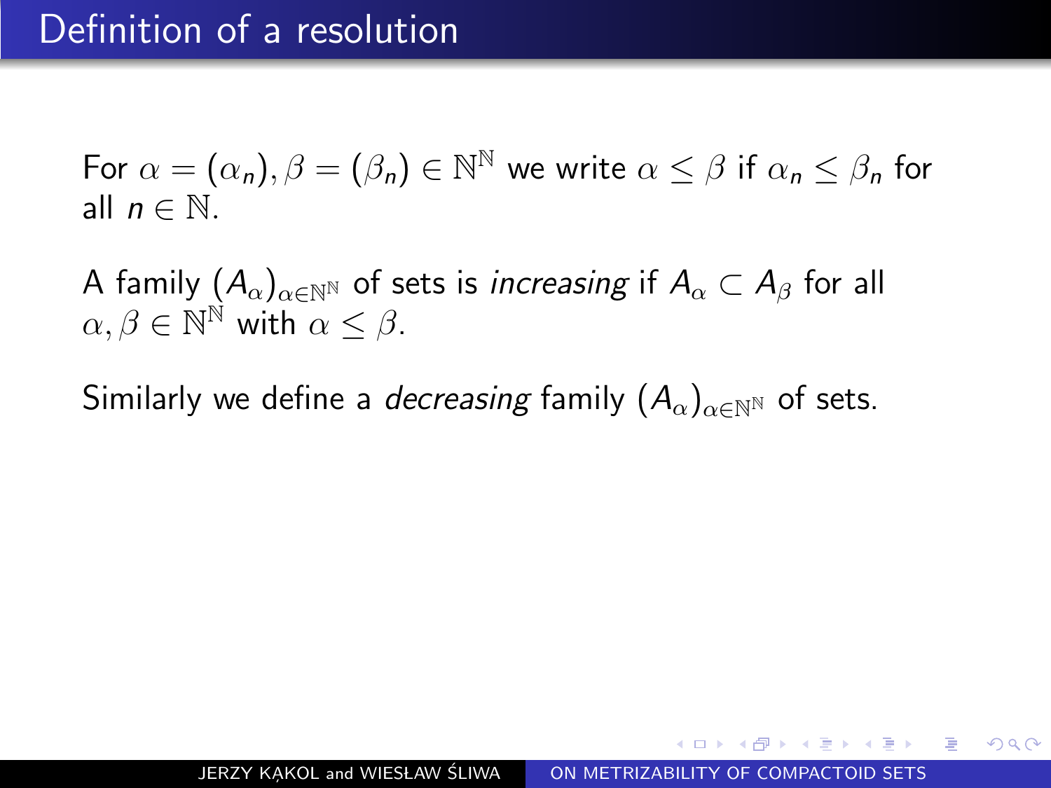# Definition of a resolution

For $\alpha = (\alpha_n), \beta = (\beta_n) \in \mathbb{N}^{\mathbb{N}}$ we write $\alpha \leq \beta$ if $\alpha_n \leq \beta_n$ for all $n \in \mathbb{N}$.

A family $(A_\alpha)_{\alpha \in \mathbb{N}^{\mathbb{N}}}$ of sets is *increasing* if $A_\alpha \subset A_\beta$ for all $\alpha, \beta \in \mathbb{N}^{\mathbb{N}}$ with $\alpha \leq \beta$.

Similarly we define a *decreasing* family $(A_\alpha)_{\alpha \in \mathbb{N}^{\mathbb{N}}}$ of sets.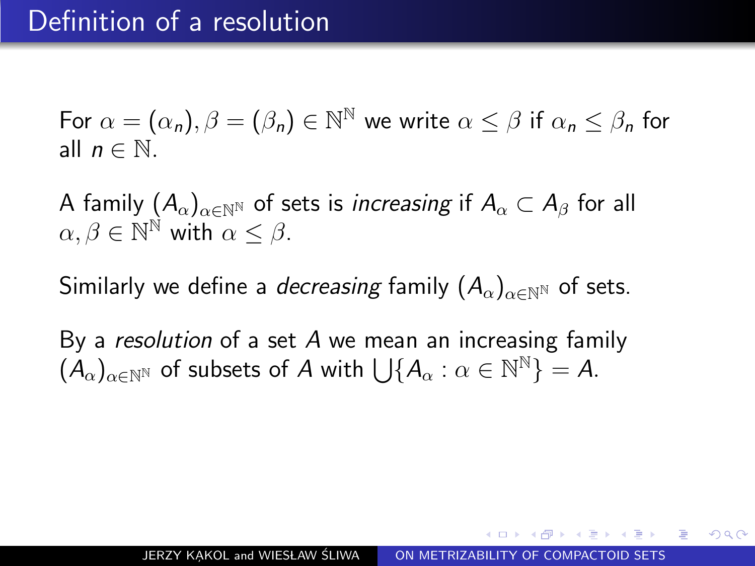# Definition of a resolution

For $\alpha = (\alpha_n), \beta = (\beta_n) \in \mathbb{N}^{\mathbb{N}}$ we write $\alpha \leq \beta$ if $\alpha_n \leq \beta_n$ for all $n \in \mathbb{N}$.

A family $(A_\alpha)_{\alpha \in \mathbb{N}^{\mathbb{N}}}$ of sets is *increasing* if $A_\alpha \subset A_\beta$ for all $\alpha, \beta \in \mathbb{N}^{\mathbb{N}}$ with $\alpha \leq \beta$.

Similarly we define a *decreasing* family $(A_\alpha)_{\alpha \in \mathbb{N}^{\mathbb{N}}}$ of sets.

By a *resolution* of a set $A$ we mean an increasing family $(A_\alpha)_{\alpha \in \mathbb{N}^{\mathbb{N}}}$ of subsets of $A$ with $\bigcup\{A_\alpha : \alpha \in \mathbb{N}^{\mathbb{N}}\} = A$.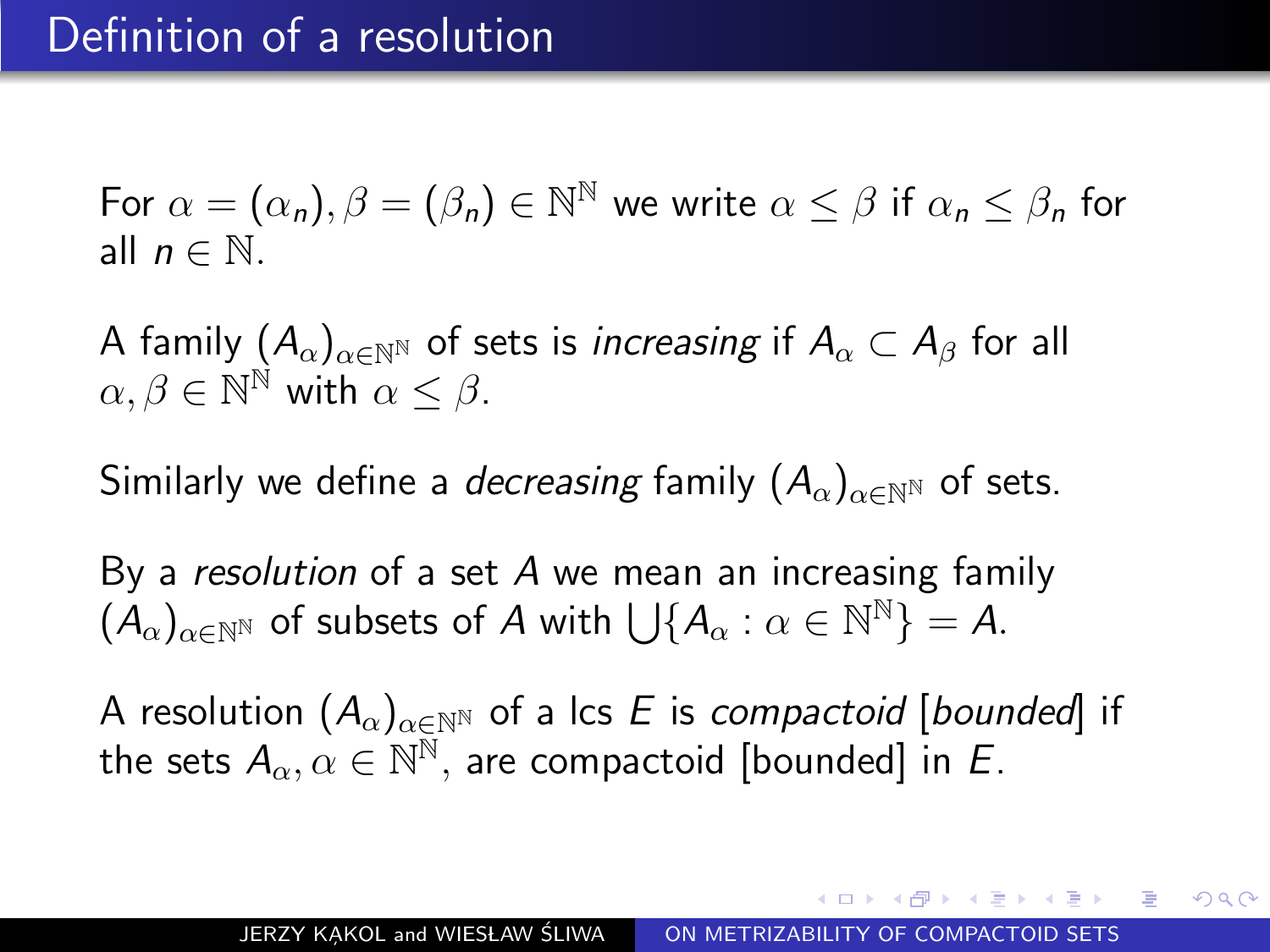# Definition of a resolution

For $\alpha = (\alpha_n), \beta = (\beta_n) \in \mathbb{N}^{\mathbb{N}}$ we write $\alpha \leq \beta$ if $\alpha_n \leq \beta_n$ for all $n \in \mathbb{N}$.

A family $(A_\alpha)_{\alpha \in \mathbb{N}^{\mathbb{N}}}$ of sets is *increasing* if $A_\alpha \subset A_\beta$ for all $\alpha, \beta \in \mathbb{N}^{\mathbb{N}}$ with $\alpha \leq \beta$.

Similarly we define a *decreasing* family $(A_\alpha)_{\alpha \in \mathbb{N}^{\mathbb{N}}}$ of sets.

By a *resolution* of a set $A$ we mean an increasing family $(A_\alpha)_{\alpha \in \mathbb{N}^{\mathbb{N}}}$ of subsets of $A$ with $\bigcup\{A_\alpha : \alpha \in \mathbb{N}^{\mathbb{N}}\} = A$.

A resolution $(A_\alpha)_{\alpha \in \mathbb{N}^{\mathbb{N}}}$ of a lcs $E$ is *compactoid* [*bounded*] if the sets $A_\alpha, \alpha \in \mathbb{N}^{\mathbb{N}}$, are compactoid [bounded] in $E$.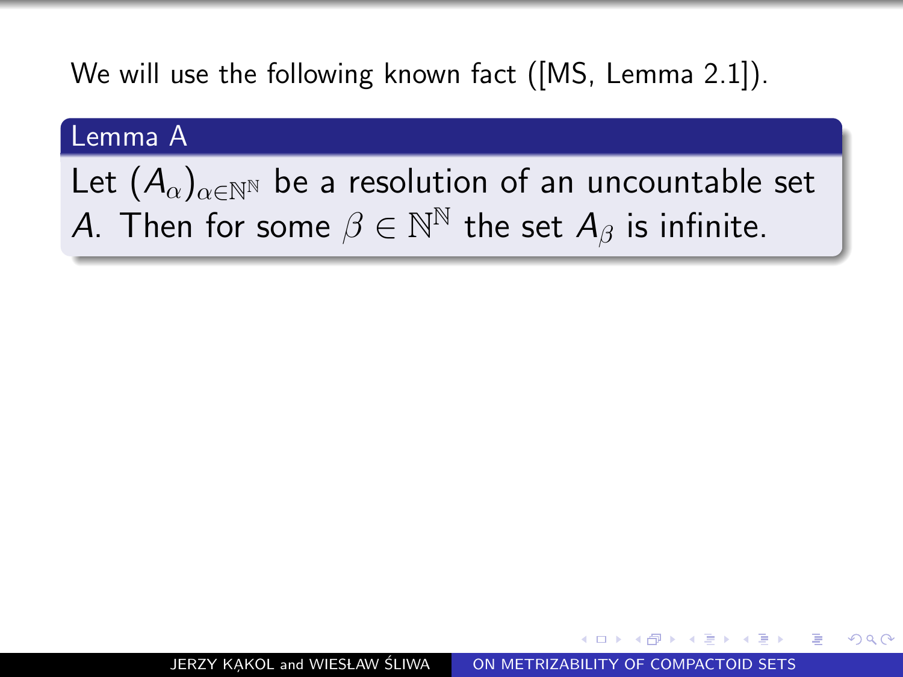We will use the following known fact ([MS, Lemma 2.1]).

**Lemma A**

Let $(A_\alpha)_{\alpha \in \mathbb{N}^\mathbb{N}}$ be a resolution of an uncountable set $A$. Then for some $\beta \in \mathbb{N}^\mathbb{N}$ the set $A_\beta$ is infinite.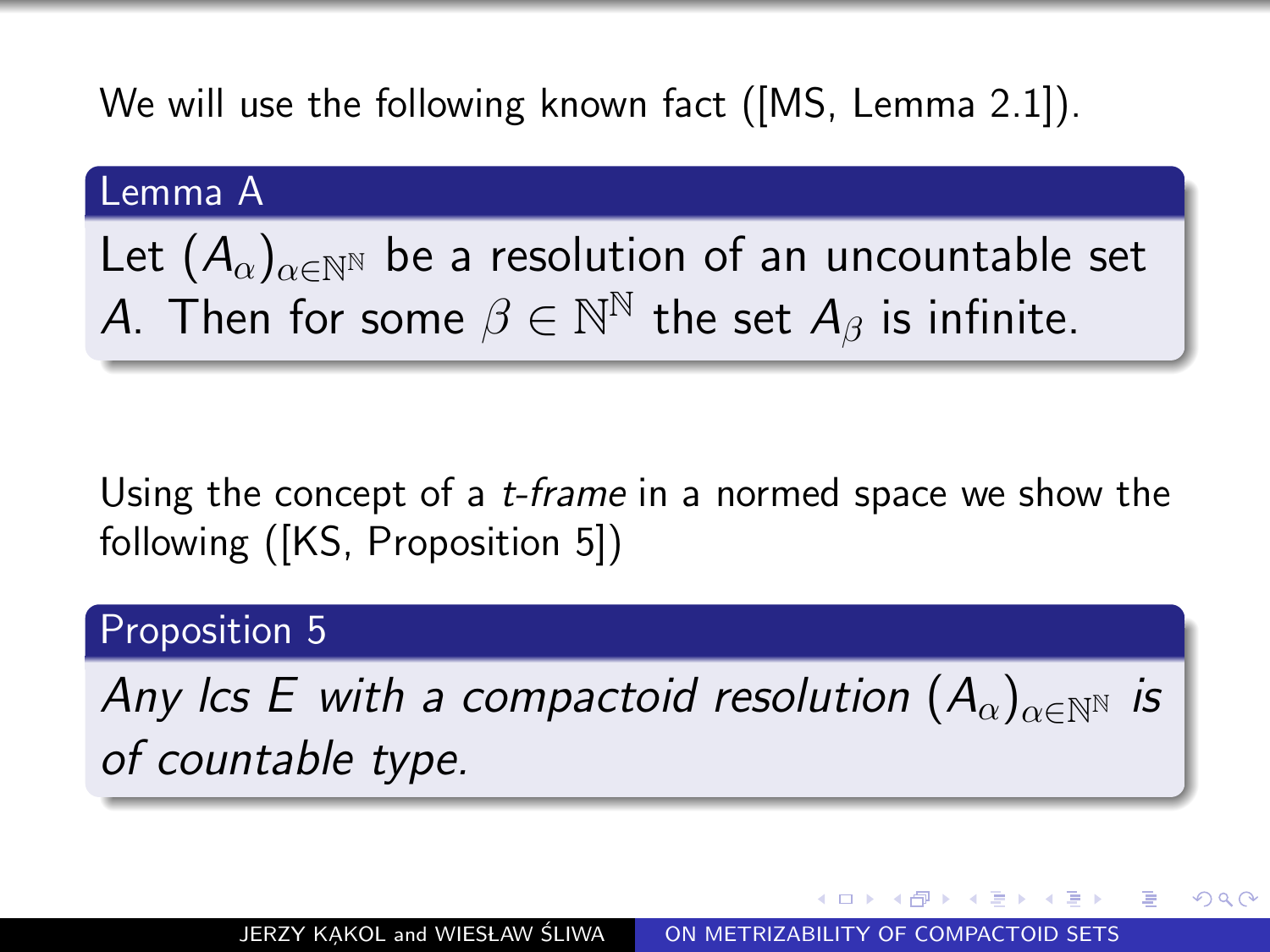We will use the following known fact ([MS, Lemma 2.1]).

**Lemma A**

Let $(A_\alpha)_{\alpha\in\mathbb{N}^\mathbb{N}}$ be a resolution of an uncountable set $A$. Then for some $\beta \in \mathbb{N}^\mathbb{N}$ the set $A_\beta$ is infinite.

Using the concept of a *t-frame* in a normed space we show the following ([KS, Proposition 5])

**Proposition 5**

*Any lcs $E$ with a compactoid resolution $(A_\alpha)_{\alpha\in\mathbb{N}^\mathbb{N}}$ is of countable type.*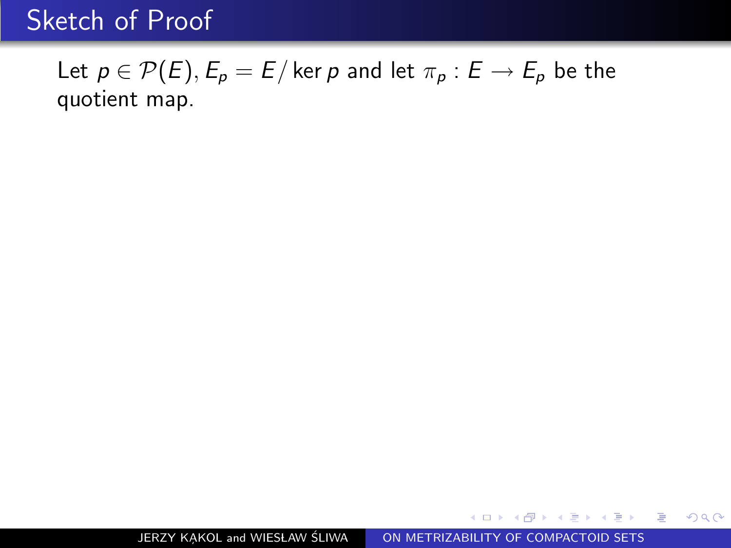## Sketch of Proof

Let $p \in \mathcal{P}(E)$, $E_p = E/\ker p$ and let $\pi_p : E \to E_p$ be the quotient map.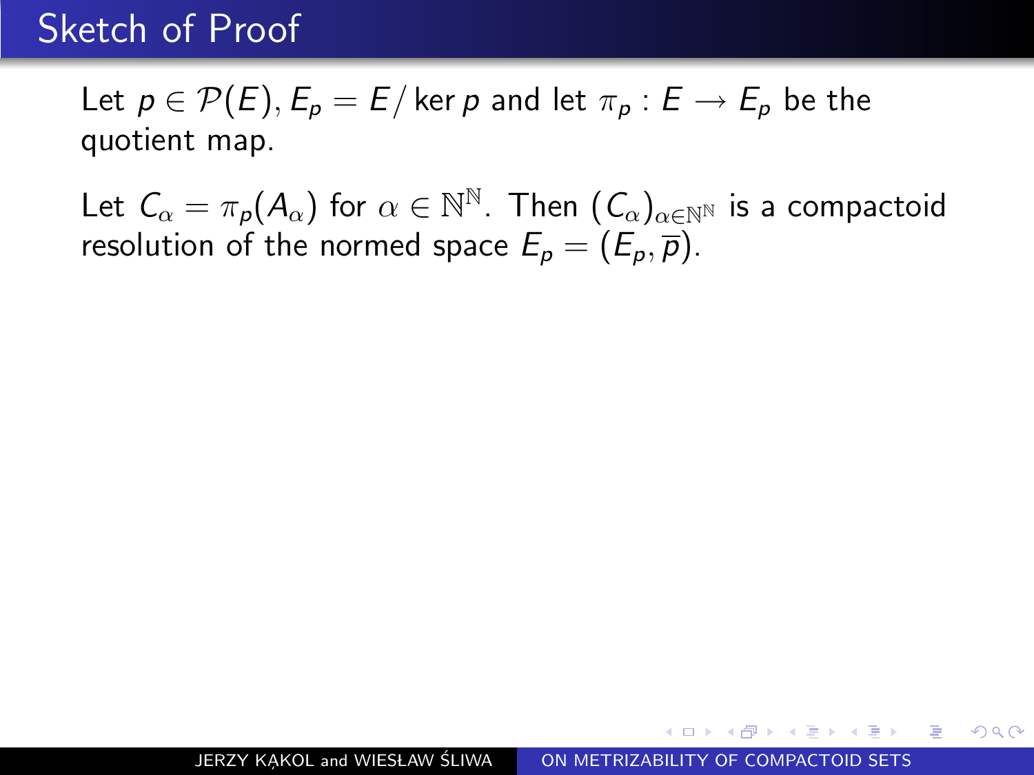# Sketch of Proof

Let $p \in \mathcal{P}(E), E_p = E/\ker p$ and let $\pi_p : E \to E_p$ be the quotient map.

Let $C_\alpha = \pi_p(A_\alpha)$ for $\alpha \in \mathbb{N}^{\mathbb{N}}$. Then $(C_\alpha)_{\alpha \in \mathbb{N}^{\mathbb{N}}}$ is a compactoid resolution of the normed space $E_p = (E_p, \overline{p})$.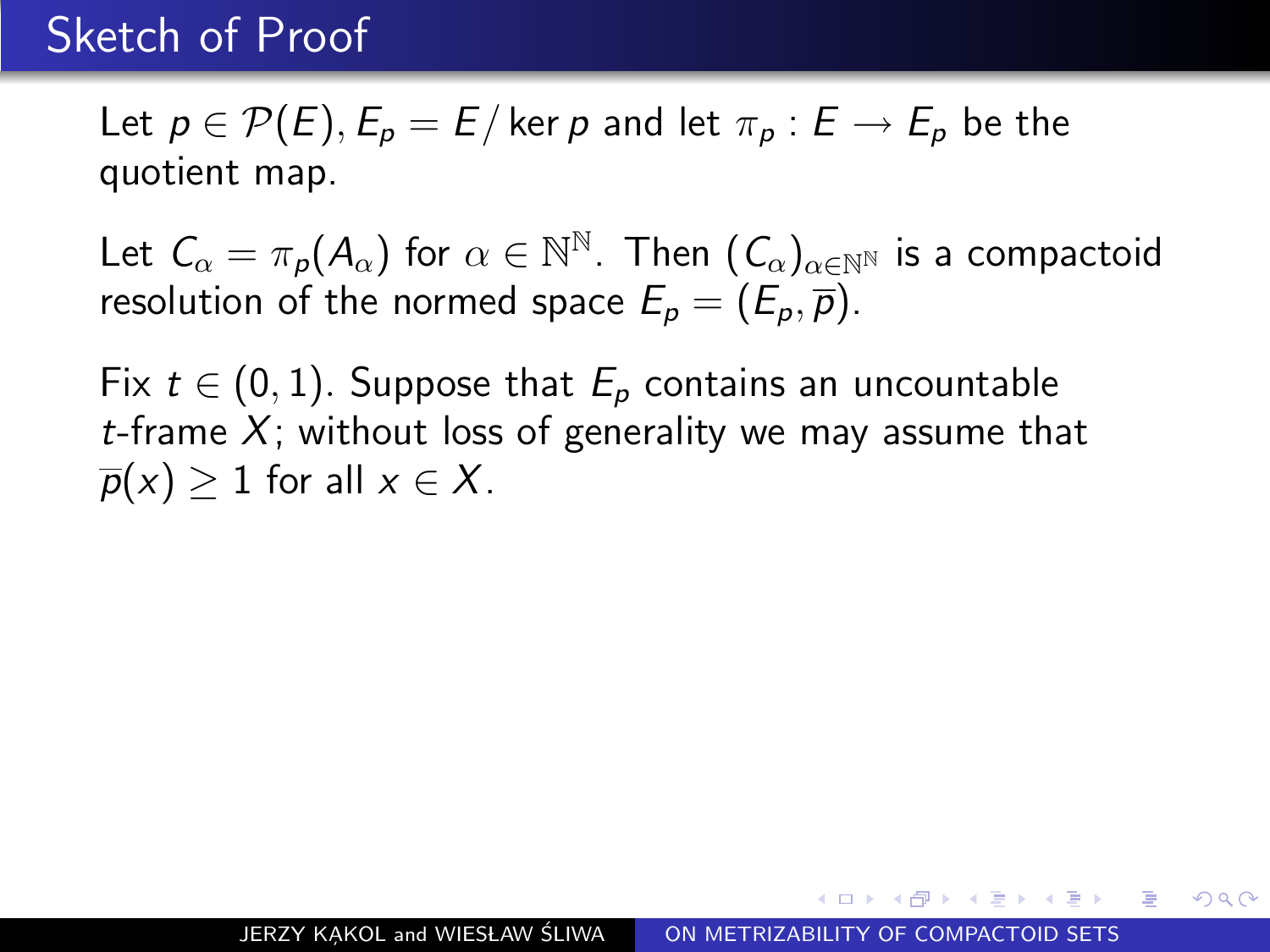## Sketch of Proof

Let $p \in \mathcal{P}(E)$, $E_p = E/\ker p$ and let $\pi_p : E \to E_p$ be the quotient map.

Let $C_\alpha = \pi_p(A_\alpha)$ for $\alpha \in \mathbb{N}^\mathbb{N}$. Then $(C_\alpha)_{\alpha \in \mathbb{N}^\mathbb{N}}$ is a compactoid resolution of the normed space $E_p = (E_p, \overline{p})$.

Fix $t \in (0,1)$. Suppose that $E_p$ contains an uncountable $t$-frame $X$; without loss of generality we may assume that $\overline{p}(x) \geq 1$ for all $x \in X$.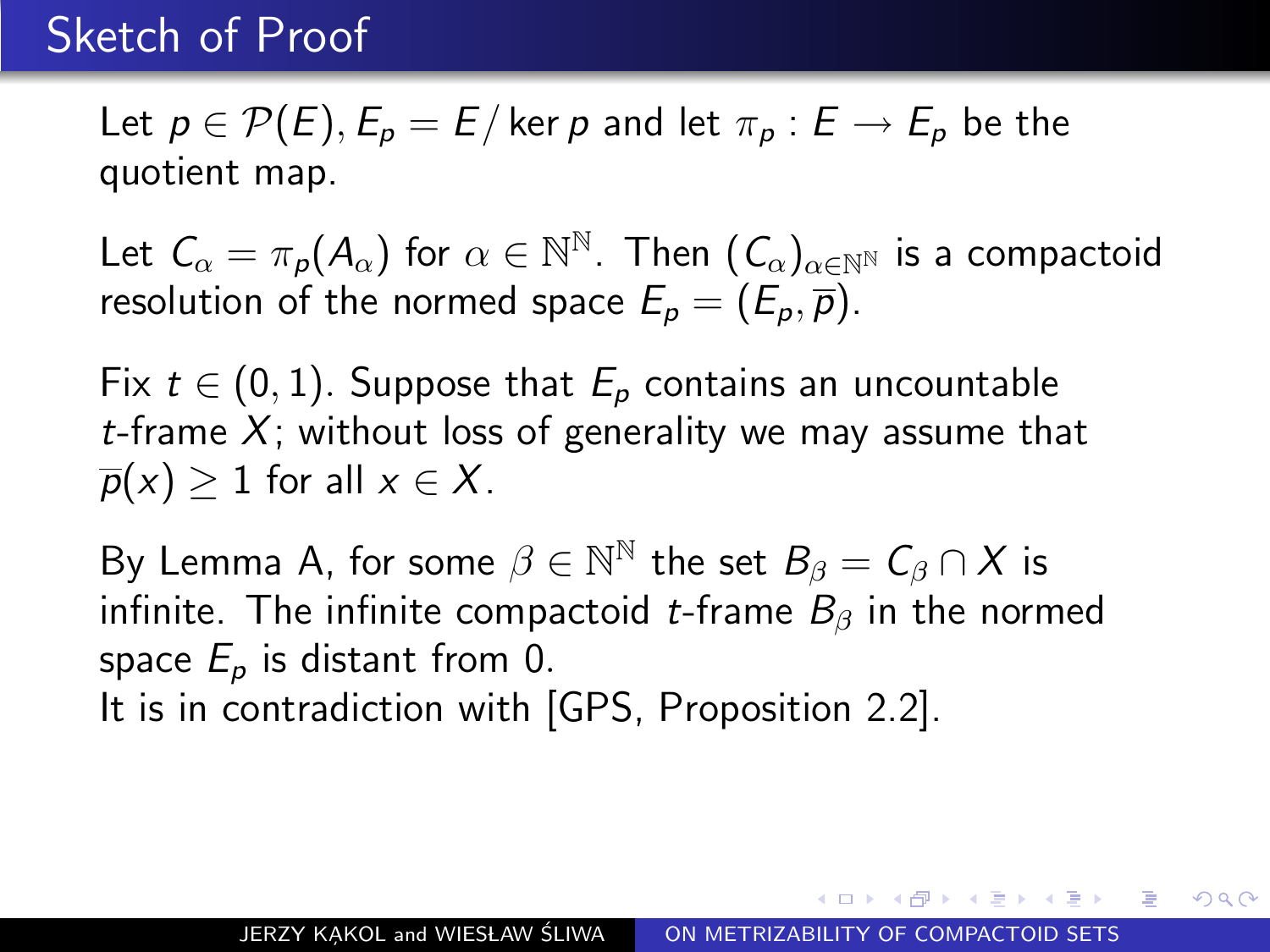# Sketch of Proof

Let $p \in \mathcal{P}(E)$, $E_p = E/\ker p$ and let $\pi_p : E \to E_p$ be the quotient map.

Let $C_\alpha = \pi_p(A_\alpha)$ for $\alpha \in \mathbb{N}^\mathbb{N}$. Then $(C_\alpha)_{\alpha \in \mathbb{N}^\mathbb{N}}$ is a compactoid resolution of the normed space $E_p = (E_p, \overline{p})$.

Fix $t \in (0, 1)$. Suppose that $E_p$ contains an uncountable $t$-frame $X$; without loss of generality we may assume that $\overline{p}(x) \geq 1$ for all $x \in X$.

By Lemma A, for some $\beta \in \mathbb{N}^\mathbb{N}$ the set $B_\beta = C_\beta \cap X$ is infinite. The infinite compactoid $t$-frame $B_\beta$ in the normed space $E_p$ is distant from 0.
It is in contradiction with [GPS, Proposition 2.2].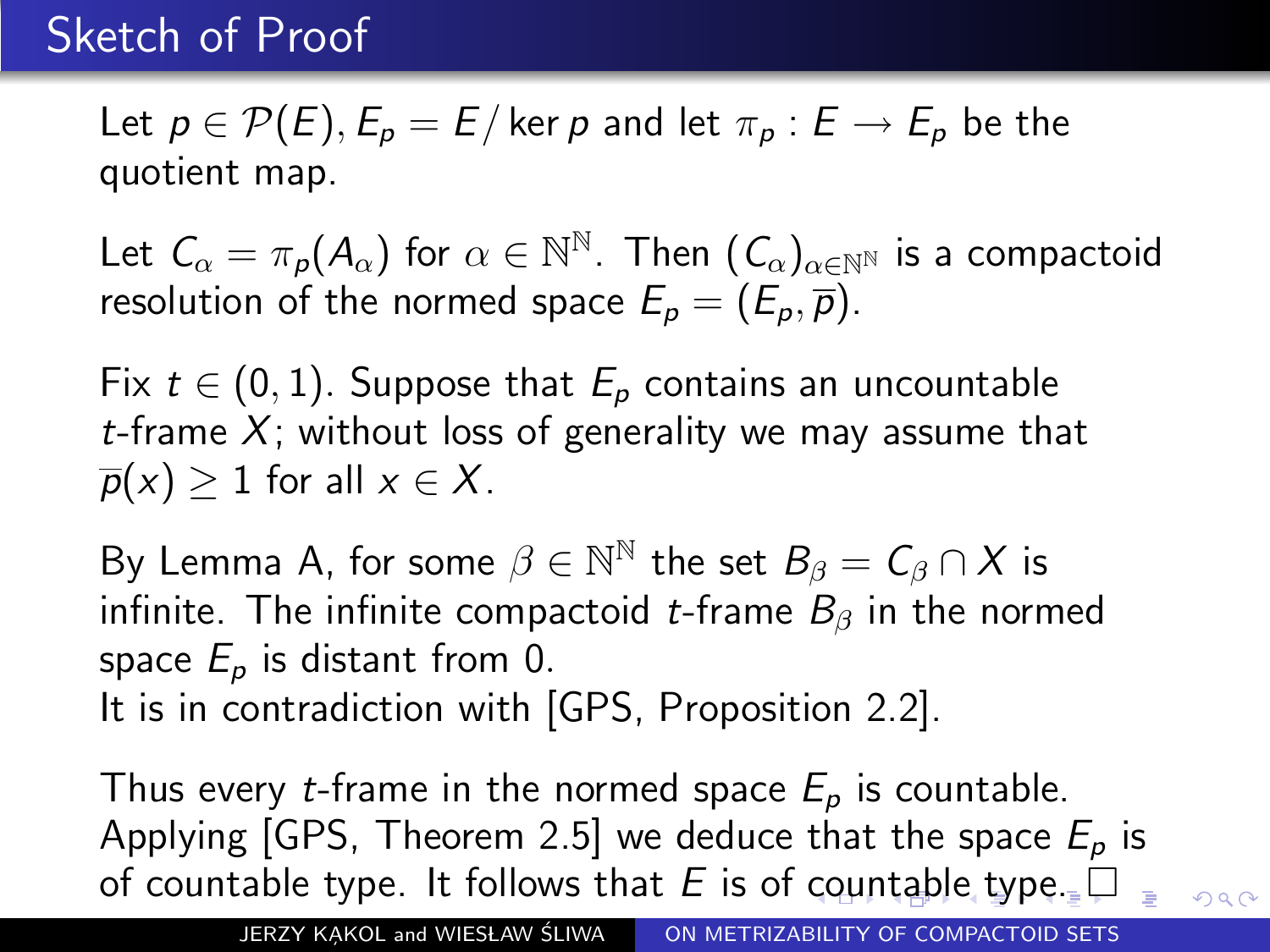# Sketch of Proof

Let $p \in \mathcal{P}(E)$, $E_p = E/\ker p$ and let $\pi_p : E \to E_p$ be the quotient map.

Let $C_\alpha = \pi_p(A_\alpha)$ for $\alpha \in \mathbb{N}^\mathbb{N}$. Then $(C_\alpha)_{\alpha \in \mathbb{N}^\mathbb{N}}$ is a compactoid resolution of the normed space $E_p = (E_p, \overline{p})$.

Fix $t \in (0, 1)$. Suppose that $E_p$ contains an uncountable $t$-frame $X$; without loss of generality we may assume that $\overline{p}(x) \geq 1$ for all $x \in X$.

By Lemma A, for some $\beta \in \mathbb{N}^\mathbb{N}$ the set $B_\beta = C_\beta \cap X$ is infinite. The infinite compactoid $t$-frame $B_\beta$ in the normed space $E_p$ is distant from 0.
It is in contradiction with [GPS, Proposition 2.2].

Thus every $t$-frame in the normed space $E_p$ is countable. Applying [GPS, Theorem 2.5] we deduce that the space $E_p$ is of countable type. It follows that $E$ is of countable type. $\square$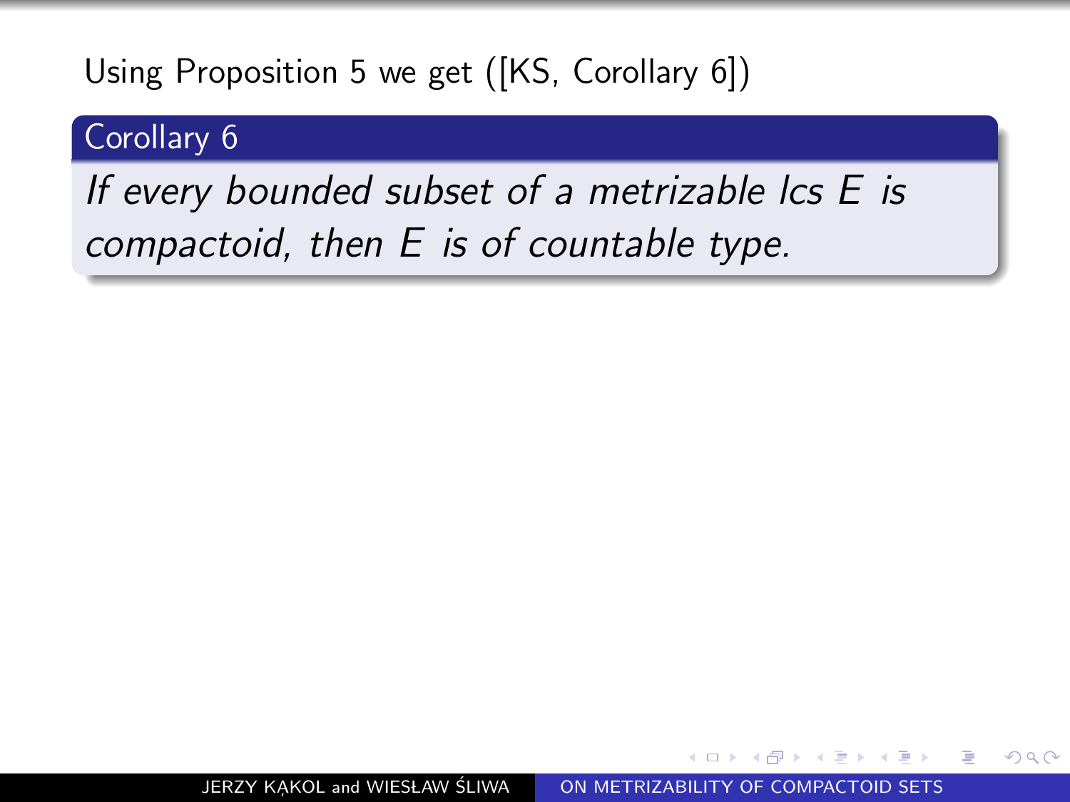Using Proposition 5 we get ([KS, Corollary 6])

**Corollary 6**

*If every bounded subset of a metrizable lcs $E$ is compactoid, then $E$ is of countable type.*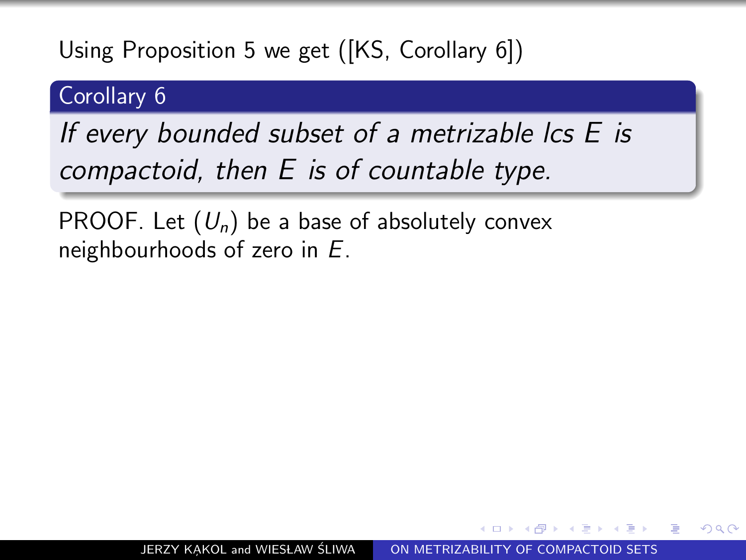Using Proposition 5 we get ([KS, Corollary 6])

**Corollary 6**

*If every bounded subset of a metrizable lcs $E$ is compactoid, then $E$ is of countable type.*

PROOF. Let $(U_n)$ be a base of absolutely convex neighbourhoods of zero in $E$.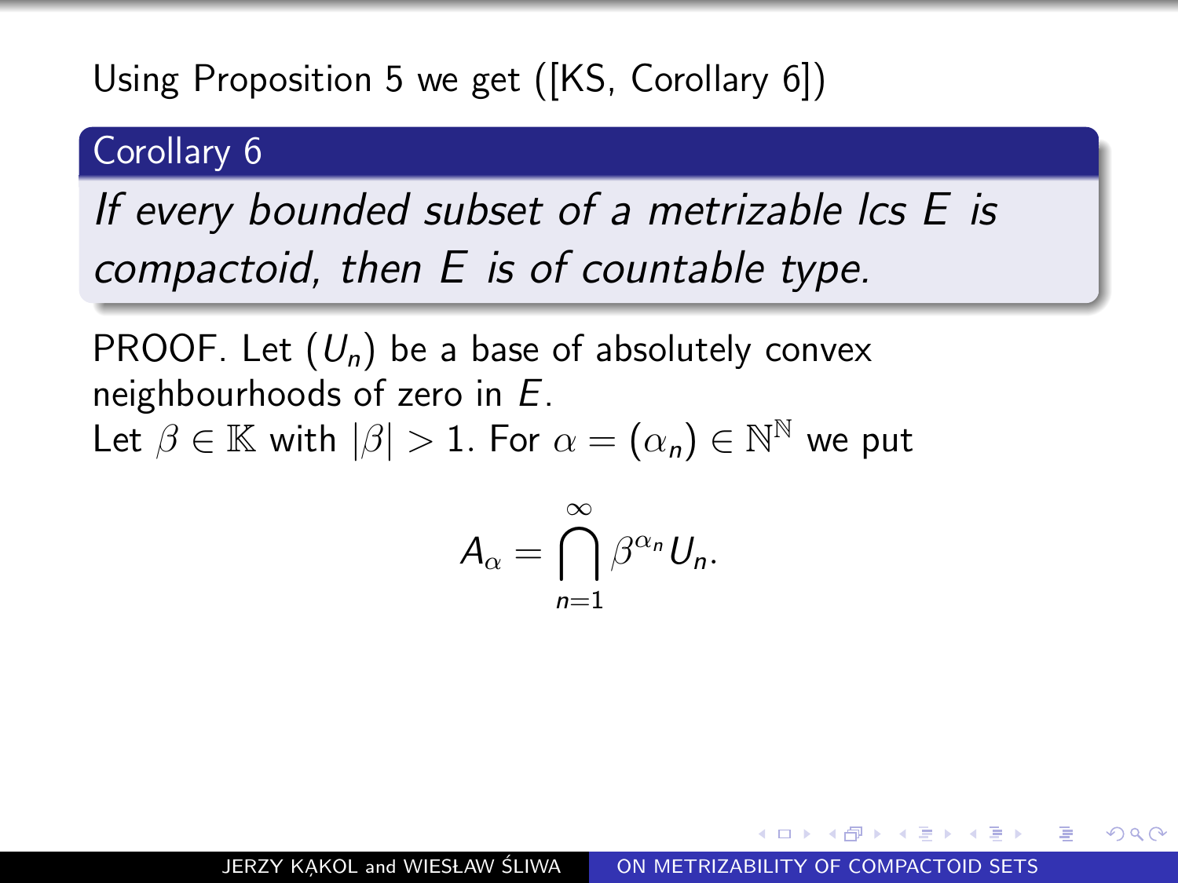Using Proposition 5 we get ([KS, Corollary 6])

**Corollary 6**

*If every bounded subset of a metrizable lcs $E$ is compactoid, then $E$ is of countable type.*

PROOF. Let $(U_n)$ be a base of absolutely convex neighbourhoods of zero in $E$.
Let $\beta \in \mathbb{K}$ with $|\beta| > 1$. For $\alpha = (\alpha_n) \in \mathbb{N}^{\mathbb{N}}$ we put

$$A_\alpha = \bigcap_{n=1}^{\infty} \beta^{\alpha_n} U_n.$$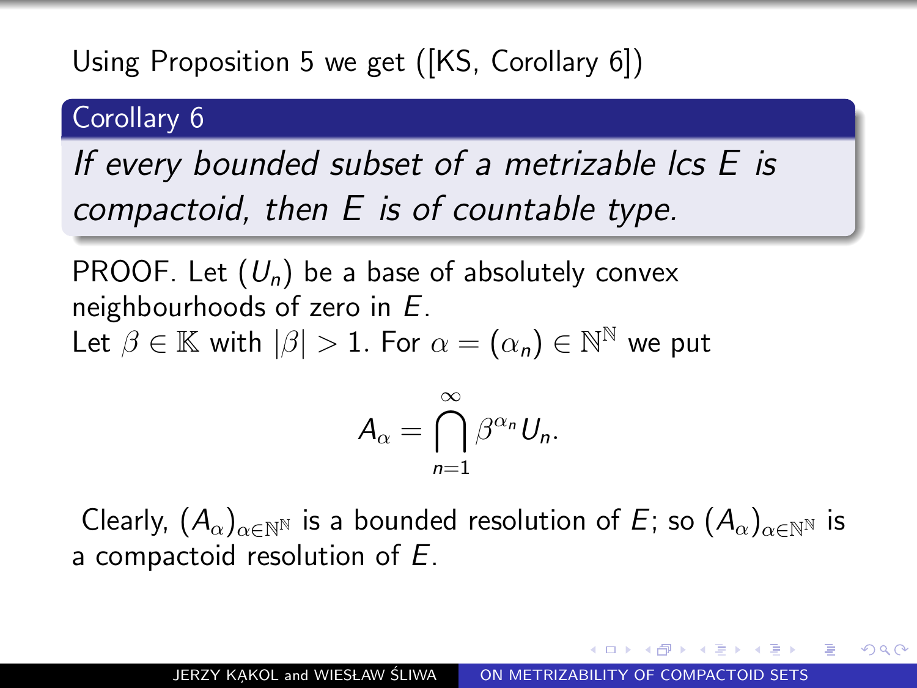Using Proposition 5 we get ([KS, Corollary 6])

**Corollary 6**

*If every bounded subset of a metrizable lcs $E$ is compactoid, then $E$ is of countable type.*

PROOF. Let $(U_n)$ be a base of absolutely convex neighbourhoods of zero in $E$.
Let $\beta \in \mathbb{K}$ with $|\beta| > 1$. For $\alpha = (\alpha_n) \in \mathbb{N}^{\mathbb{N}}$ we put

$$A_\alpha = \bigcap_{n=1}^{\infty} \beta^{\alpha_n} U_n.$$

Clearly, $(A_\alpha)_{\alpha \in \mathbb{N}^{\mathbb{N}}}$ is a bounded resolution of $E$; so $(A_\alpha)_{\alpha \in \mathbb{N}^{\mathbb{N}}}$ is a compactoid resolution of $E$.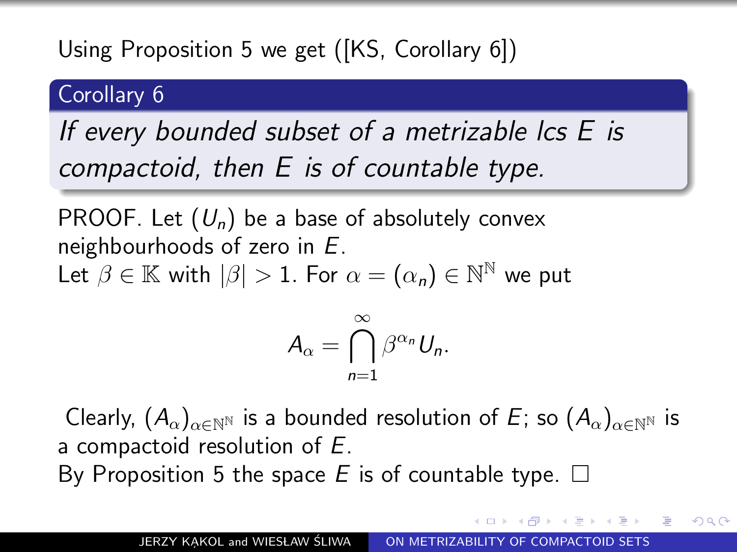Using Proposition 5 we get ([KS, Corollary 6])

**Corollary 6**

*If every bounded subset of a metrizable lcs $E$ is compactoid, then $E$ is of countable type.*

PROOF. Let $(U_n)$ be a base of absolutely convex neighbourhoods of zero in $E$.
Let $\beta \in \mathbb{K}$ with $|\beta| > 1$. For $\alpha = (\alpha_n) \in \mathbb{N}^{\mathbb{N}}$ we put

$$A_\alpha = \bigcap_{n=1}^{\infty} \beta^{\alpha_n} U_n.$$

Clearly, $(A_\alpha)_{\alpha \in \mathbb{N}^{\mathbb{N}}}$ is a bounded resolution of $E$; so $(A_\alpha)_{\alpha \in \mathbb{N}^{\mathbb{N}}}$ is a compactoid resolution of $E$.
By Proposition 5 the space $E$ is of countable type. □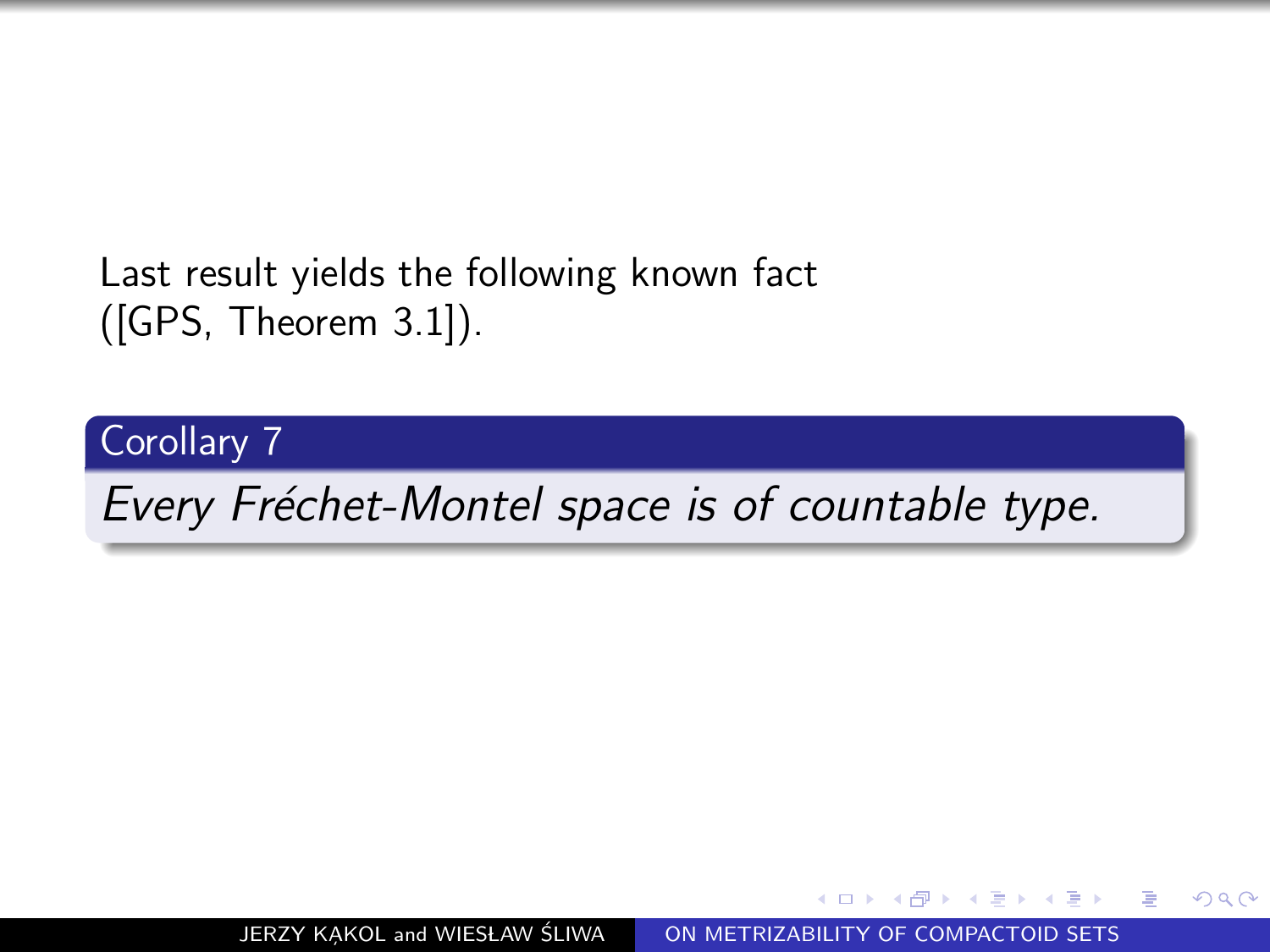Last result yields the following known fact ([GPS, Theorem 3.1]).

**Corollary 7**

*Every Fréchet-Montel space is of countable type.*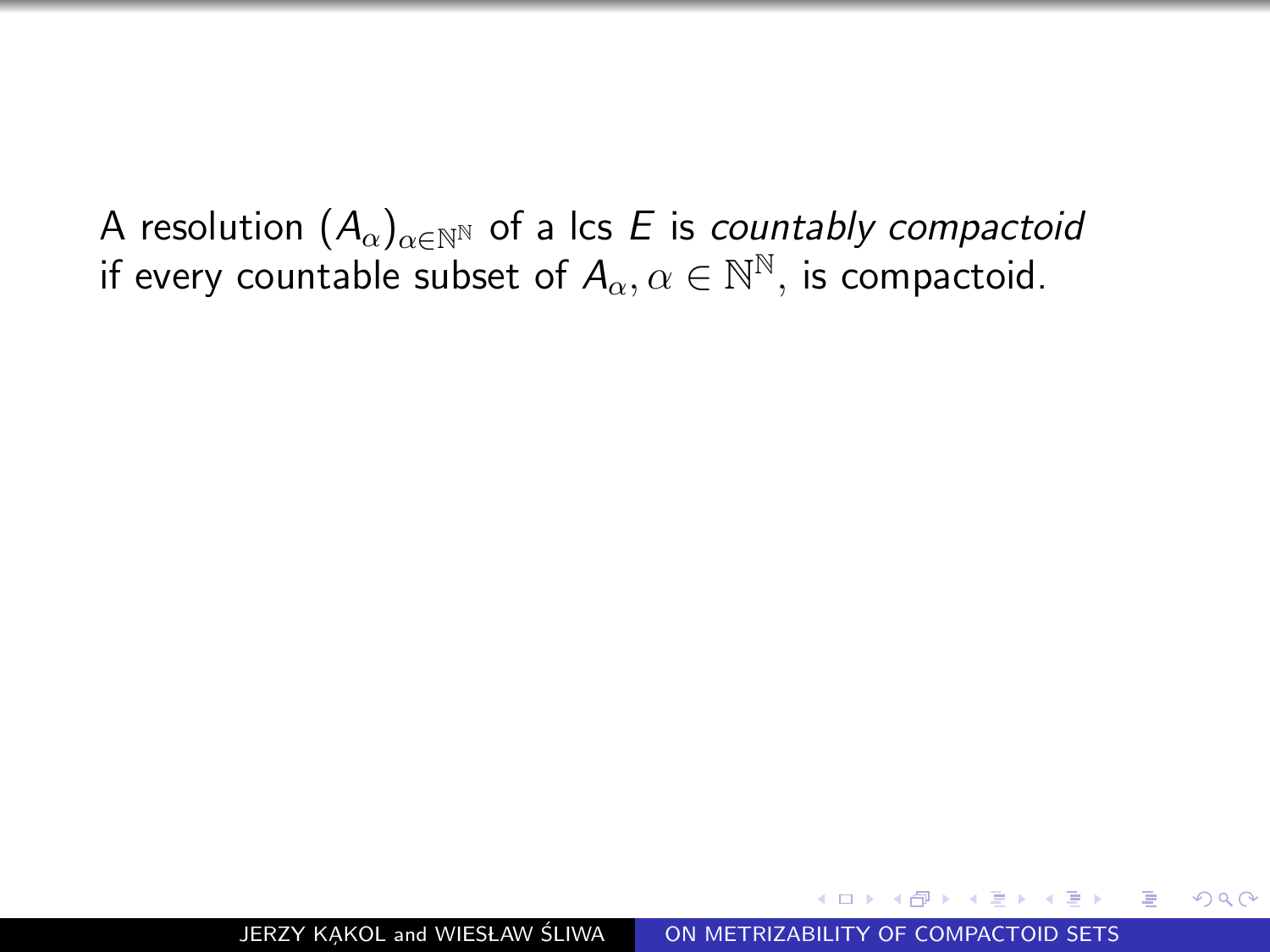A resolution $(A_\alpha)_{\alpha\in\mathbb{N}^\mathbb{N}}$ of a lcs $E$ is *countably compactoid* if every countable subset of $A_\alpha, \alpha \in \mathbb{N}^\mathbb{N}$, is compactoid.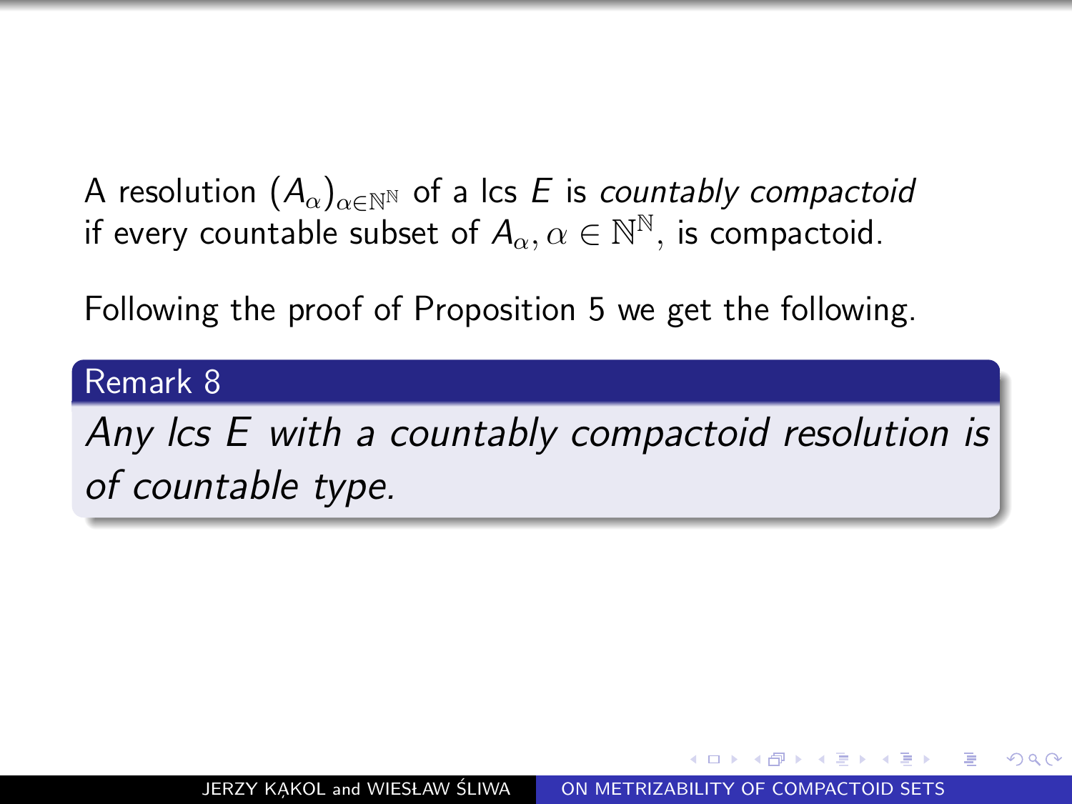A resolution $(A_\alpha)_{\alpha\in\mathbb{N}^\mathbb{N}}$ of a lcs $E$ is *countably compactoid* if every countable subset of $A_\alpha, \alpha \in \mathbb{N}^\mathbb{N}$, is compactoid.

Following the proof of Proposition 5 we get the following.

**Remark 8**

*Any lcs $E$ with a countably compactoid resolution is of countable type.*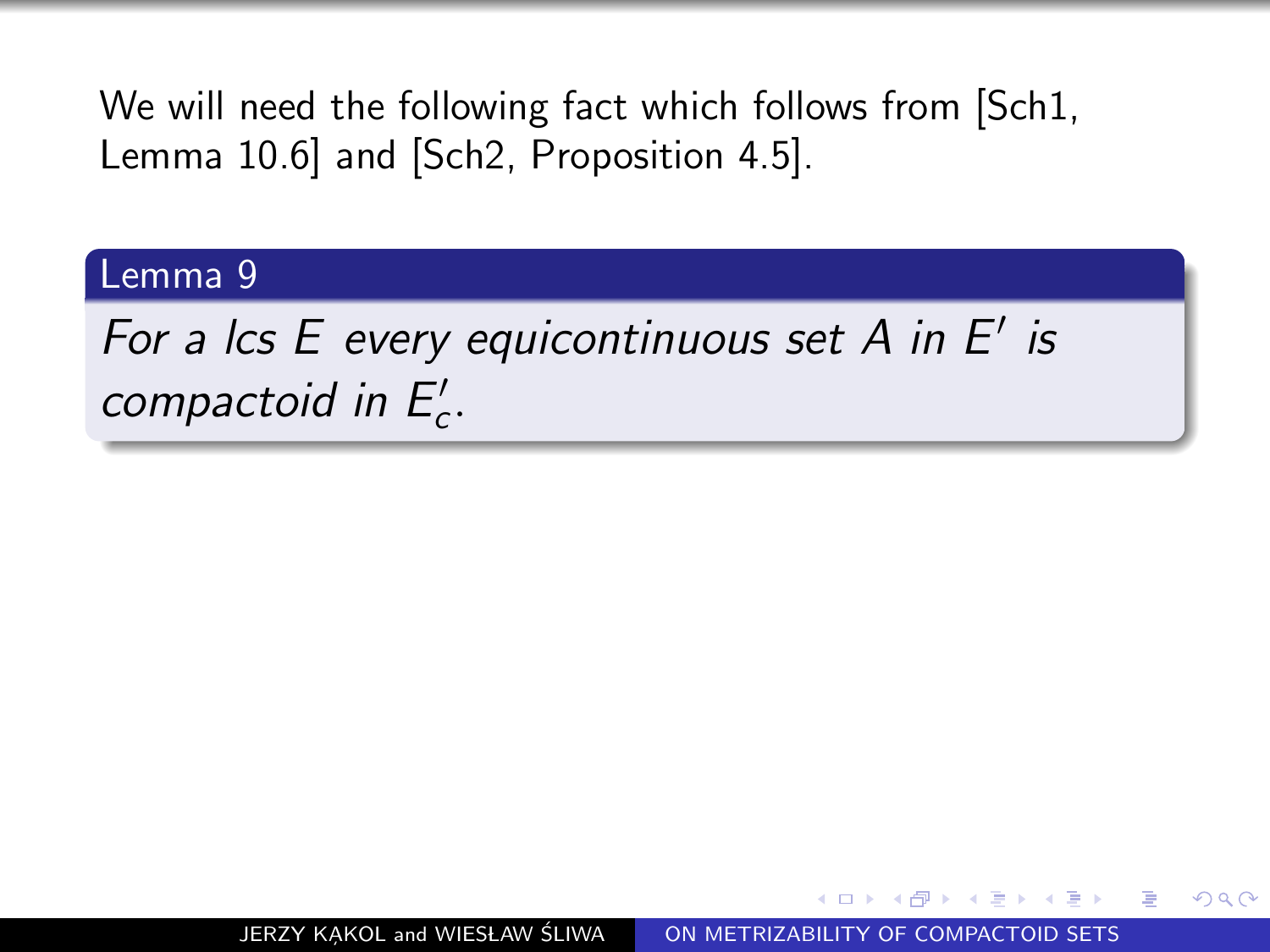We will need the following fact which follows from [Sch1, Lemma 10.6] and [Sch2, Proposition 4.5].

**Lemma 9**

*For a lcs $E$ every equicontinuous set $A$ in $E'$ is compactoid in $E'_c$.*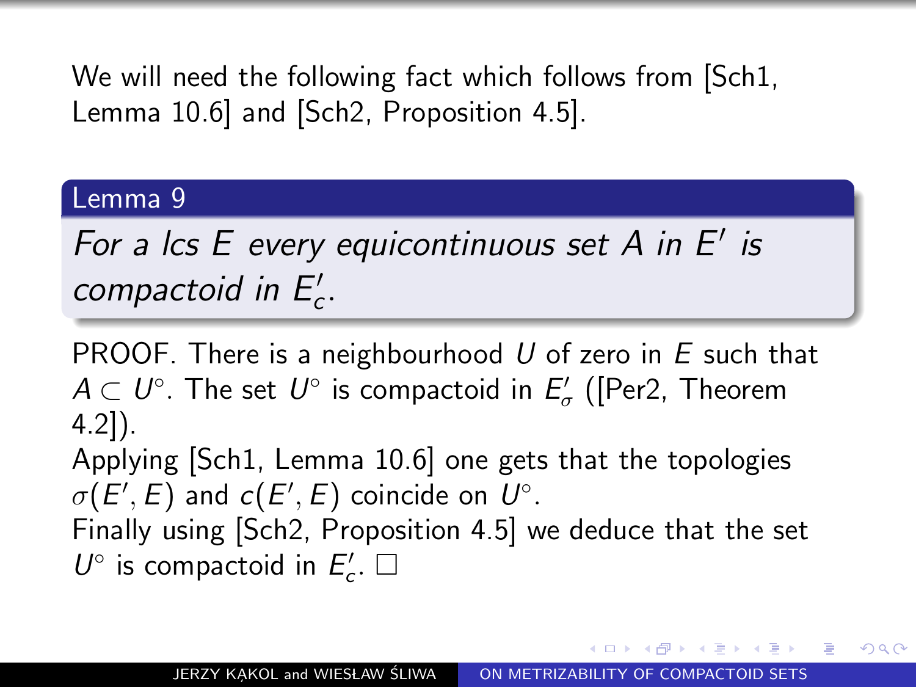We will need the following fact which follows from [Sch1, Lemma 10.6] and [Sch2, Proposition 4.5].

**Lemma 9**

*For a lcs $E$ every equicontinuous set $A$ in $E'$ is compactoid in $E'_c$.*

PROOF. There is a neighbourhood $U$ of zero in $E$ such that $A \subset U^\circ$. The set $U^\circ$ is compactoid in $E'_\sigma$ ([Per2, Theorem 4.2]).

Applying [Sch1, Lemma 10.6] one gets that the topologies $\sigma(E', E)$ and $c(E', E)$ coincide on $U^\circ$.

Finally using [Sch2, Proposition 4.5] we deduce that the set $U^\circ$ is compactoid in $E'_c$. □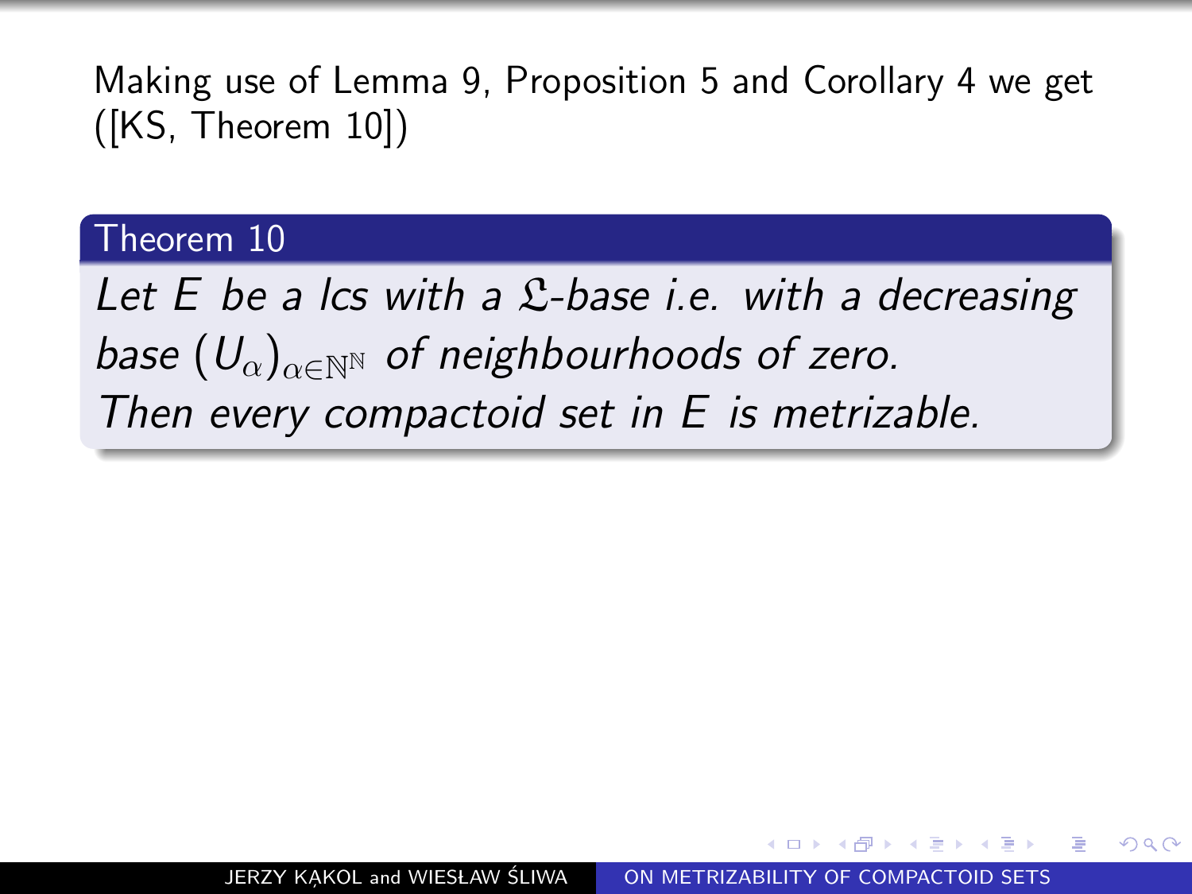Making use of Lemma 9, Proposition 5 and Corollary 4 we get ([KS, Theorem 10])

**Theorem 10**

*Let $E$ be a lcs with a $\mathfrak{L}$-base i.e. with a decreasing base $(U_\alpha)_{\alpha \in \mathbb{N}^\mathbb{N}}$ of neighbourhoods of zero. Then every compactoid set in $E$ is metrizable.*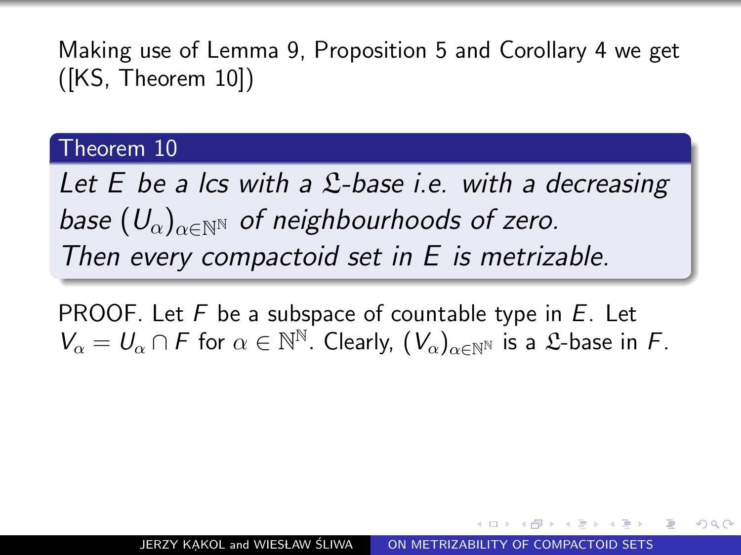Making use of Lemma 9, Proposition 5 and Corollary 4 we get ([KS, Theorem 10])

**Theorem 10**

*Let $E$ be a lcs with a $\mathfrak{L}$-base i.e. with a decreasing base $(U_\alpha)_{\alpha \in \mathbb{N}^\mathbb{N}}$ of neighbourhoods of zero. Then every compactoid set in $E$ is metrizable.*

PROOF. Let $F$ be a subspace of countable type in $E$. Let $V_\alpha = U_\alpha \cap F$ for $\alpha \in \mathbb{N}^\mathbb{N}$. Clearly, $(V_\alpha)_{\alpha \in \mathbb{N}^\mathbb{N}}$ is a $\mathfrak{L}$-base in $F$.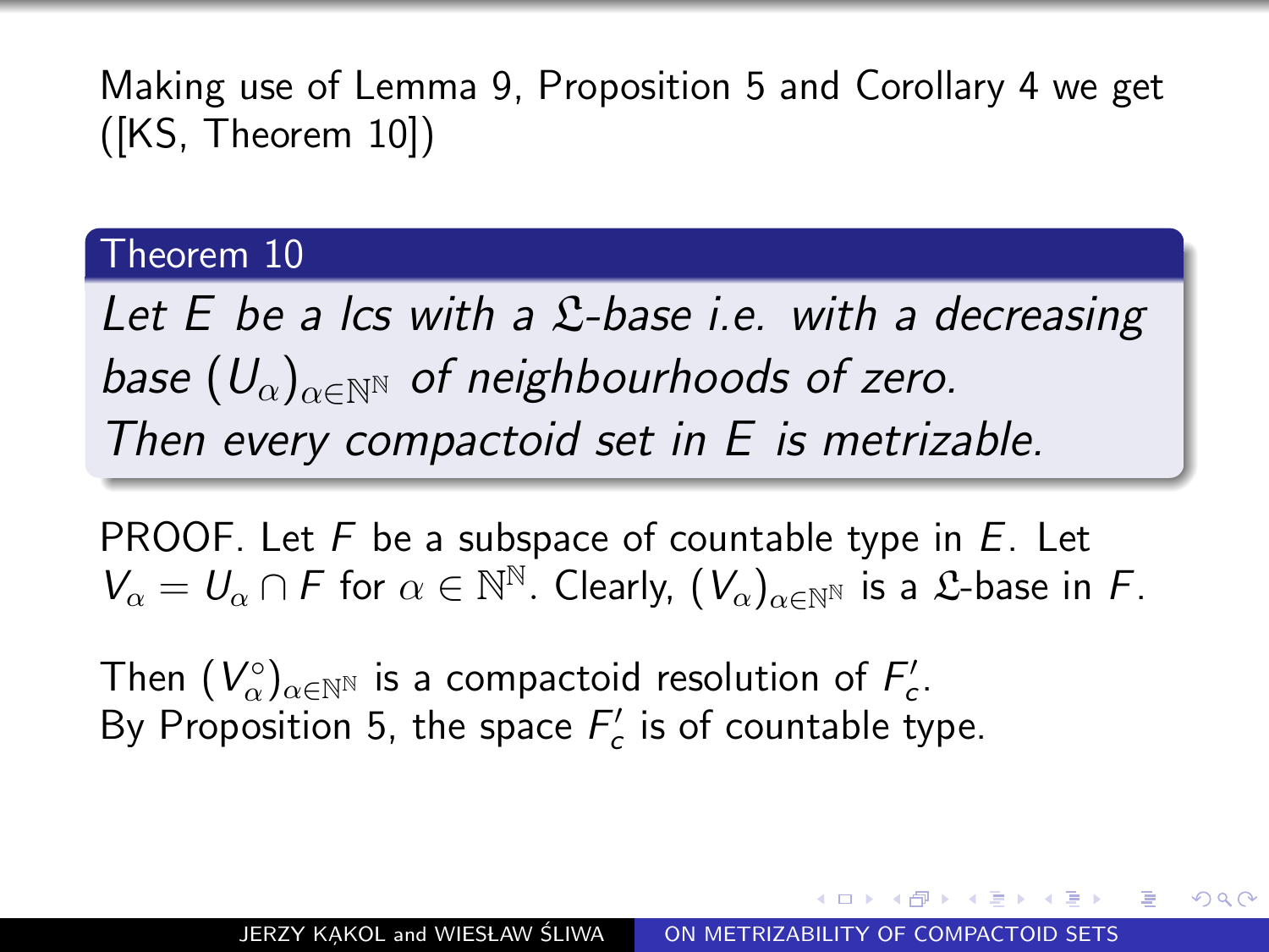Making use of Lemma 9, Proposition 5 and Corollary 4 we get ([KS, Theorem 10])

**Theorem 10**

*Let $E$ be a lcs with a $\mathfrak{L}$-base i.e. with a decreasing base $(U_\alpha)_{\alpha \in \mathbb{N}^\mathbb{N}}$ of neighbourhoods of zero. Then every compactoid set in $E$ is metrizable.*

PROOF. Let $F$ be a subspace of countable type in $E$. Let $V_\alpha = U_\alpha \cap F$ for $\alpha \in \mathbb{N}^\mathbb{N}$. Clearly, $(V_\alpha)_{\alpha \in \mathbb{N}^\mathbb{N}}$ is a $\mathfrak{L}$-base in $F$.

Then $(V_\alpha^\circ)_{\alpha \in \mathbb{N}^\mathbb{N}}$ is a compactoid resolution of $F'_c$. By Proposition 5, the space $F'_c$ is of countable type.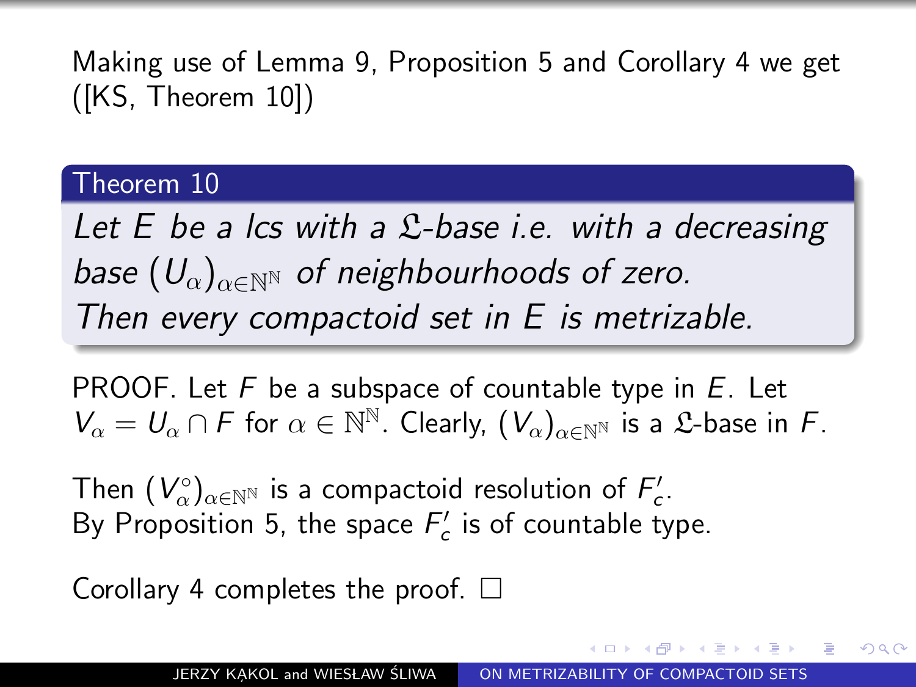Making use of Lemma 9, Proposition 5 and Corollary 4 we get ([KS, Theorem 10])

**Theorem 10**

*Let $E$ be a lcs with a $\mathfrak{L}$-base i.e. with a decreasing base $(U_\alpha)_{\alpha\in\mathbb{N}^\mathbb{N}}$ of neighbourhoods of zero. Then every compactoid set in $E$ is metrizable.*

PROOF. Let $F$ be a subspace of countable type in $E$. Let $V_\alpha = U_\alpha \cap F$ for $\alpha \in \mathbb{N}^\mathbb{N}$. Clearly, $(V_\alpha)_{\alpha\in\mathbb{N}^\mathbb{N}}$ is a $\mathfrak{L}$-base in $F$.

Then $(V_\alpha^\circ)_{\alpha\in\mathbb{N}^\mathbb{N}}$ is a compactoid resolution of $F'_c$.
By Proposition 5, the space $F'_c$ is of countable type.

Corollary 4 completes the proof. □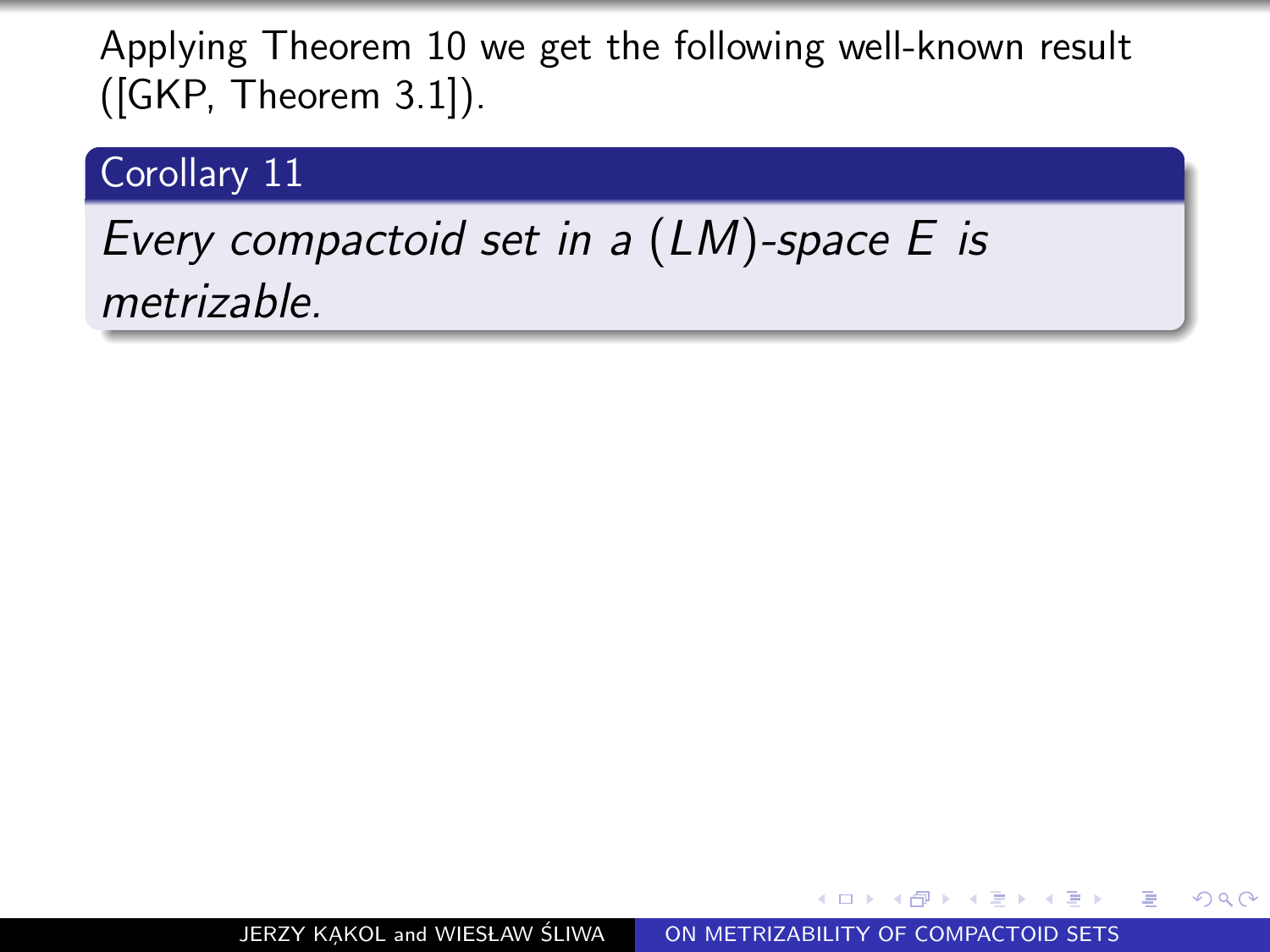Applying Theorem 10 we get the following well-known result ([GKP, Theorem 3.1]).

**Corollary 11**

*Every compactoid set in a $(LM)$-space $E$ is metrizable.*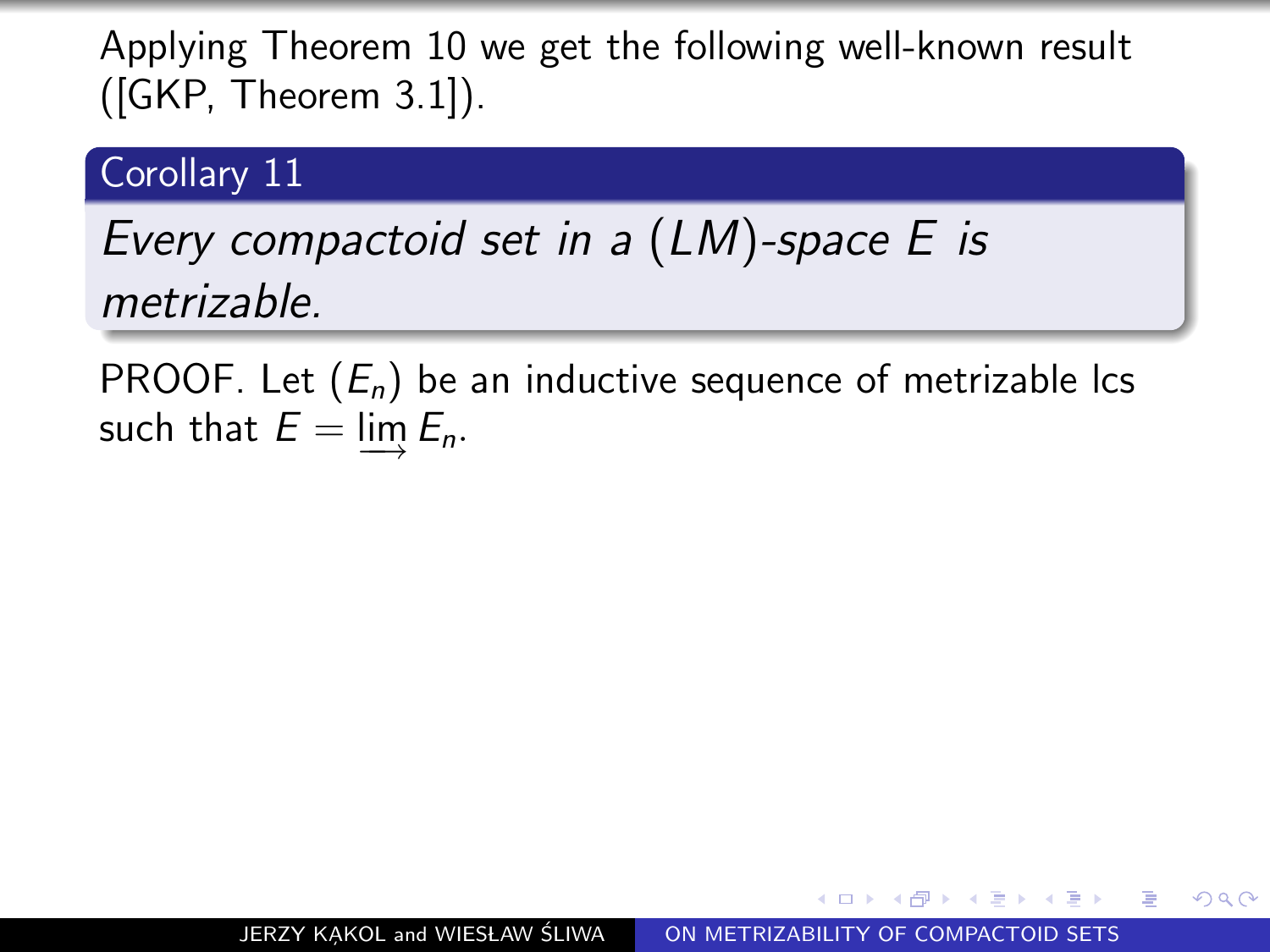Applying Theorem 10 we get the following well-known result ([GKP, Theorem 3.1]).

**Corollary 11**

*Every compactoid set in a $(LM)$-space $E$ is metrizable.*

PROOF. Let $(E_n)$ be an inductive sequence of metrizable lcs such that $E = \varinjlim E_n$.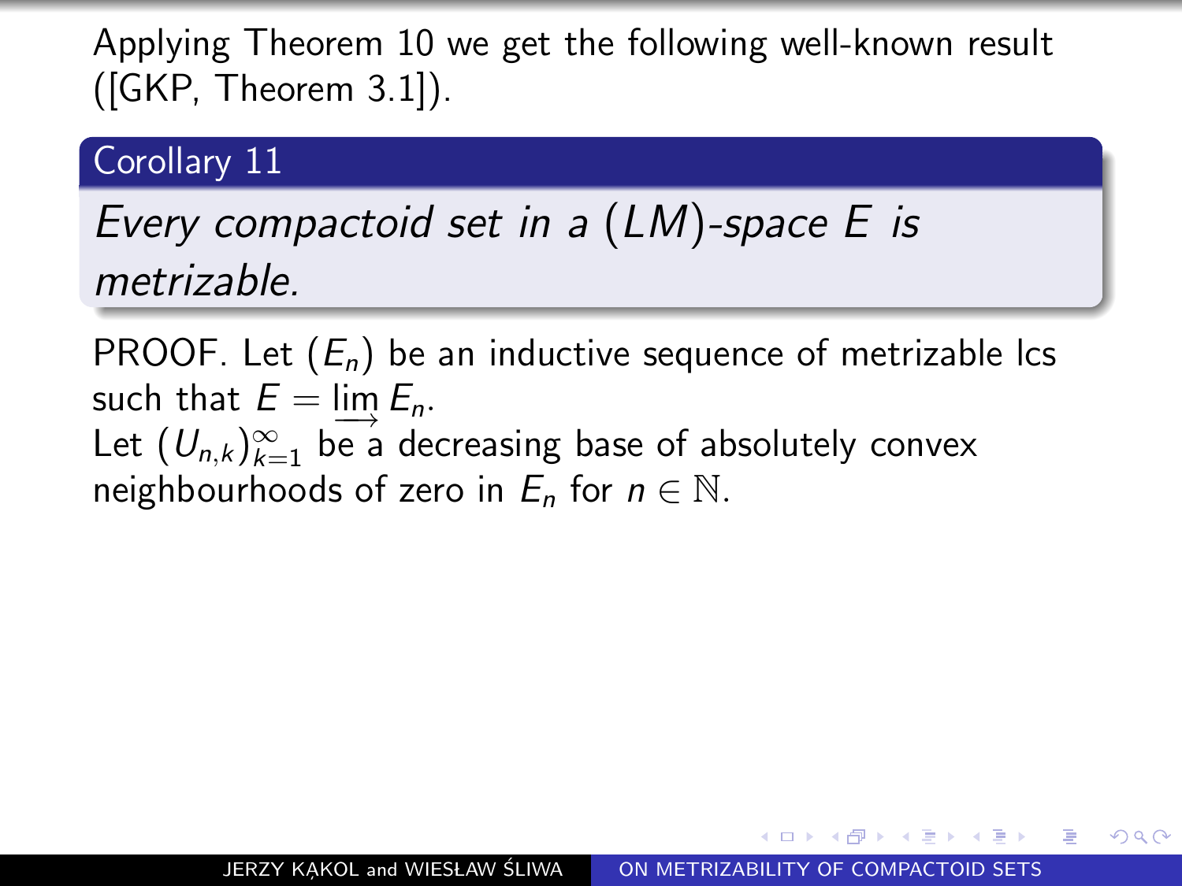Applying Theorem 10 we get the following well-known result ([GKP, Theorem 3.1]).

**Corollary 11**

*Every compactoid set in a $(LM)$-space $E$ is metrizable.*

PROOF. Let $(E_n)$ be an inductive sequence of metrizable lcs such that $E = \varinjlim E_n$.
Let $(U_{n,k})_{k=1}^{\infty}$ be a decreasing base of absolutely convex neighbourhoods of zero in $E_n$ for $n \in \mathbb{N}$.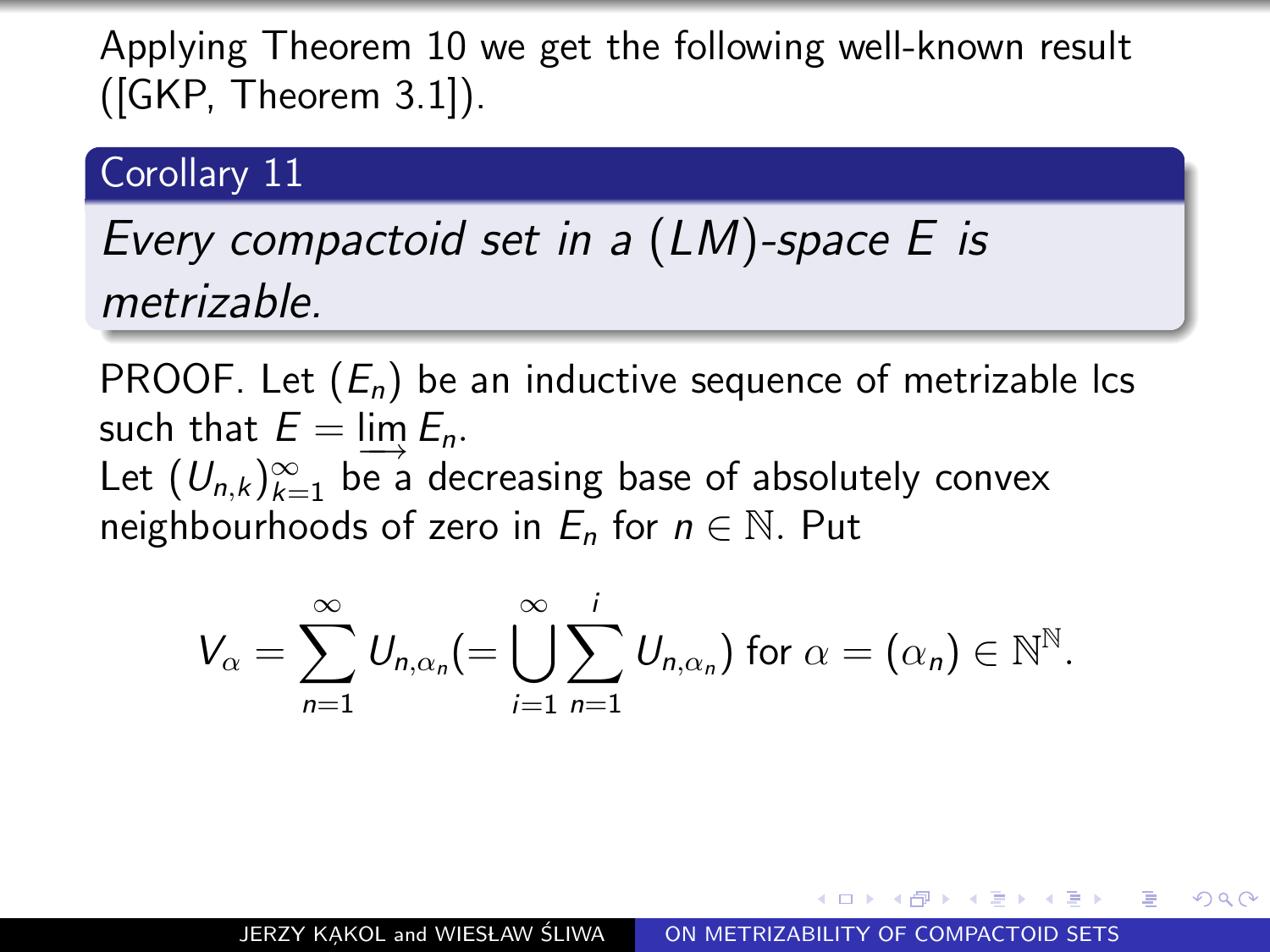Applying Theorem 10 we get the following well-known result ([GKP, Theorem 3.1]).

**Corollary 11**

*Every compactoid set in a $(LM)$-space $E$ is metrizable.*

PROOF. Let $(E_n)$ be an inductive sequence of metrizable lcs such that $E = \varinjlim E_n$.
Let $(U_{n,k})_{k=1}^{\infty}$ be a decreasing base of absolutely convex neighbourhoods of zero in $E_n$ for $n \in \mathbb{N}$. Put

$$V_\alpha = \sum_{n=1}^{\infty} U_{n,\alpha_n} \left(= \bigcup_{i=1}^{\infty} \sum_{n=1}^{i} U_{n,\alpha_n}\right) \text{ for } \alpha = (\alpha_n) \in \mathbb{N}^{\mathbb{N}}.$$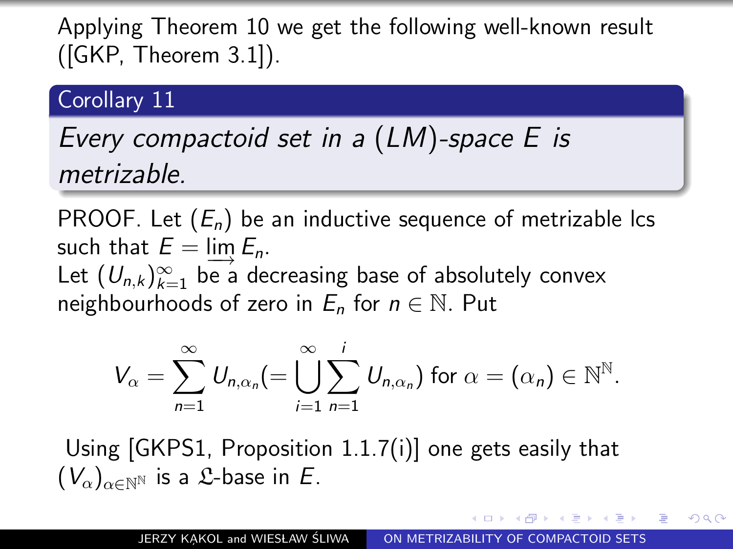Applying Theorem 10 we get the following well-known result ([GKP, Theorem 3.1]).

**Corollary 11**

*Every compactoid set in a $(LM)$-space $E$ is metrizable.*

PROOF. Let $(E_n)$ be an inductive sequence of metrizable lcs such that $E = \varinjlim E_n$.
Let $(U_{n,k})_{k=1}^{\infty}$ be a decreasing base of absolutely convex neighbourhoods of zero in $E_n$ for $n \in \mathbb{N}$. Put

$$V_\alpha = \sum_{n=1}^{\infty} U_{n,\alpha_n} \left(= \bigcup_{i=1}^{\infty} \sum_{n=1}^{i} U_{n,\alpha_n}\right) \text{ for } \alpha = (\alpha_n) \in \mathbb{N}^{\mathbb{N}}.$$

Using [GKPS1, Proposition 1.1.7(i)] one gets easily that $(V_\alpha)_{\alpha \in \mathbb{N}^{\mathbb{N}}}$ is a $\mathfrak{L}$-base in $E$.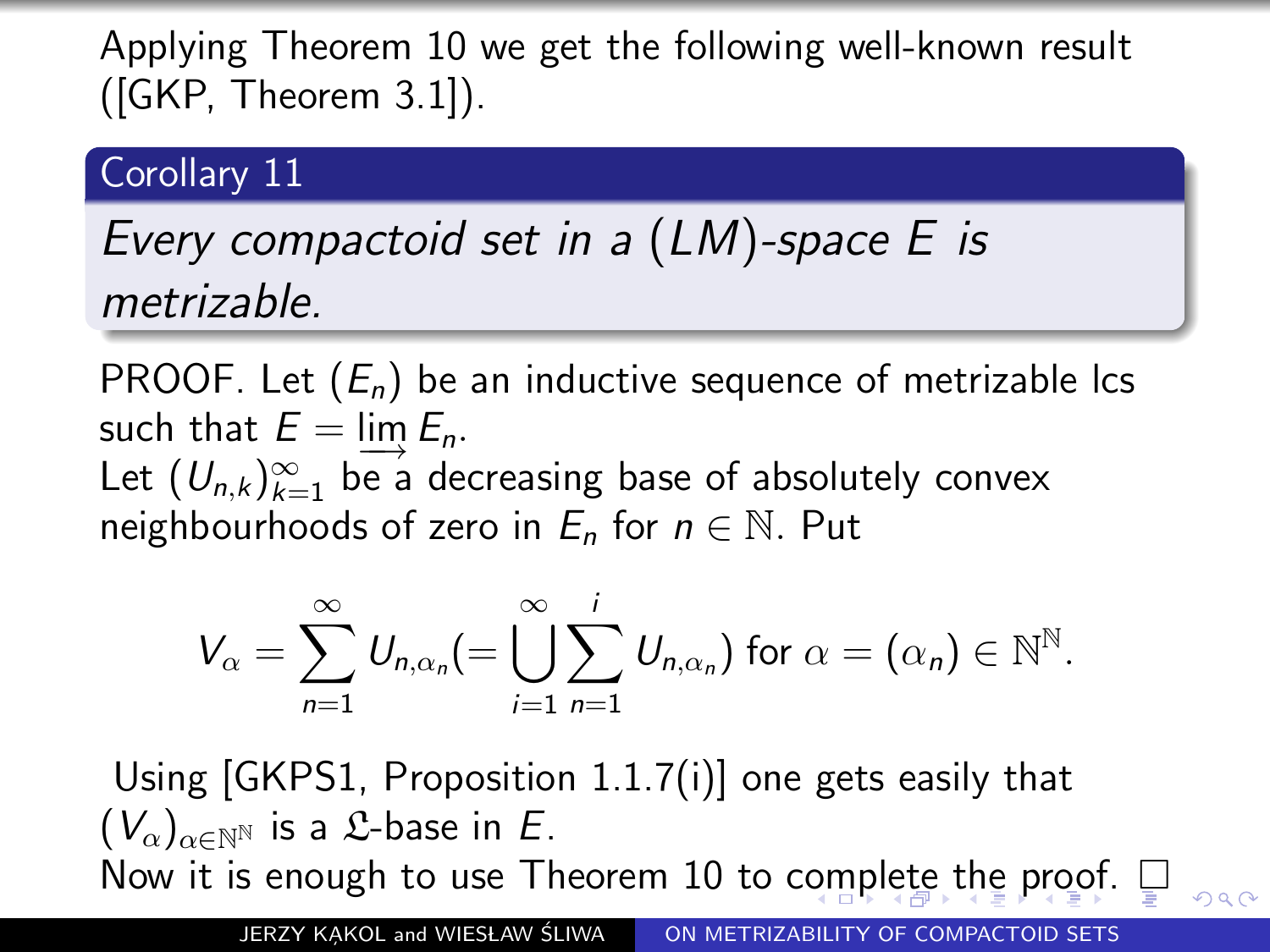Applying Theorem 10 we get the following well-known result ([GKP, Theorem 3.1]).

**Corollary 11**

*Every compactoid set in a $(LM)$-space $E$ is metrizable.*

PROOF. Let $(E_n)$ be an inductive sequence of metrizable lcs such that $E = \varinjlim E_n$.
Let $(U_{n,k})_{k=1}^{\infty}$ be a decreasing base of absolutely convex neighbourhoods of zero in $E_n$ for $n \in \mathbb{N}$. Put

$$V_\alpha = \sum_{n=1}^{\infty} U_{n,\alpha_n} \left(= \bigcup_{i=1}^{\infty} \sum_{n=1}^{i} U_{n,\alpha_n}\right) \text{ for } \alpha = (\alpha_n) \in \mathbb{N}^{\mathbb{N}}.$$

Using [GKPS1, Proposition 1.1.7(i)] one gets easily that $(V_\alpha)_{\alpha \in \mathbb{N}^{\mathbb{N}}}$ is a $\mathfrak{L}$-base in $E$.
Now it is enough to use Theorem 10 to complete the proof. □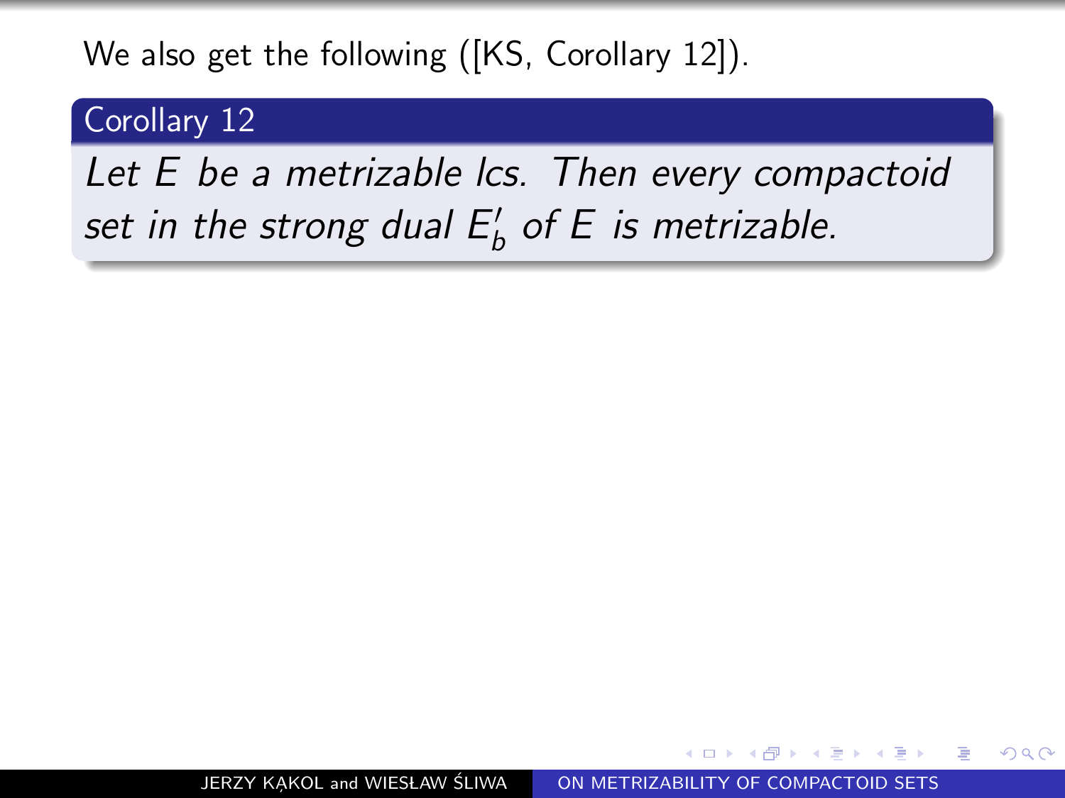We also get the following ([KS, Corollary 12]).

**Corollary 12**

*Let $E$ be a metrizable lcs. Then every compactoid set in the strong dual $E_b'$ of $E$ is metrizable.*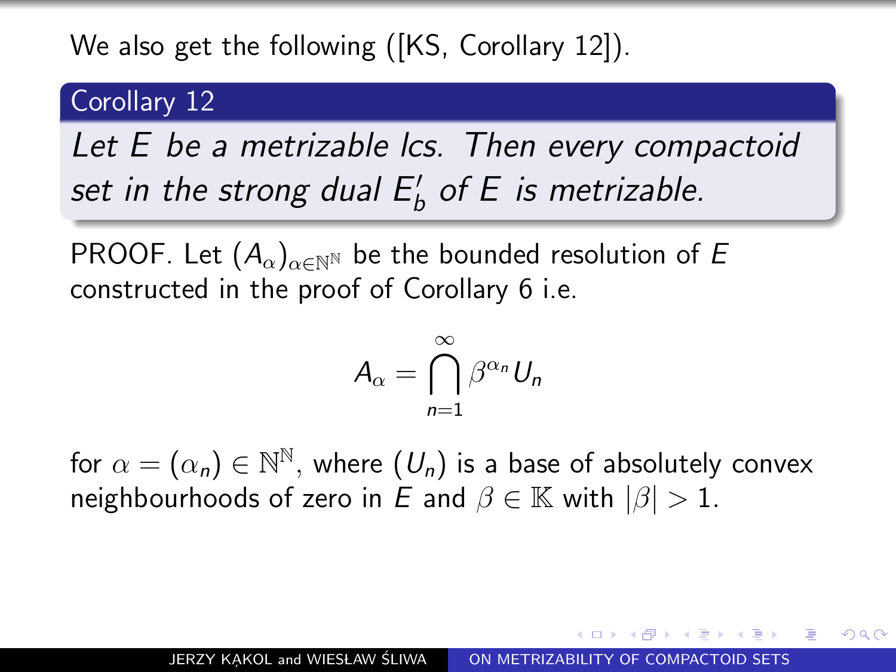We also get the following ([KS, Corollary 12]).

**Corollary 12**

*Let $E$ be a metrizable lcs. Then every compactoid set in the strong dual $E'_b$ of $E$ is metrizable.*

PROOF. Let $(A_\alpha)_{\alpha\in\mathbb{N}^\mathbb{N}}$ be the bounded resolution of $E$ constructed in the proof of Corollary 6 i.e.

$$A_\alpha = \bigcap_{n=1}^{\infty} \beta^{\alpha_n} U_n$$

for $\alpha = (\alpha_n) \in \mathbb{N}^\mathbb{N}$, where $(U_n)$ is a base of absolutely convex neighbourhoods of zero in $E$ and $\beta \in \mathbb{K}$ with $|\beta| > 1$.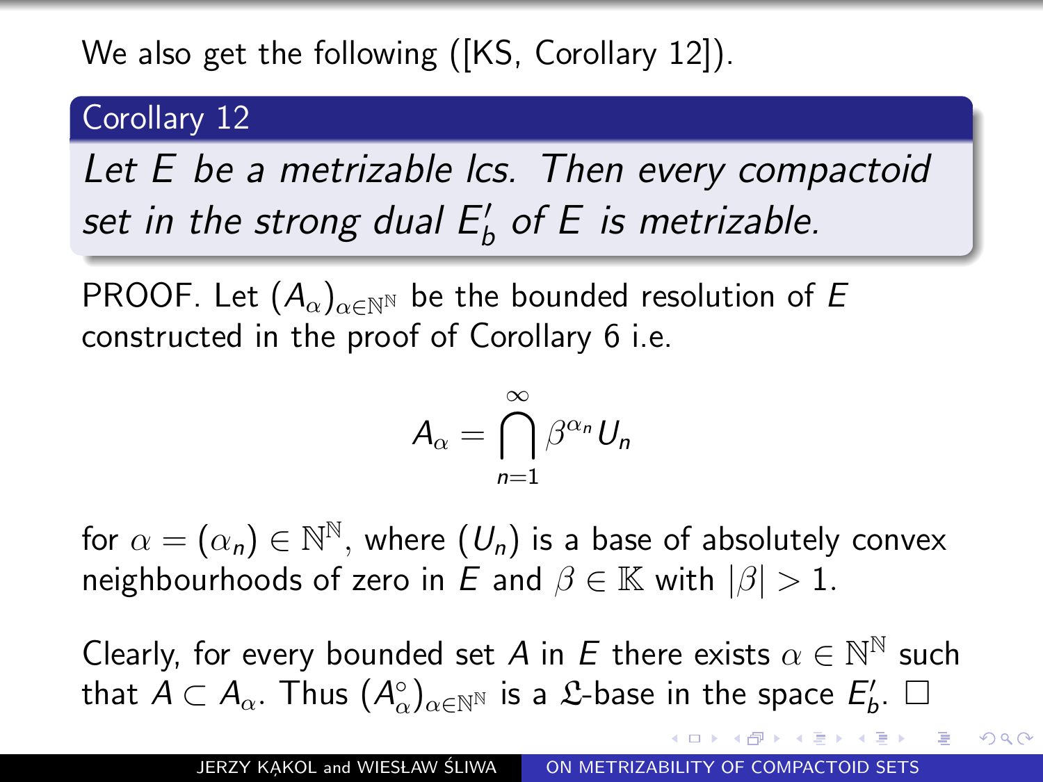We also get the following ([KS, Corollary 12]).

**Corollary 12**

*Let $E$ be a metrizable lcs. Then every compactoid set in the strong dual $E'_b$ of $E$ is metrizable.*

PROOF. Let $(A_\alpha)_{\alpha \in \mathbb{N}^\mathbb{N}}$ be the bounded resolution of $E$ constructed in the proof of Corollary 6 i.e.

$$A_\alpha = \bigcap_{n=1}^{\infty} \beta^{\alpha_n} U_n$$

for $\alpha = (\alpha_n) \in \mathbb{N}^\mathbb{N}$, where $(U_n)$ is a base of absolutely convex neighbourhoods of zero in $E$ and $\beta \in \mathbb{K}$ with $|\beta| > 1$.

Clearly, for every bounded set $A$ in $E$ there exists $\alpha \in \mathbb{N}^\mathbb{N}$ such that $A \subset A_\alpha$. Thus $(A_\alpha^\circ)_{\alpha \in \mathbb{N}^\mathbb{N}}$ is a $\mathfrak{L}$-base in the space $E'_b$. $\square$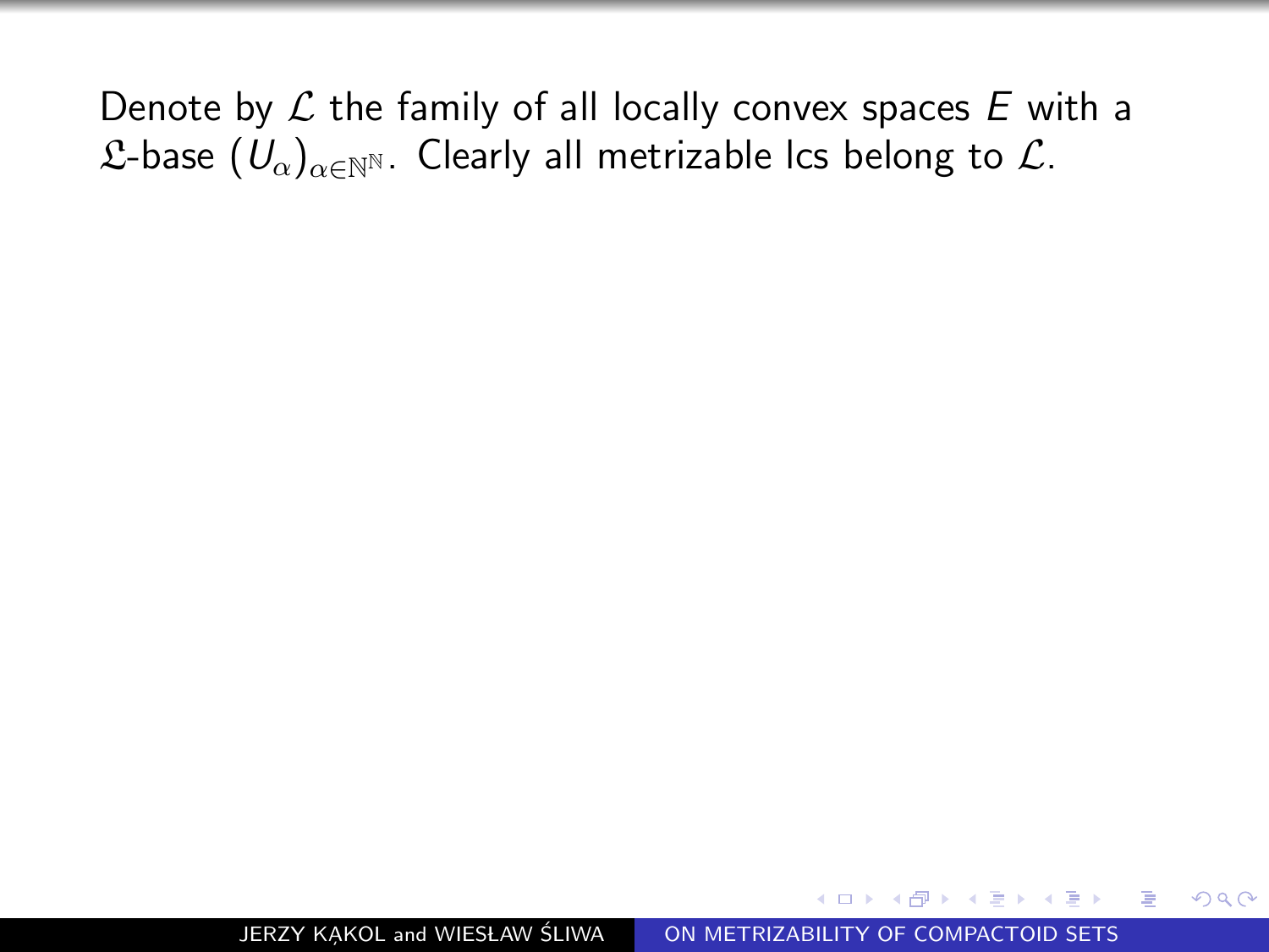Denote by $\mathcal{L}$ the family of all locally convex spaces $E$ with a $\mathfrak{L}$-base $(U_\alpha)_{\alpha \in \mathbb{N}^{\mathbb{N}}}$. Clearly all metrizable lcs belong to $\mathcal{L}$.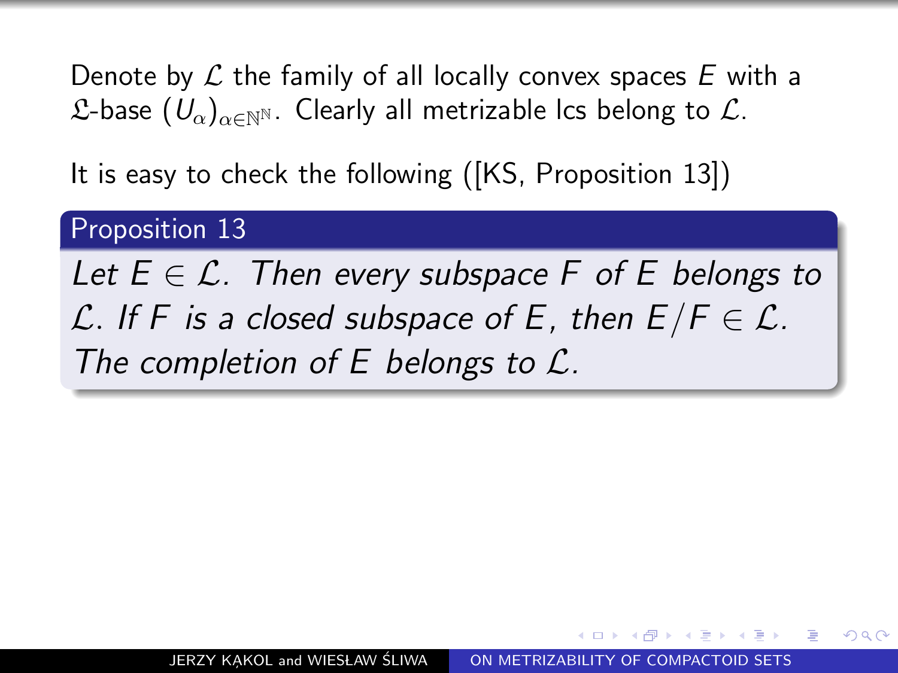Denote by $\mathcal{L}$ the family of all locally convex spaces $E$ with a $\mathfrak{L}$-base $(U_\alpha)_{\alpha \in \mathbb{N}^{\mathbb{N}}}$. Clearly all metrizable lcs belong to $\mathcal{L}$.

It is easy to check the following ([KS, Proposition 13])

**Proposition 13**

*Let $E \in \mathcal{L}$. Then every subspace $F$ of $E$ belongs to $\mathcal{L}$. If $F$ is a closed subspace of $E$, then $E/F \in \mathcal{L}$. The completion of $E$ belongs to $\mathcal{L}$.*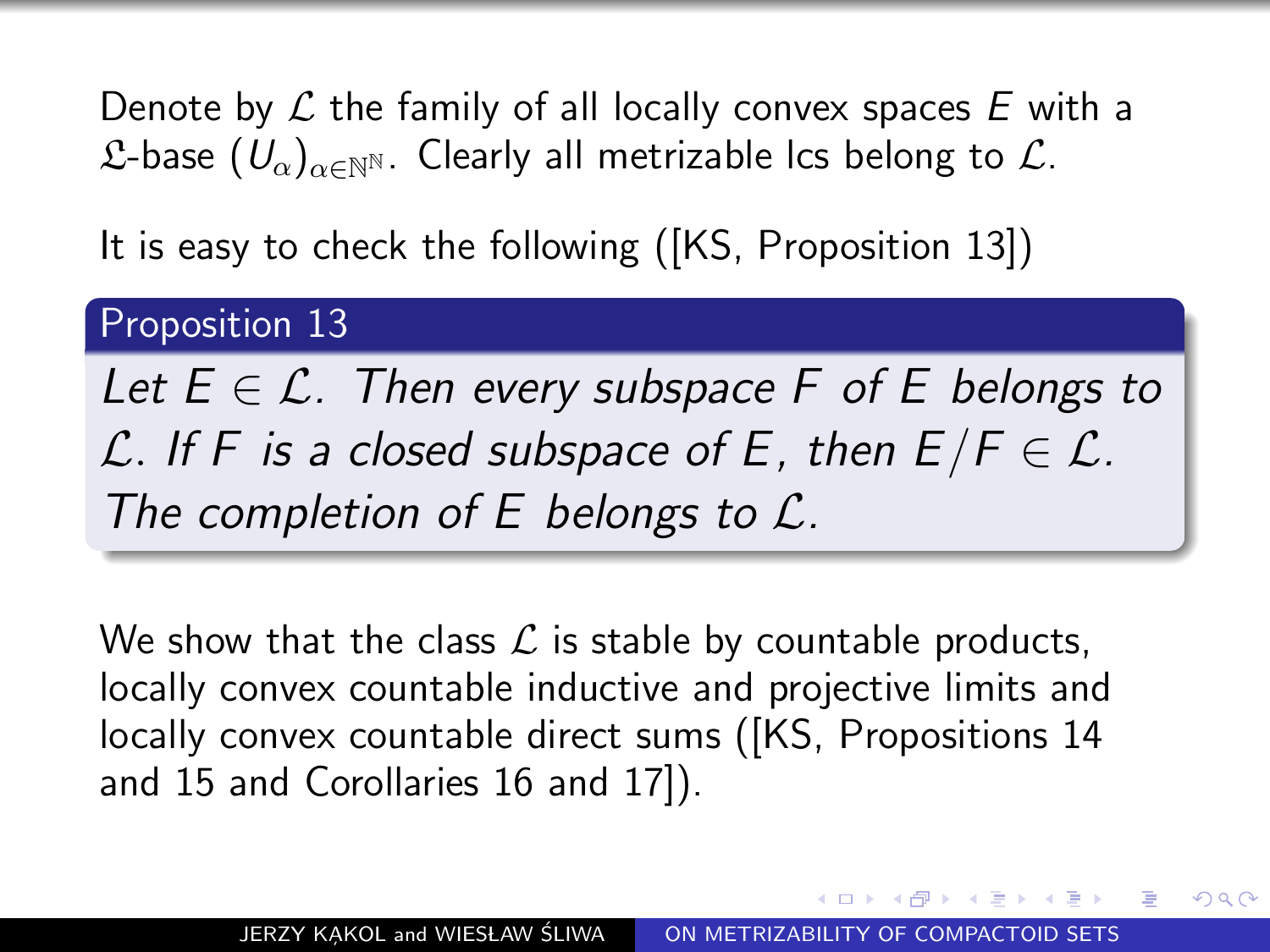Denote by $\mathcal{L}$ the family of all locally convex spaces $E$ with a $\mathfrak{L}$-base $(U_\alpha)_{\alpha\in\mathbb{N}^\mathbb{N}}$. Clearly all metrizable lcs belong to $\mathcal{L}$.

It is easy to check the following ([KS, Proposition 13])

**Proposition 13**

*Let $E \in \mathcal{L}$. Then every subspace $F$ of $E$ belongs to $\mathcal{L}$. If $F$ is a closed subspace of $E$, then $E/F \in \mathcal{L}$. The completion of $E$ belongs to $\mathcal{L}$.*

We show that the class $\mathcal{L}$ is stable by countable products, locally convex countable inductive and projective limits and locally convex countable direct sums ([KS, Propositions 14 and 15 and Corollaries 16 and 17]).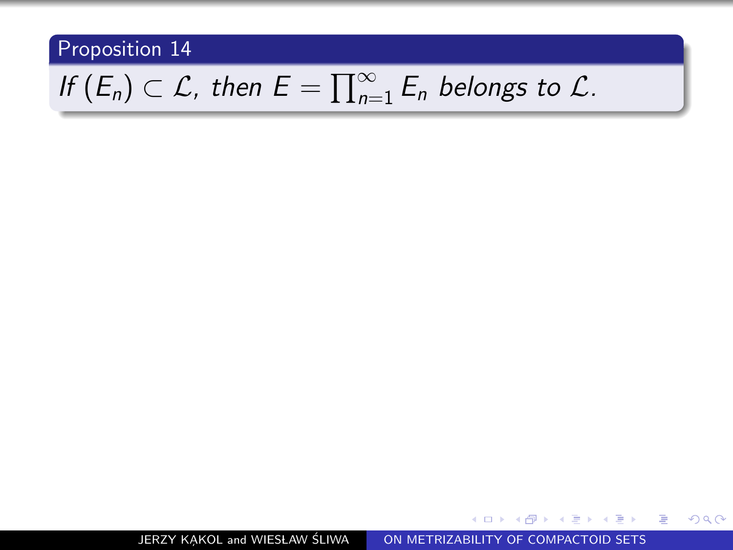**Proposition 14**

*If $(E_n) \subset \mathcal{L}$, then $E = \prod_{n=1}^{\infty} E_n$ belongs to $\mathcal{L}$.*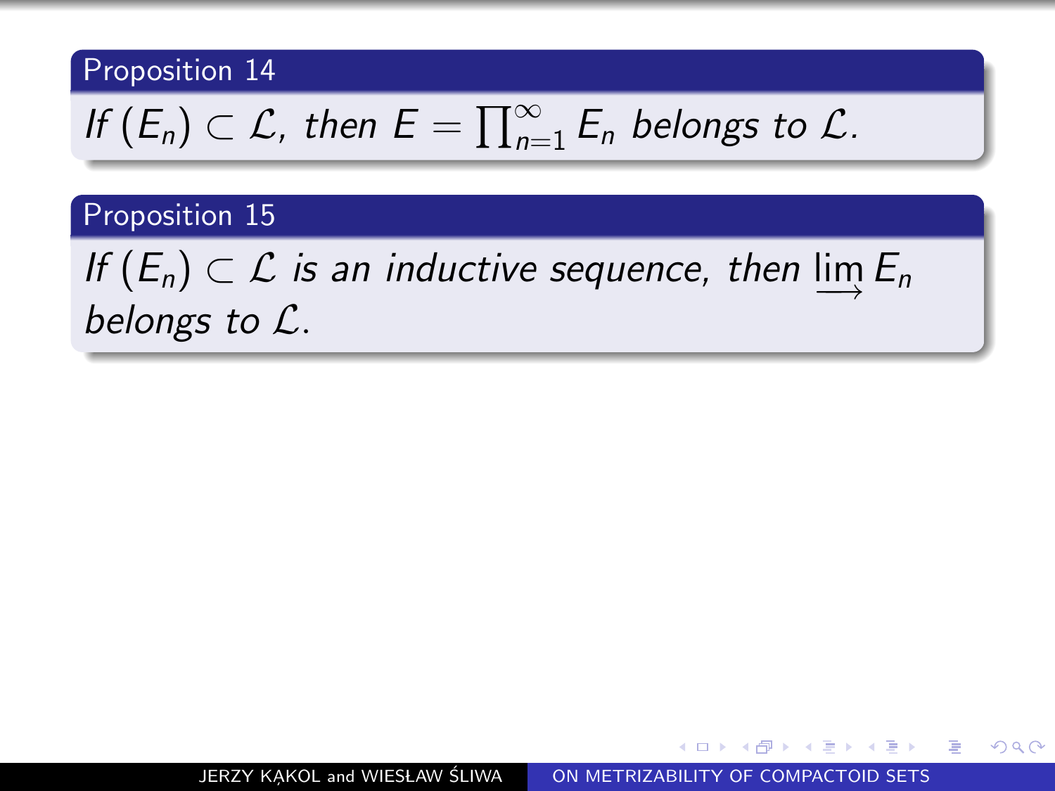**Proposition 14**

*If* $(E_n) \subset \mathcal{L}$, *then* $E = \prod_{n=1}^{\infty} E_n$ *belongs to* $\mathcal{L}$.

**Proposition 15**

*If* $(E_n) \subset \mathcal{L}$ *is an inductive sequence, then* $\varinjlim E_n$ *belongs to* $\mathcal{L}$.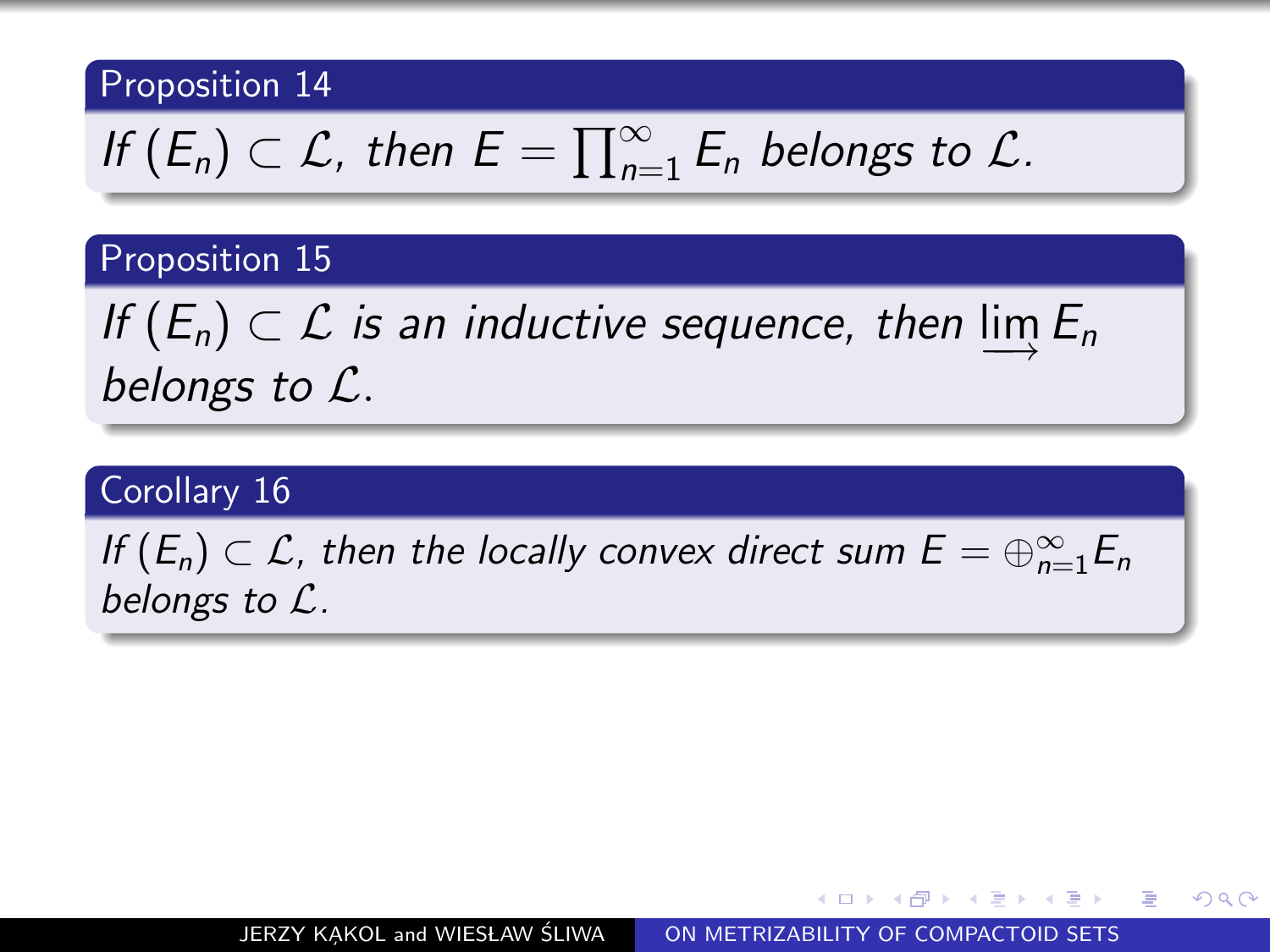**Proposition 14**

*If* $(E_n) \subset \mathcal{L}$, *then* $E = \prod_{n=1}^{\infty} E_n$ *belongs to* $\mathcal{L}$.

**Proposition 15**

*If* $(E_n) \subset \mathcal{L}$ *is an inductive sequence, then* $\varinjlim E_n$ *belongs to* $\mathcal{L}$.

**Corollary 16**

*If* $(E_n) \subset \mathcal{L}$, *then the locally convex direct sum* $E = \oplus_{n=1}^{\infty} E_n$ *belongs to* $\mathcal{L}$.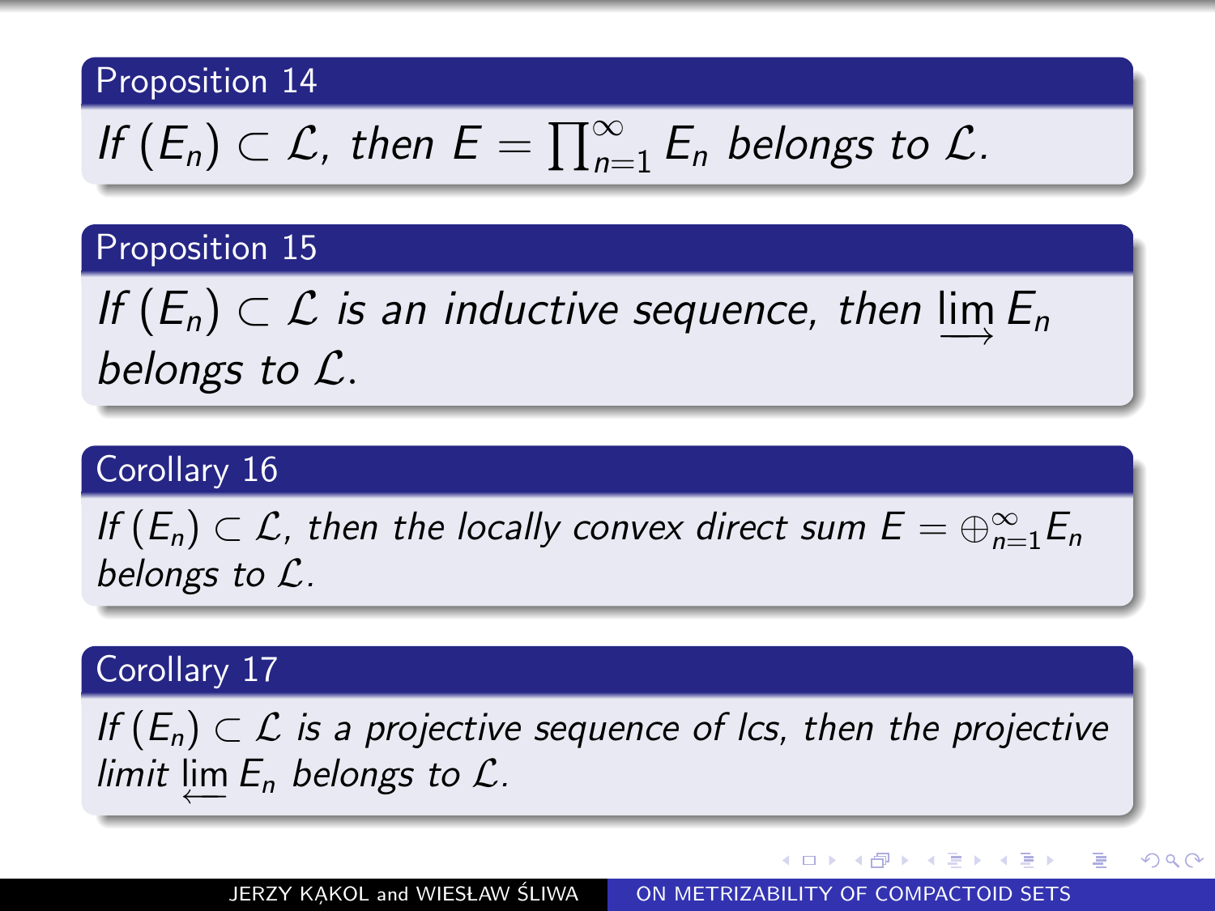**Proposition 14**

*If $(E_n) \subset \mathcal{L}$, then $E = \prod_{n=1}^{\infty} E_n$ belongs to $\mathcal{L}$.*

**Proposition 15**

*If $(E_n) \subset \mathcal{L}$ is an inductive sequence, then $\varinjlim E_n$ belongs to $\mathcal{L}$.*

**Corollary 16**

*If $(E_n) \subset \mathcal{L}$, then the locally convex direct sum $E = \oplus_{n=1}^{\infty} E_n$ belongs to $\mathcal{L}$.*

**Corollary 17**

*If $(E_n) \subset \mathcal{L}$ is a projective sequence of lcs, then the projective limit $\varprojlim E_n$ belongs to $\mathcal{L}$.*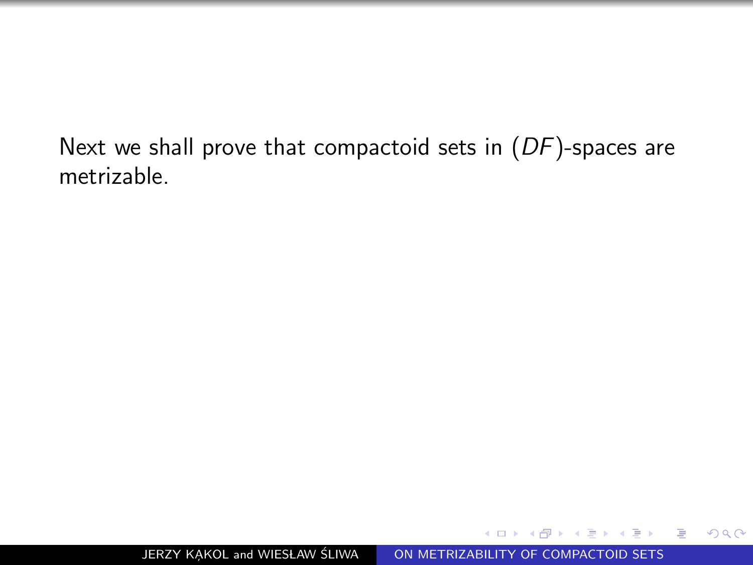Next we shall prove that compactoid sets in $(DF)$-spaces are metrizable.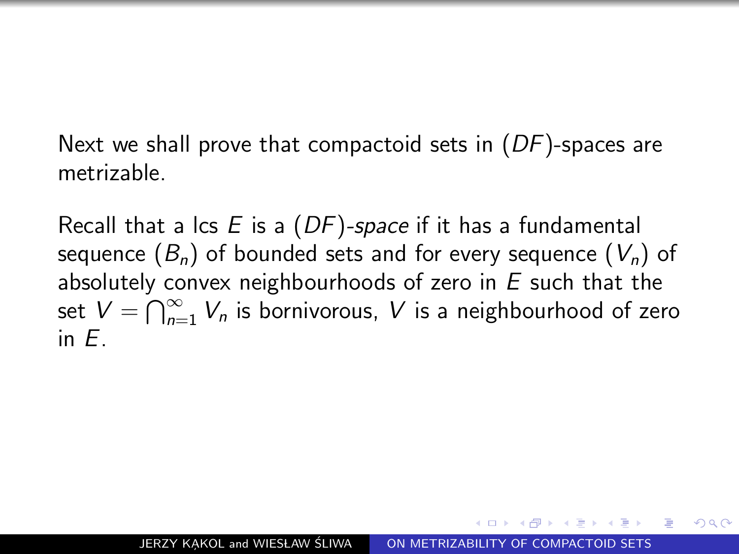Next we shall prove that compactoid sets in $(DF)$-spaces are metrizable.

Recall that a lcs $E$ is a $(DF)$-*space* if it has a fundamental sequence $(B_n)$ of bounded sets and for every sequence $(V_n)$ of absolutely convex neighbourhoods of zero in $E$ such that the set $V = \bigcap_{n=1}^{\infty} V_n$ is bornivorous, $V$ is a neighbourhood of zero in $E$.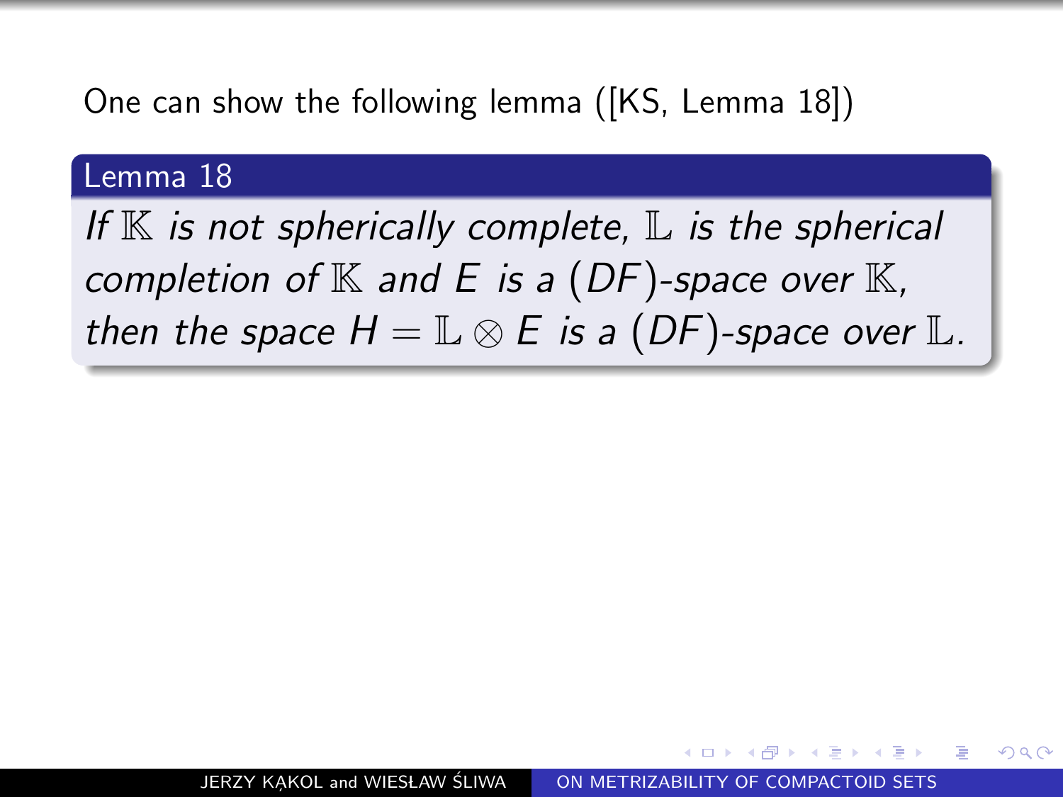One can show the following lemma ([KS, Lemma 18])

**Lemma 18**

*If $\mathbb{K}$ is not spherically complete, $\mathbb{L}$ is the spherical completion of $\mathbb{K}$ and $E$ is a $(DF)$-space over $\mathbb{K}$, then the space $H = \mathbb{L} \otimes E$ is a $(DF)$-space over $\mathbb{L}$.*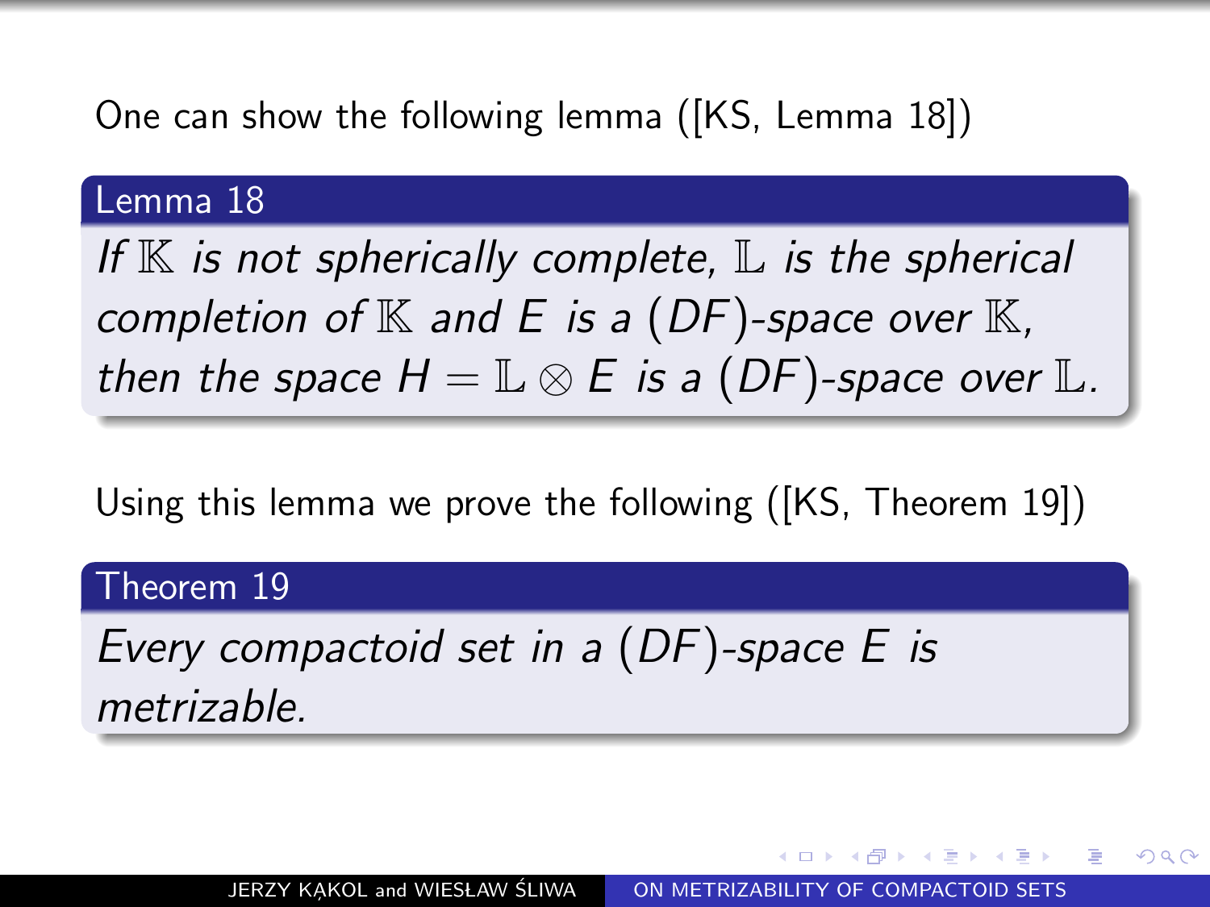One can show the following lemma ([KS, Lemma 18])

**Lemma 18**

*If $\mathbb{K}$ is not spherically complete, $\mathbb{L}$ is the spherical completion of $\mathbb{K}$ and $E$ is a $(DF)$-space over $\mathbb{K}$, then the space $H = \mathbb{L} \otimes E$ is a $(DF)$-space over $\mathbb{L}$.*

Using this lemma we prove the following ([KS, Theorem 19])

**Theorem 19**

*Every compactoid set in a $(DF)$-space $E$ is metrizable.*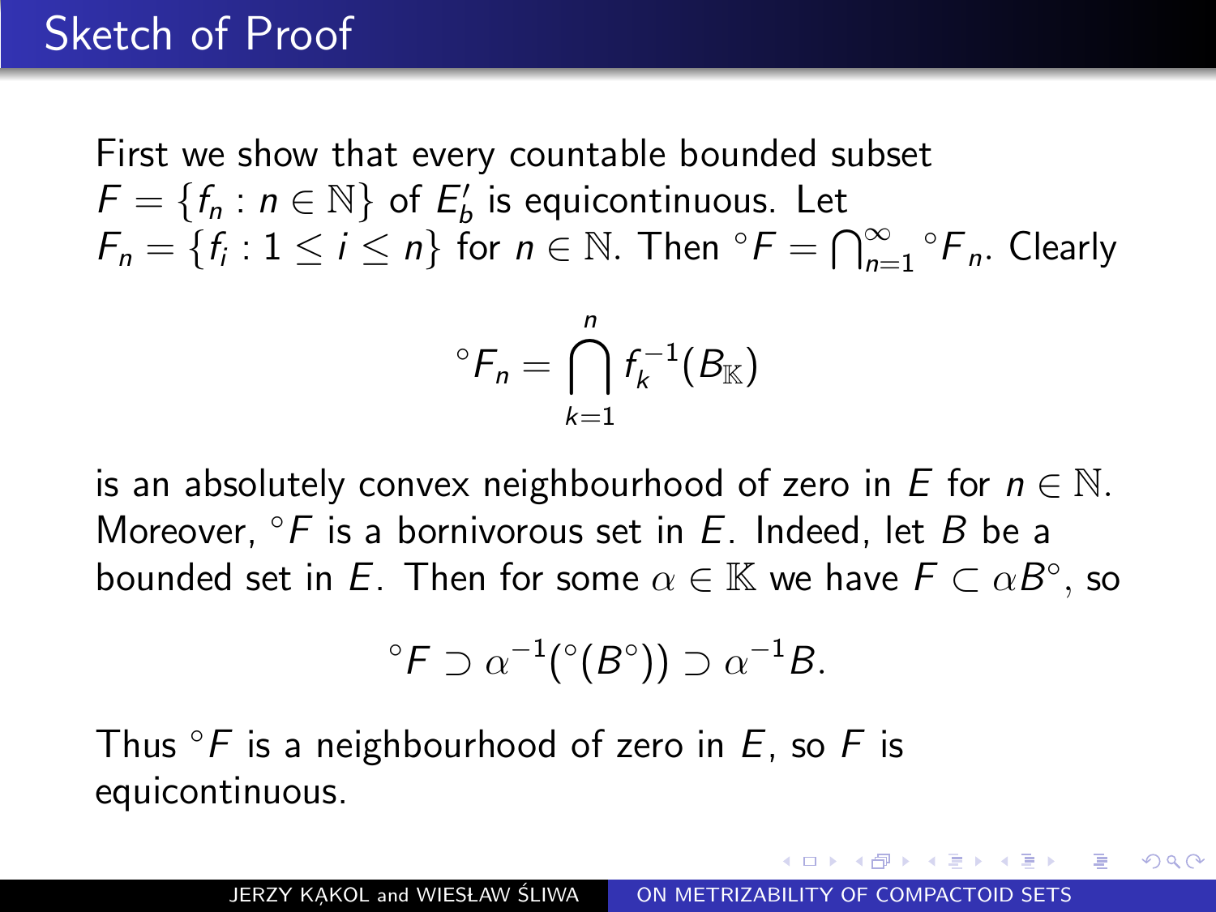# Sketch of Proof

First we show that every countable bounded subset $F = \{f_n : n \in \mathbb{N}\}$ of $E'_b$ is equicontinuous. Let $F_n = \{f_i : 1 \leq i \leq n\}$ for $n \in \mathbb{N}$. Then ${}^\circ F = \bigcap_{n=1}^\infty {}^\circ F_n$. Clearly

$$
{}^\circ F_n = \bigcap_{k=1}^{n} f_k^{-1}(B_{\mathbb{K}})
$$

is an absolutely convex neighbourhood of zero in $E$ for $n \in \mathbb{N}$. Moreover, ${}^\circ F$ is a bornivorous set in $E$. Indeed, let $B$ be a bounded set in $E$. Then for some $\alpha \in \mathbb{K}$ we have $F \subset \alpha B^\circ$, so

$$
{}^\circ F \supset \alpha^{-1}({}^\circ(B^\circ)) \supset \alpha^{-1} B.
$$

Thus ${}^\circ F$ is a neighbourhood of zero in $E$, so $F$ is equicontinuous.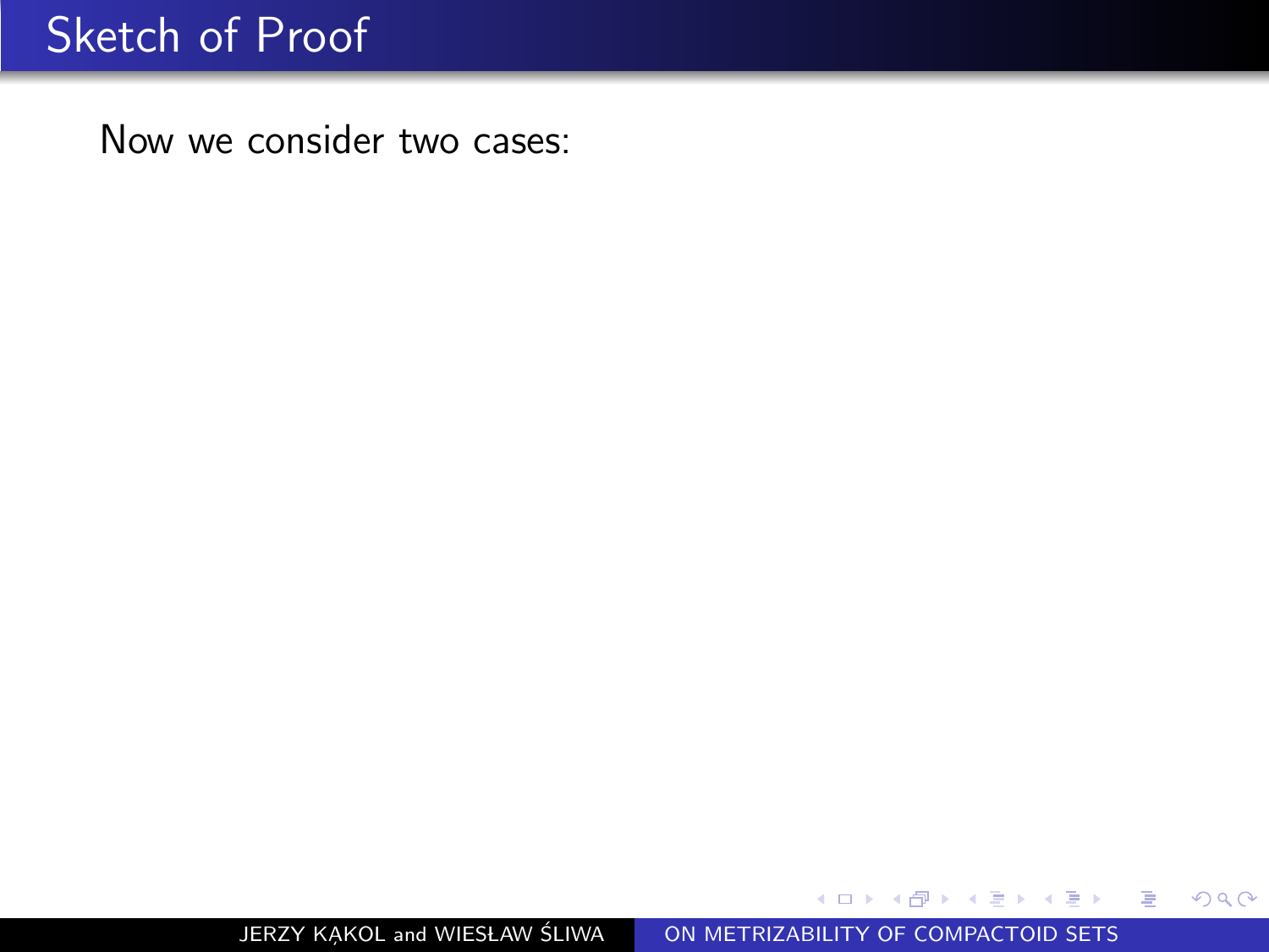# Sketch of Proof

Now we consider two cases: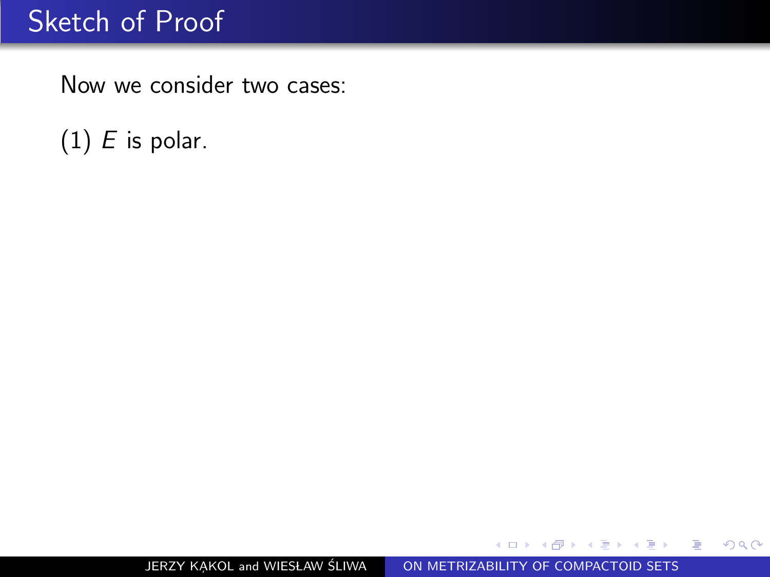# Sketch of Proof

Now we consider two cases:

(1) $E$ is polar.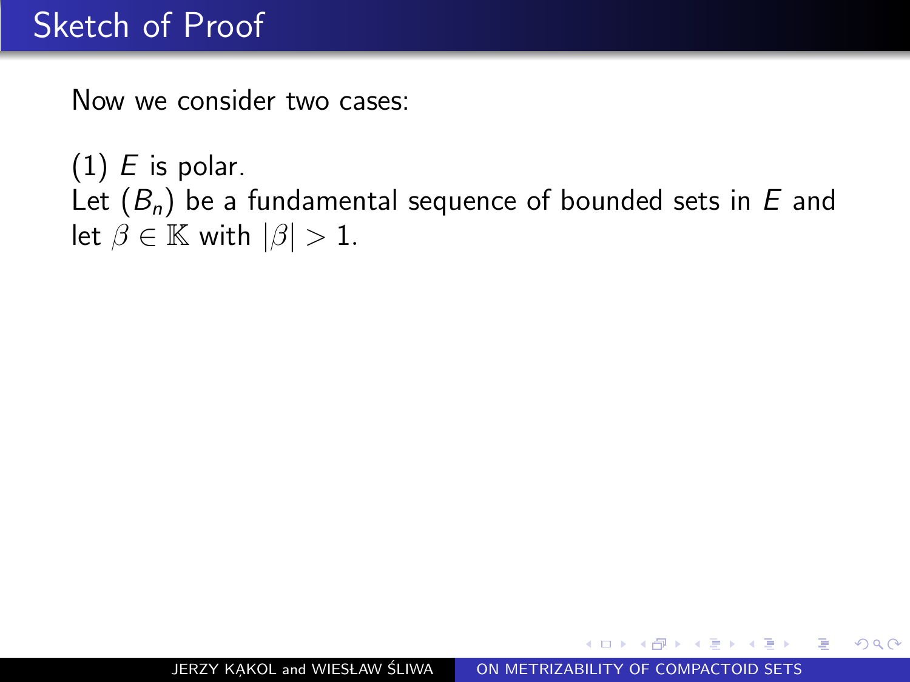# Sketch of Proof

Now we consider two cases:

(1) $E$ is polar.
Let $(B_n)$ be a fundamental sequence of bounded sets in $E$ and let $\beta \in \mathbb{K}$ with $|\beta| > 1$.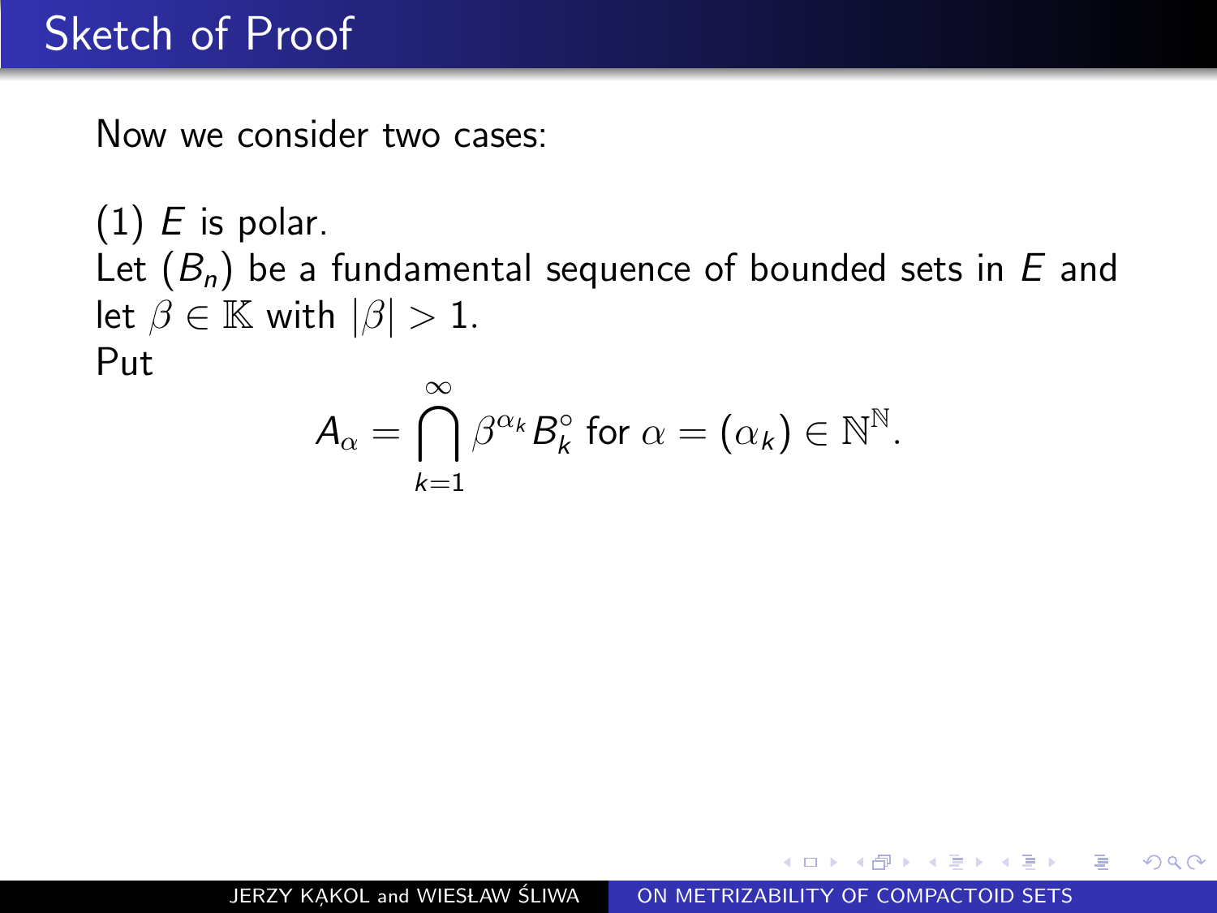# Sketch of Proof

Now we consider two cases:

(1) $E$ is polar.
Let $(B_n)$ be a fundamental sequence of bounded sets in $E$ and let $\beta \in \mathbb{K}$ with $|\beta| > 1$.
Put

$$A_\alpha = \bigcap_{k=1}^{\infty} \beta^{\alpha_k} B_k^\circ \text{ for } \alpha = (\alpha_k) \in \mathbb{N}^{\mathbb{N}}.$$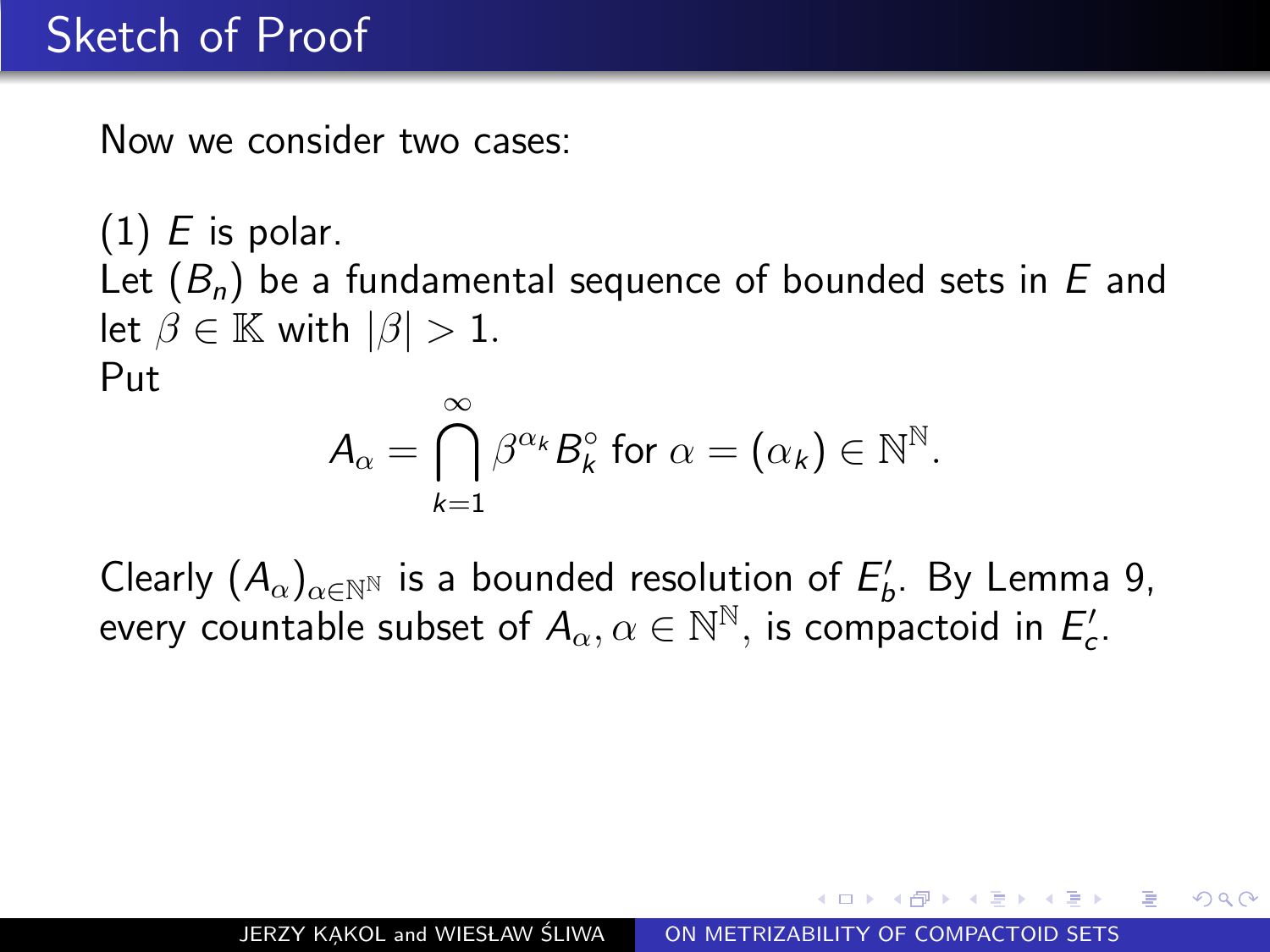# Sketch of Proof

Now we consider two cases:

(1) $E$ is polar.
Let $(B_n)$ be a fundamental sequence of bounded sets in $E$ and let $\beta \in \mathbb{K}$ with $|\beta| > 1$.
Put

$$A_\alpha = \bigcap_{k=1}^{\infty} \beta^{\alpha_k} B_k^\circ \text{ for } \alpha = (\alpha_k) \in \mathbb{N}^{\mathbb{N}}.$$

Clearly $(A_\alpha)_{\alpha \in \mathbb{N}^{\mathbb{N}}}$ is a bounded resolution of $E'_b$. By Lemma 9, every countable subset of $A_\alpha, \alpha \in \mathbb{N}^{\mathbb{N}}$, is compactoid in $E'_c$.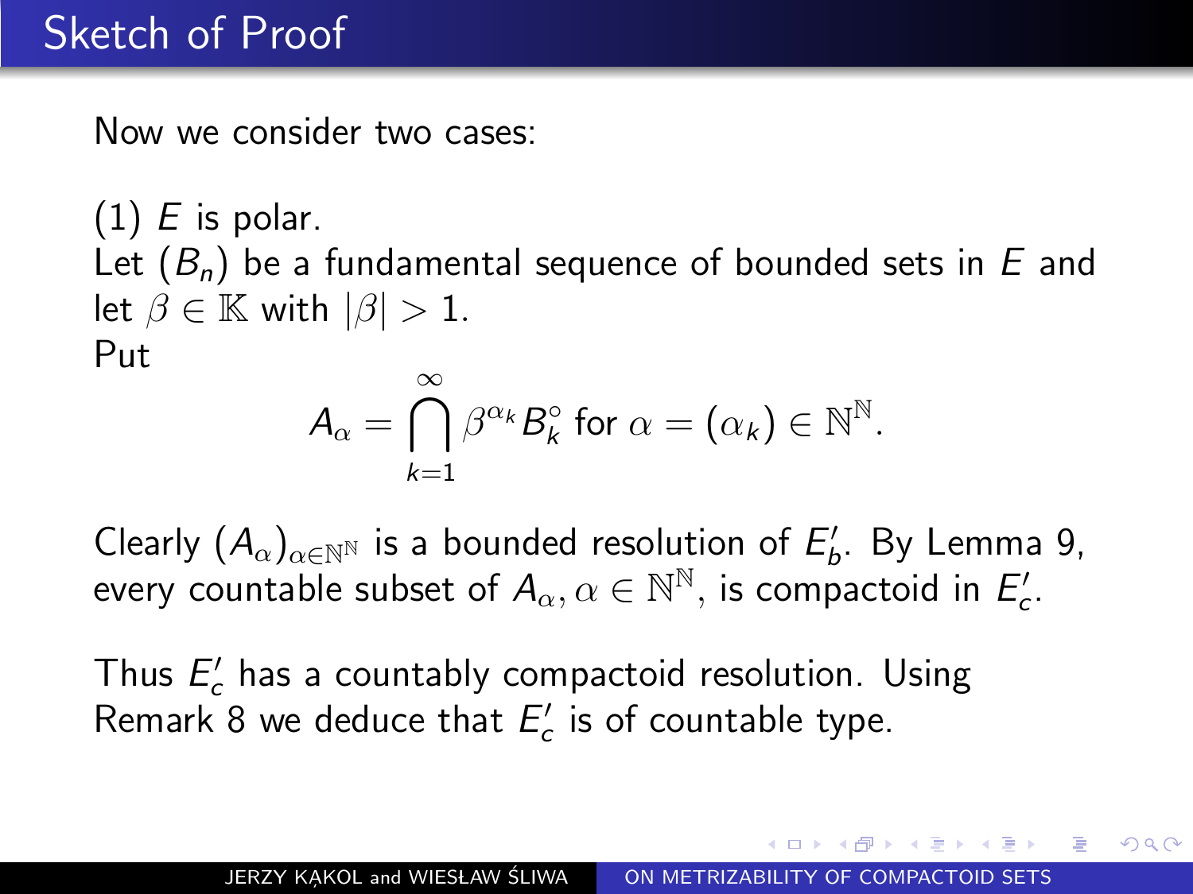# Sketch of Proof

Now we consider two cases:

(1) $E$ is polar.
Let $(B_n)$ be a fundamental sequence of bounded sets in $E$ and let $\beta \in \mathbb{K}$ with $|\beta| > 1$.
Put

$$A_\alpha = \bigcap_{k=1}^{\infty} \beta^{\alpha_k} B_k^\circ \text{ for } \alpha = (\alpha_k) \in \mathbb{N}^{\mathbb{N}}.$$

Clearly $(A_\alpha)_{\alpha \in \mathbb{N}^{\mathbb{N}}}$ is a bounded resolution of $E'_b$. By Lemma 9, every countable subset of $A_\alpha, \alpha \in \mathbb{N}^{\mathbb{N}}$, is compactoid in $E'_c$.

Thus $E'_c$ has a countably compactoid resolution. Using Remark 8 we deduce that $E'_c$ is of countable type.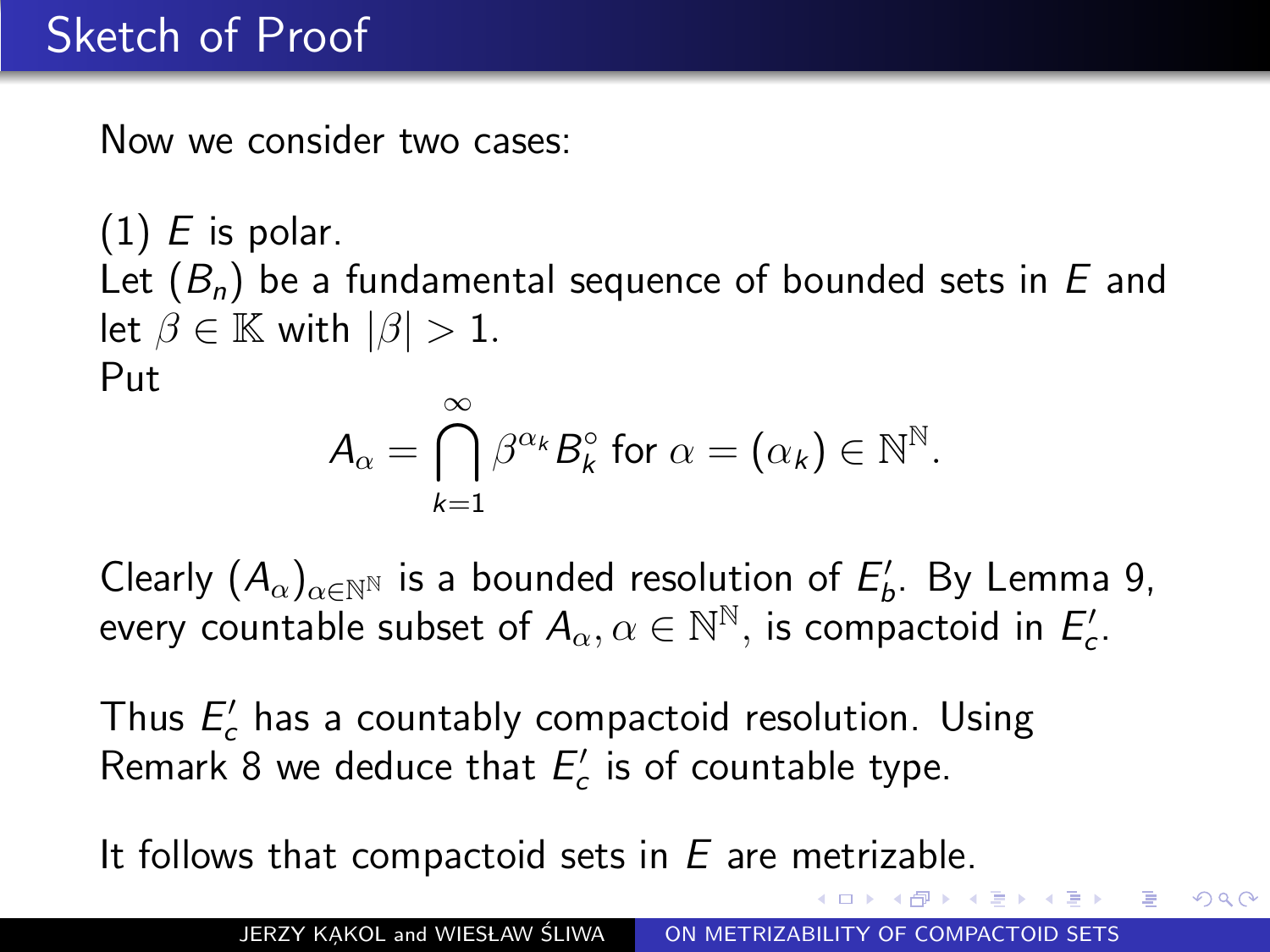# Sketch of Proof

Now we consider two cases:

(1) $E$ is polar.
Let $(B_n)$ be a fundamental sequence of bounded sets in $E$ and let $\beta \in \mathbb{K}$ with $|\beta| > 1$.
Put

$$A_\alpha = \bigcap_{k=1}^{\infty} \beta^{\alpha_k} B_k^\circ \text{ for } \alpha = (\alpha_k) \in \mathbb{N}^{\mathbb{N}}.$$

Clearly $(A_\alpha)_{\alpha \in \mathbb{N}^{\mathbb{N}}}$ is a bounded resolution of $E'_b$. By Lemma 9, every countable subset of $A_\alpha, \alpha \in \mathbb{N}^{\mathbb{N}}$, is compactoid in $E'_c$.

Thus $E'_c$ has a countably compactoid resolution. Using Remark 8 we deduce that $E'_c$ is of countable type.

It follows that compactoid sets in $E$ are metrizable.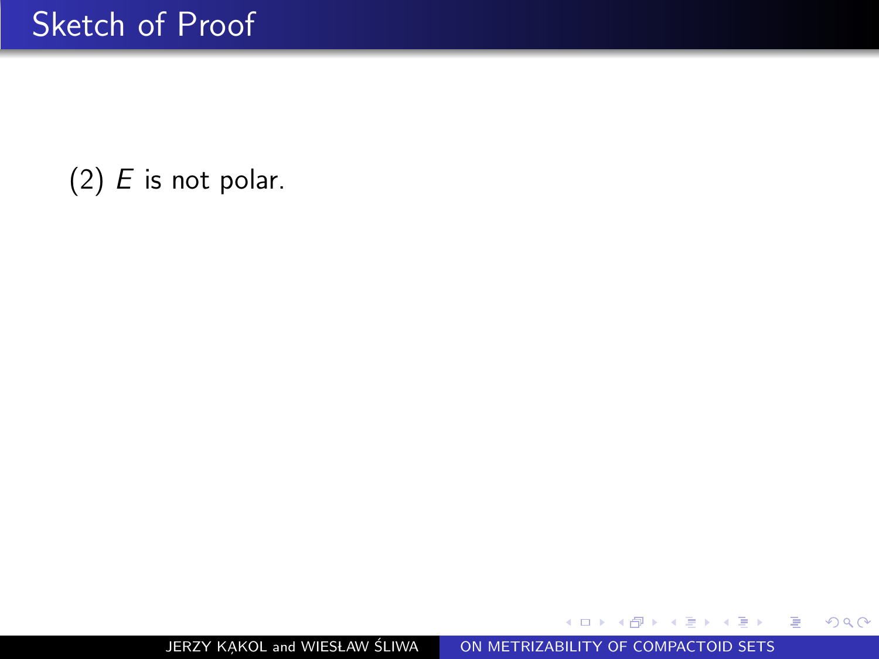# Sketch of Proof

(2) $E$ is not polar.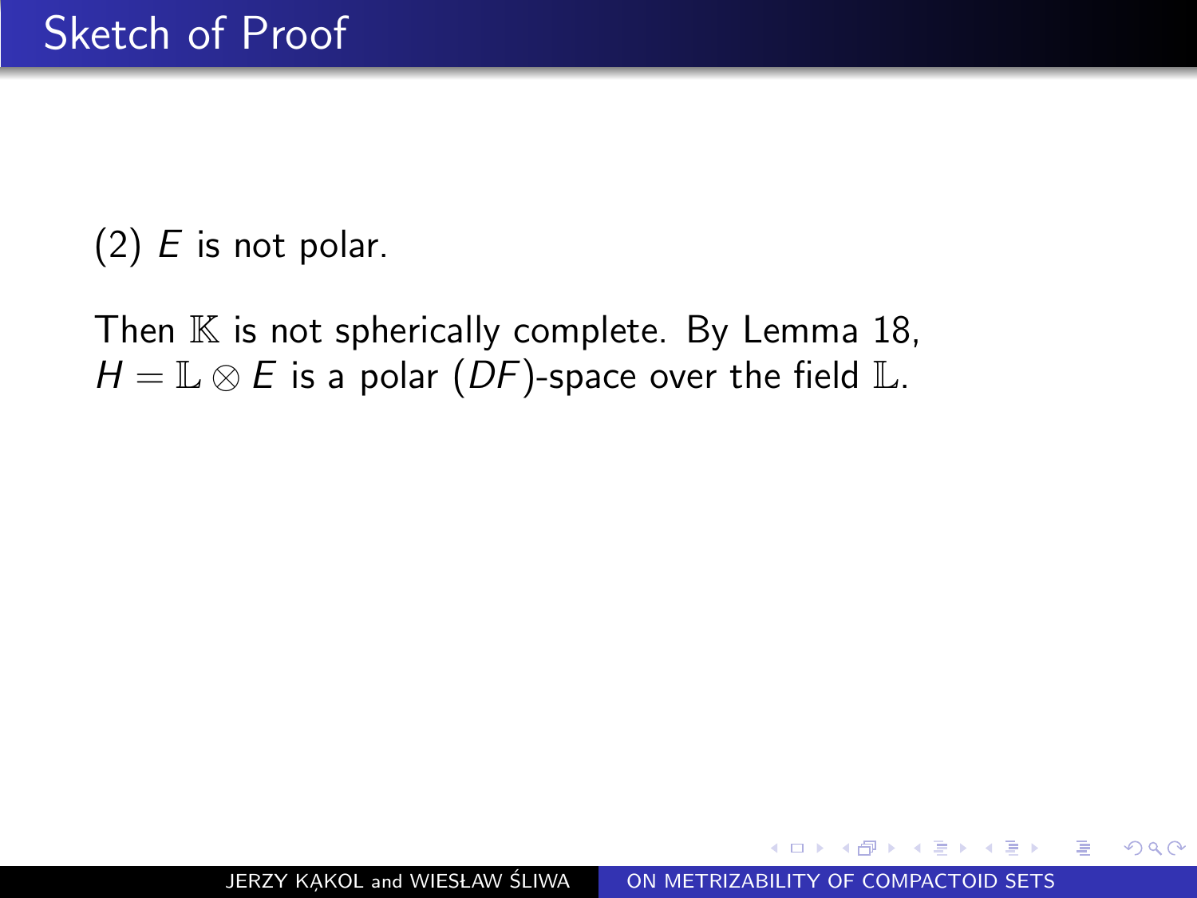# Sketch of Proof

(2) $E$ is not polar.

Then $\mathbb{K}$ is not spherically complete. By Lemma 18, $H = \mathbb{L} \otimes E$ is a polar $(DF)$-space over the field $\mathbb{L}$.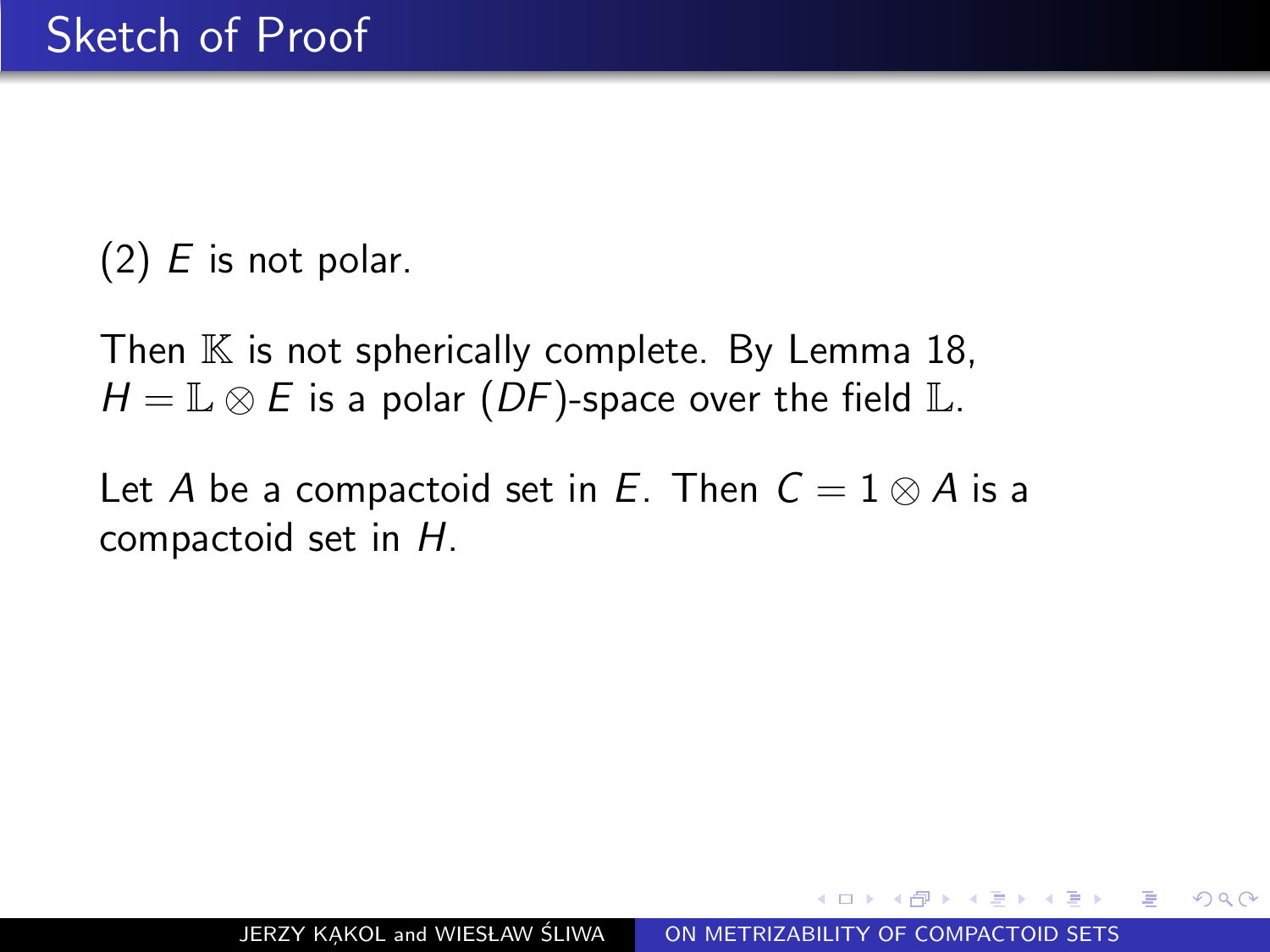# Sketch of Proof

(2) $E$ is not polar.

Then $\mathbb{K}$ is not spherically complete. By Lemma 18, $H = \mathbb{L} \otimes E$ is a polar $(DF)$-space over the field $\mathbb{L}$.

Let $A$ be a compactoid set in $E$. Then $C = 1 \otimes A$ is a compactoid set in $H$.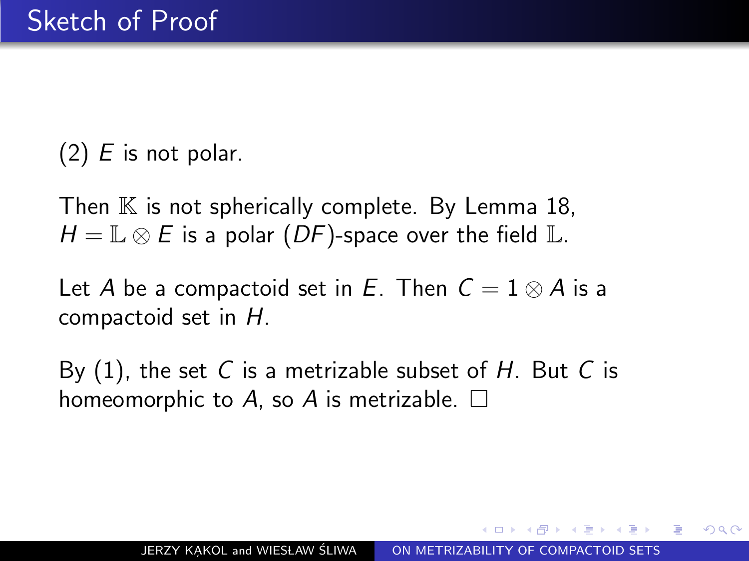# Sketch of Proof

(2) $E$ is not polar.

Then $\mathbb{K}$ is not spherically complete. By Lemma 18, $H = \mathbb{L} \otimes E$ is a polar $(DF)$-space over the field $\mathbb{L}$.

Let $A$ be a compactoid set in $E$. Then $C = 1 \otimes A$ is a compactoid set in $H$.

By (1), the set $C$ is a metrizable subset of $H$. But $C$ is homeomorphic to $A$, so $A$ is metrizable. $\square$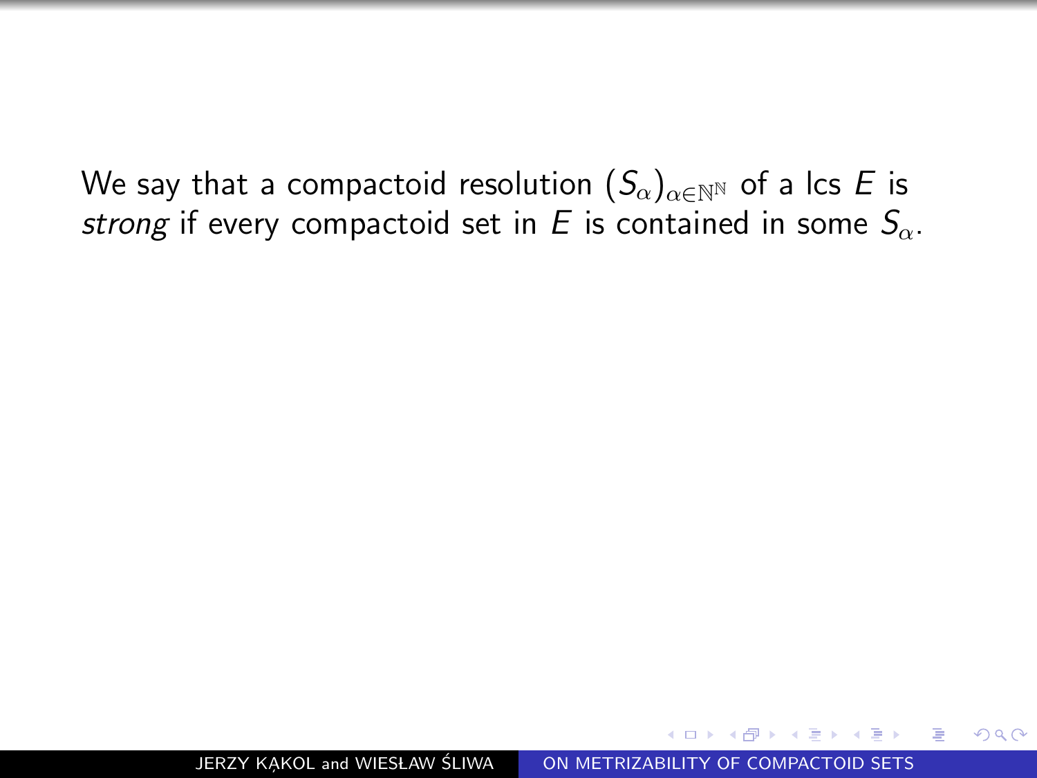We say that a compactoid resolution $(S_\alpha)_{\alpha \in \mathbb{N}^\mathbb{N}}$ of a lcs $E$ is *strong* if every compactoid set in $E$ is contained in some $S_\alpha$.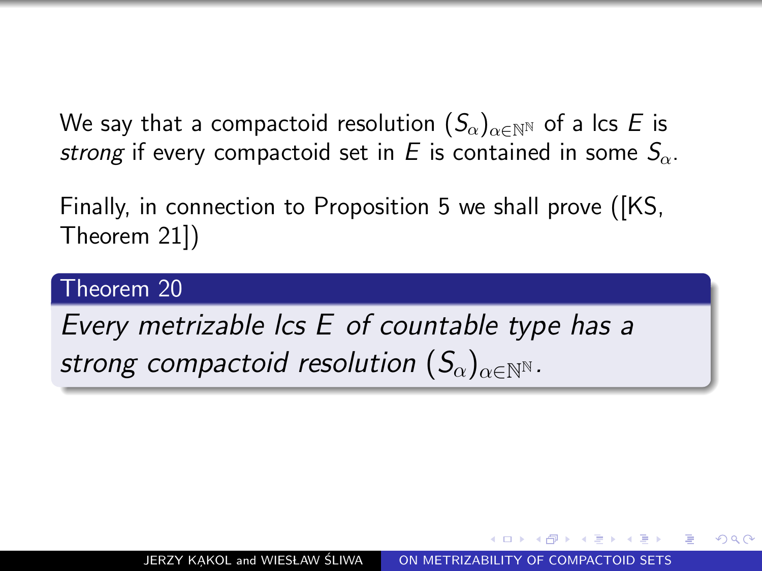We say that a compactoid resolution $(S_\alpha)_{\alpha \in \mathbb{N}^\mathbb{N}}$ of a lcs $E$ is *strong* if every compactoid set in $E$ is contained in some $S_\alpha$.

Finally, in connection to Proposition 5 we shall prove ([KS, Theorem 21])

**Theorem 20**

*Every metrizable lcs $E$ of countable type has a strong compactoid resolution $(S_\alpha)_{\alpha \in \mathbb{N}^\mathbb{N}}$.*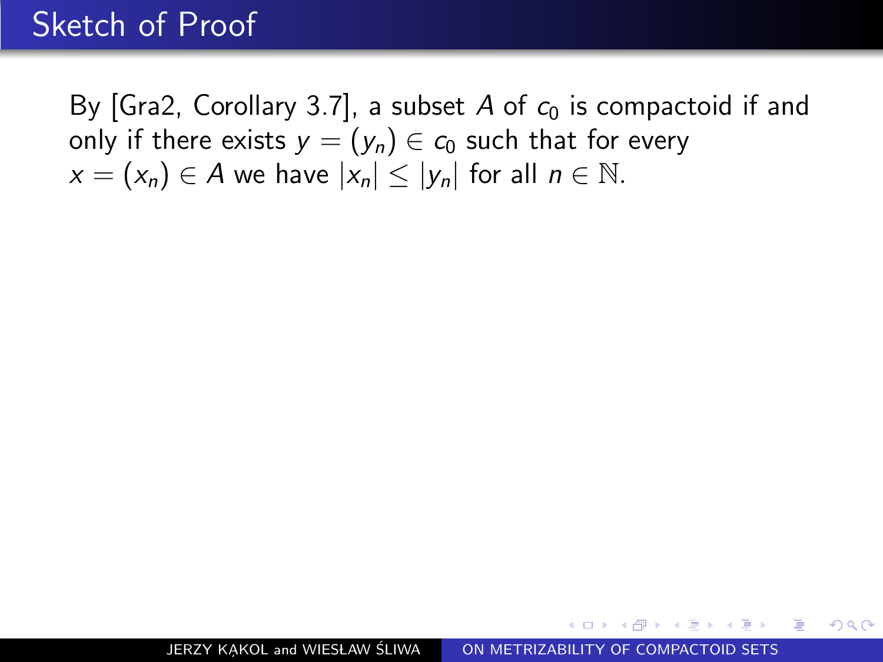# Sketch of Proof

By [Gra2, Corollary 3.7], a subset $A$ of $c_0$ is compactoid if and only if there exists $y = (y_n) \in c_0$ such that for every $x = (x_n) \in A$ we have $|x_n| \leq |y_n|$ for all $n \in \mathbb{N}$.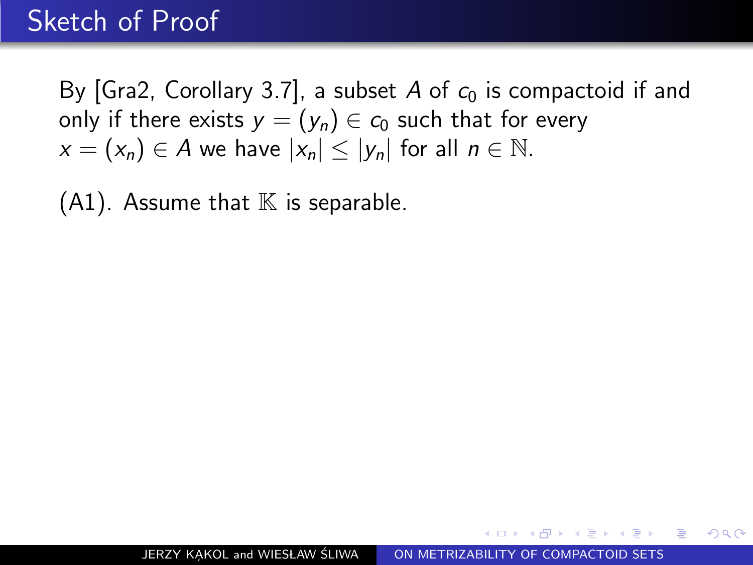# Sketch of Proof

By [Gra2, Corollary 3.7], a subset $A$ of $c_0$ is compactoid if and only if there exists $y = (y_n) \in c_0$ such that for every $x = (x_n) \in A$ we have $|x_n| \leq |y_n|$ for all $n \in \mathbb{N}$.

(A1). Assume that $\mathbb{K}$ is separable.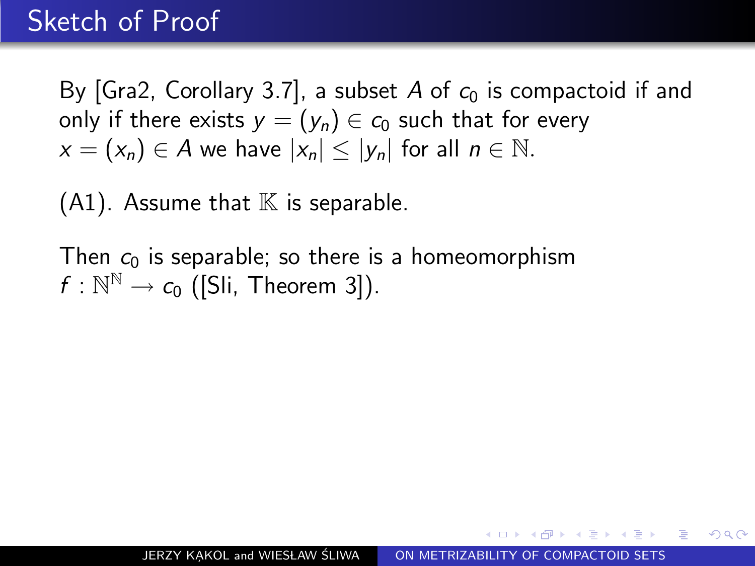# Sketch of Proof

By [Gra2, Corollary 3.7], a subset $A$ of $c_0$ is compactoid if and only if there exists $y = (y_n) \in c_0$ such that for every $x = (x_n) \in A$ we have $|x_n| \leq |y_n|$ for all $n \in \mathbb{N}$.

(A1). Assume that $\mathbb{K}$ is separable.

Then $c_0$ is separable; so there is a homeomorphism $f : \mathbb{N}^{\mathbb{N}} \to c_0$ ([Sli, Theorem 3]).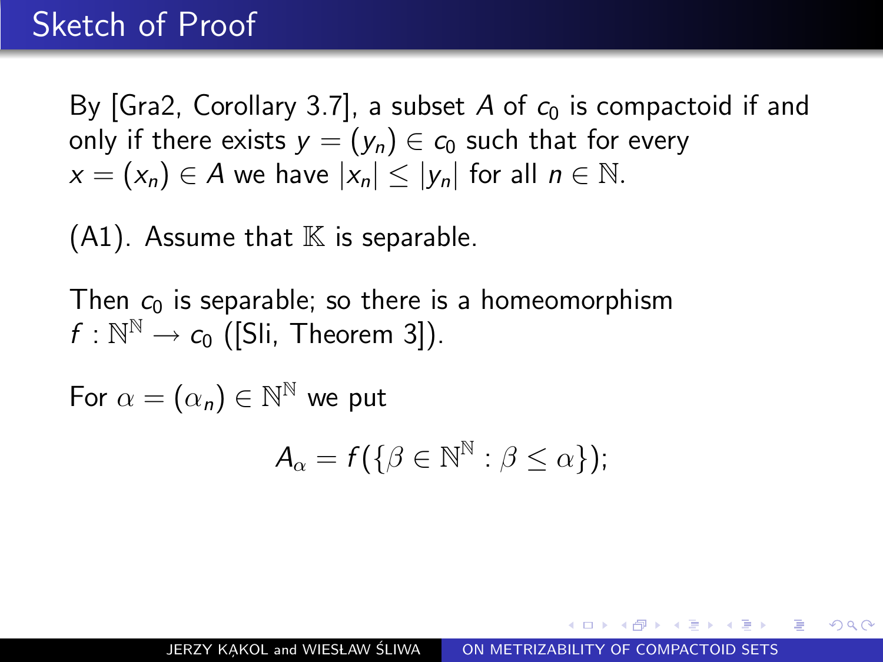# Sketch of Proof

By [Gra2, Corollary 3.7], a subset $A$ of $c_0$ is compactoid if and only if there exists $y = (y_n) \in c_0$ such that for every $x = (x_n) \in A$ we have $|x_n| \leq |y_n|$ for all $n \in \mathbb{N}$.

(A1). Assume that $\mathbb{K}$ is separable.

Then $c_0$ is separable; so there is a homeomorphism $f : \mathbb{N}^{\mathbb{N}} \to c_0$ ([Sli, Theorem 3]).

For $\alpha = (\alpha_n) \in \mathbb{N}^{\mathbb{N}}$ we put

$$A_\alpha = f(\{\beta \in \mathbb{N}^{\mathbb{N}} : \beta \leq \alpha\});$$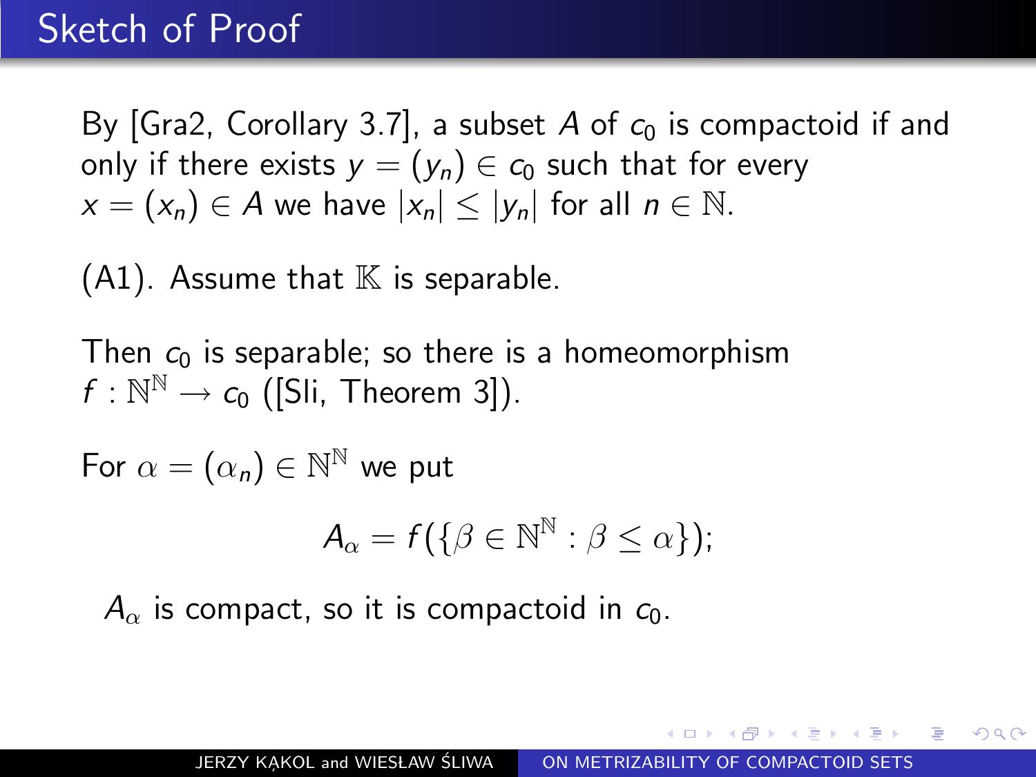# Sketch of Proof

By [Gra2, Corollary 3.7], a subset $A$ of $c_0$ is compactoid if and only if there exists $y = (y_n) \in c_0$ such that for every $x = (x_n) \in A$ we have $|x_n| \leq |y_n|$ for all $n \in \mathbb{N}$.

(A1). Assume that $\mathbb{K}$ is separable.

Then $c_0$ is separable; so there is a homeomorphism $f : \mathbb{N}^{\mathbb{N}} \to c_0$ ([Sli, Theorem 3]).

For $\alpha = (\alpha_n) \in \mathbb{N}^{\mathbb{N}}$ we put

$$A_\alpha = f(\{\beta \in \mathbb{N}^{\mathbb{N}} : \beta \leq \alpha\});$$

$A_\alpha$ is compact, so it is compactoid in $c_0$.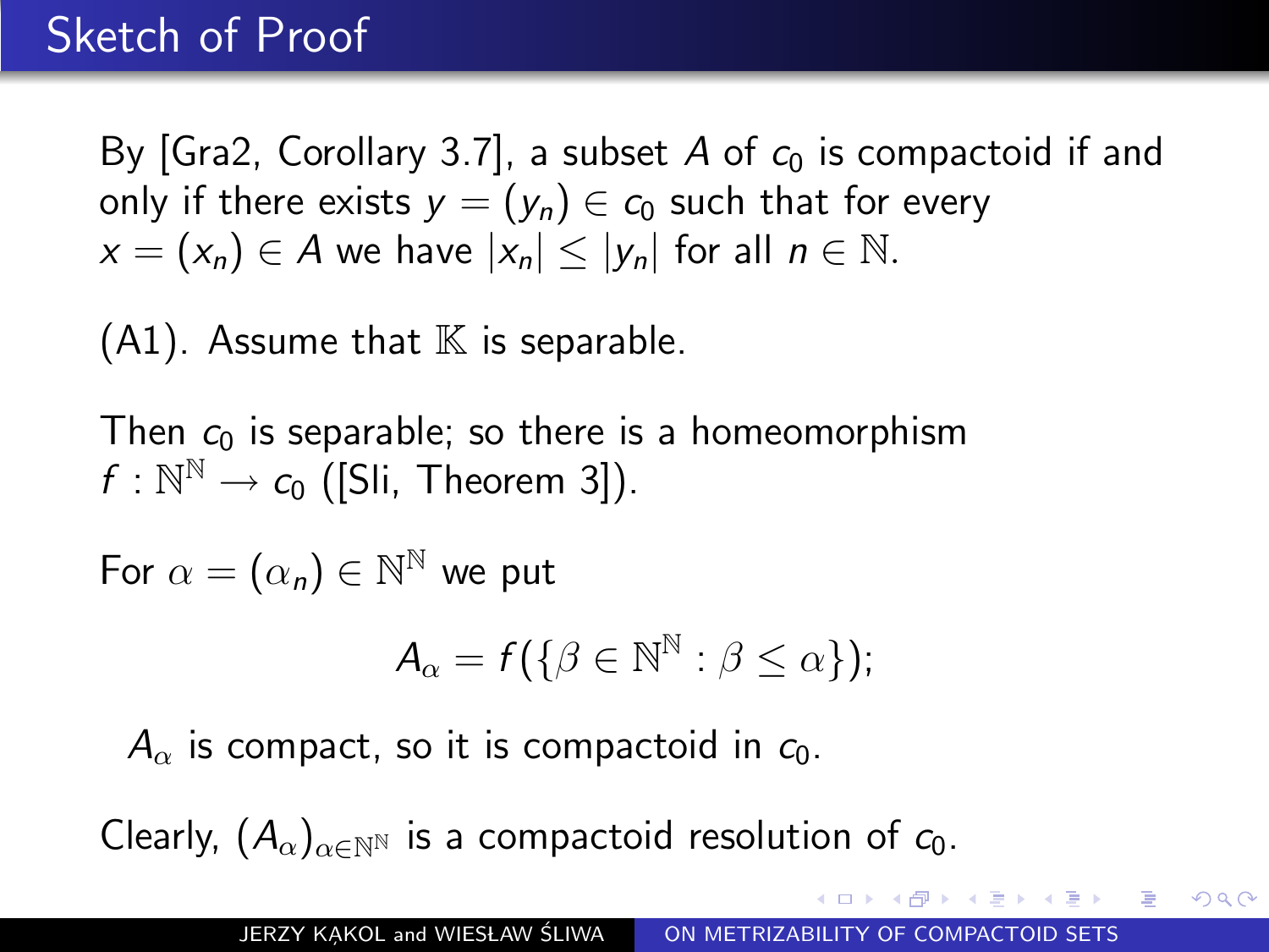## Sketch of Proof

By [Gra2, Corollary 3.7], a subset $A$ of $c_0$ is compactoid if and only if there exists $y = (y_n) \in c_0$ such that for every $x = (x_n) \in A$ we have $|x_n| \leq |y_n|$ for all $n \in \mathbb{N}$.

(A1). Assume that $\mathbb{K}$ is separable.

Then $c_0$ is separable; so there is a homeomorphism $f : \mathbb{N}^{\mathbb{N}} \to c_0$ ([Sli, Theorem 3]).

For $\alpha = (\alpha_n) \in \mathbb{N}^{\mathbb{N}}$ we put

$$A_\alpha = f(\{\beta \in \mathbb{N}^{\mathbb{N}} : \beta \leq \alpha\});$$

$A_\alpha$ is compact, so it is compactoid in $c_0$.

Clearly, $(A_\alpha)_{\alpha \in \mathbb{N}^{\mathbb{N}}}$ is a compactoid resolution of $c_0$.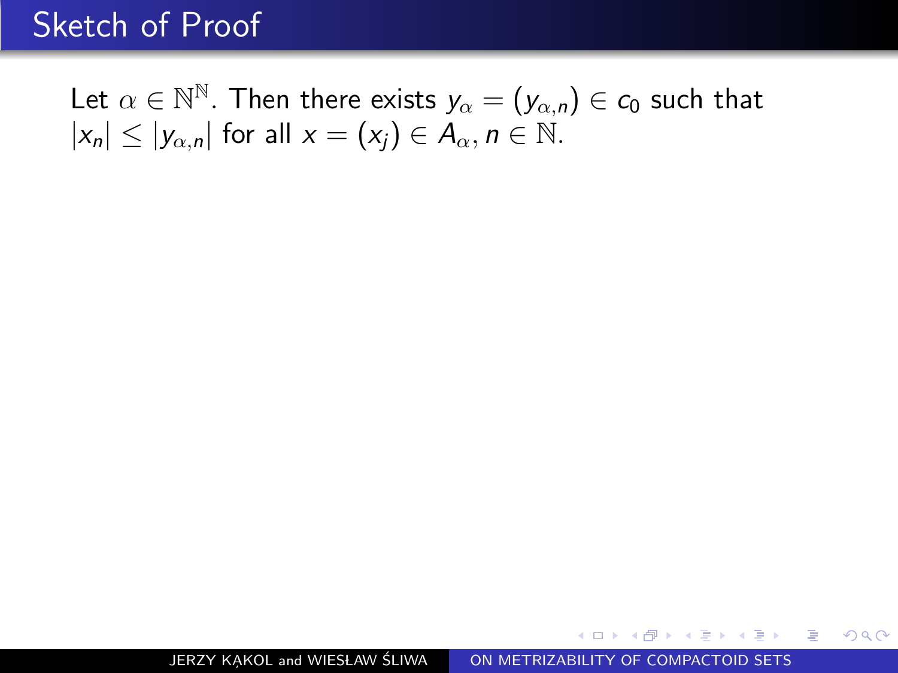# Sketch of Proof

Let $\alpha \in \mathbb{N}^{\mathbb{N}}$. Then there exists $y_\alpha = (y_{\alpha,n}) \in c_0$ such that $|x_n| \leq |y_{\alpha,n}|$ for all $x = (x_j) \in A_\alpha, n \in \mathbb{N}$.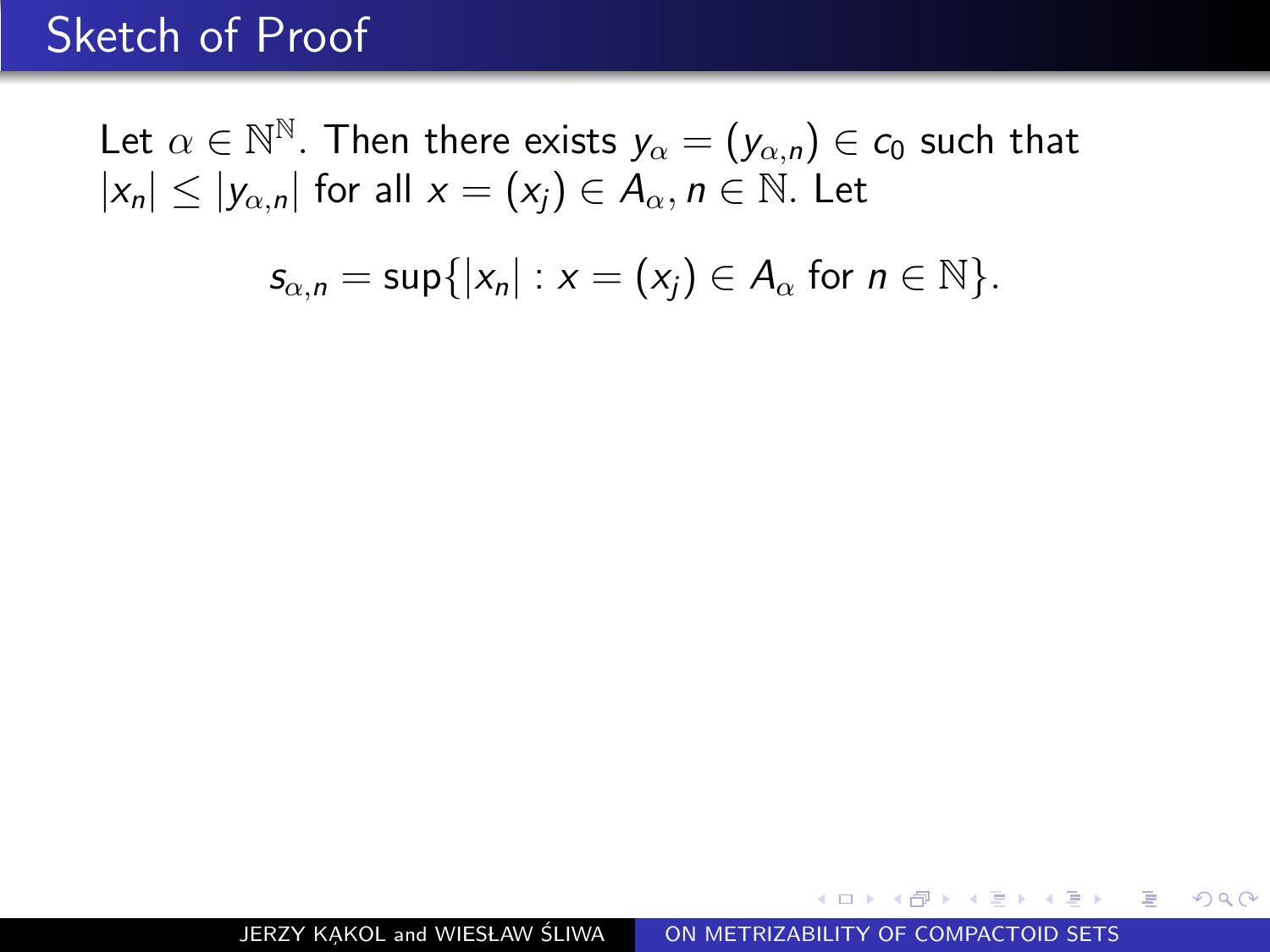# Sketch of Proof

Let $\alpha \in \mathbb{N}^{\mathbb{N}}$. Then there exists $y_\alpha = (y_{\alpha,n}) \in c_0$ such that $|x_n| \le |y_{\alpha,n}|$ for all $x = (x_j) \in A_\alpha, n \in \mathbb{N}$. Let

$$s_{\alpha,n} = \sup\{|x_n| : x = (x_j) \in A_\alpha \text{ for } n \in \mathbb{N}\}.$$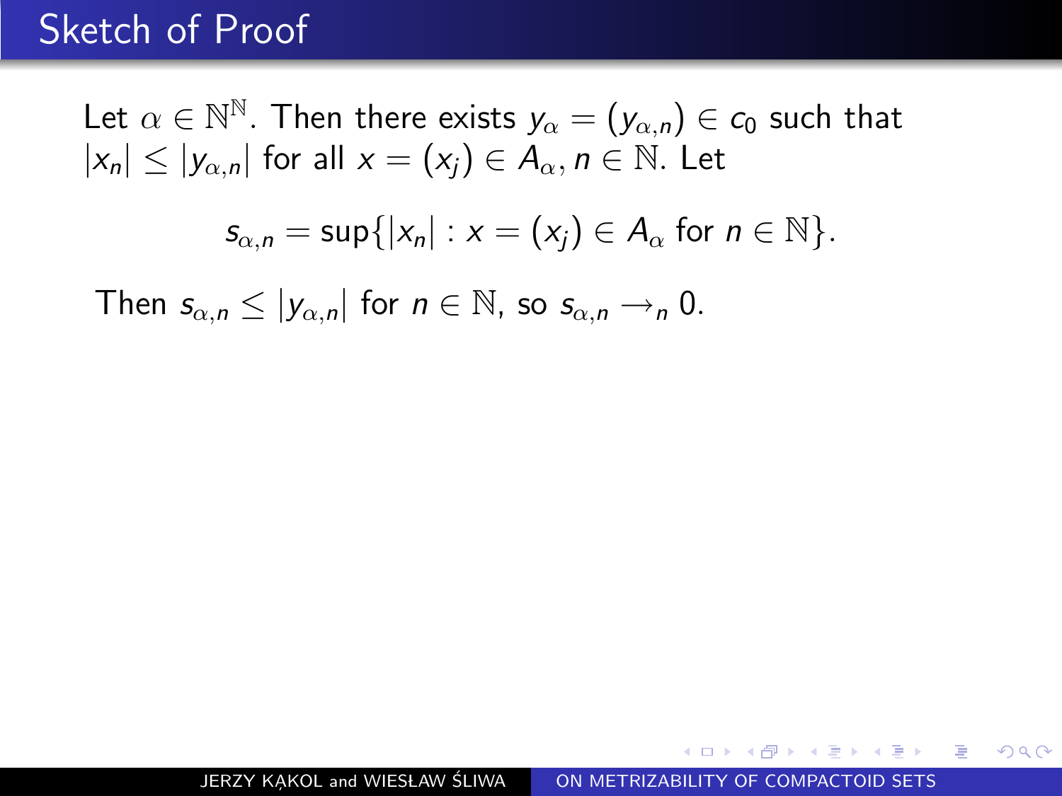# Sketch of Proof

Let $\alpha \in \mathbb{N}^{\mathbb{N}}$. Then there exists $y_\alpha = (y_{\alpha,n}) \in c_0$ such that $|x_n| \leq |y_{\alpha,n}|$ for all $x = (x_j) \in A_\alpha, n \in \mathbb{N}$. Let

$$s_{\alpha,n} = \sup\{|x_n| : x = (x_j) \in A_\alpha \text{ for } n \in \mathbb{N}\}.$$

Then $s_{\alpha,n} \leq |y_{\alpha,n}|$ for $n \in \mathbb{N}$, so $s_{\alpha,n} \to_n 0$.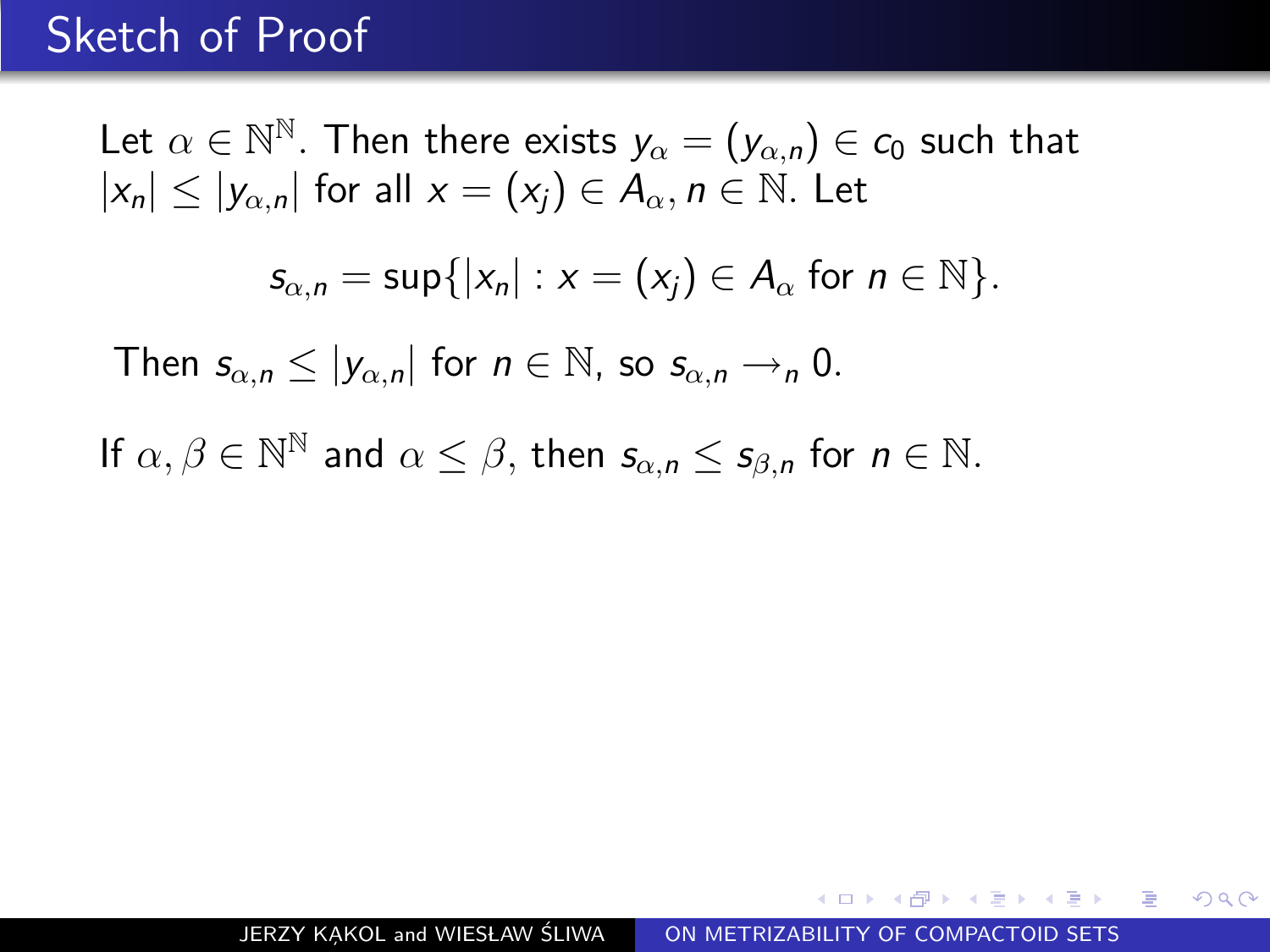# Sketch of Proof

Let $\alpha \in \mathbb{N}^{\mathbb{N}}$. Then there exists $y_\alpha = (y_{\alpha,n}) \in c_0$ such that $|x_n| \leq |y_{\alpha,n}|$ for all $x = (x_j) \in A_\alpha$, $n \in \mathbb{N}$. Let

$$s_{\alpha,n} = \sup\{|x_n| : x = (x_j) \in A_\alpha \text{ for } n \in \mathbb{N}\}.$$

Then $s_{\alpha,n} \leq |y_{\alpha,n}|$ for $n \in \mathbb{N}$, so $s_{\alpha,n} \to_n 0$.

If $\alpha, \beta \in \mathbb{N}^{\mathbb{N}}$ and $\alpha \leq \beta$, then $s_{\alpha,n} \leq s_{\beta,n}$ for $n \in \mathbb{N}$.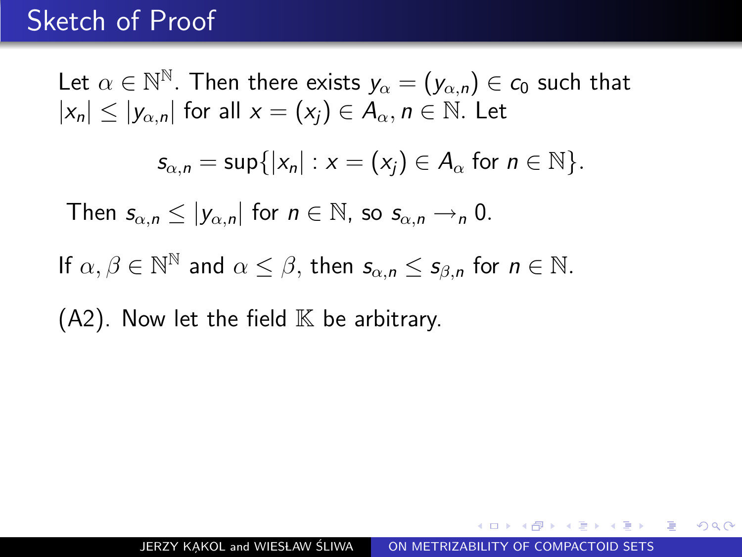# Sketch of Proof

Let $\alpha \in \mathbb{N}^{\mathbb{N}}$. Then there exists $y_\alpha = (y_{\alpha,n}) \in c_0$ such that $|x_n| \leq |y_{\alpha,n}|$ for all $x = (x_j) \in A_\alpha, n \in \mathbb{N}$. Let

$$s_{\alpha,n} = \sup\{|x_n| : x = (x_j) \in A_\alpha \text{ for } n \in \mathbb{N}\}.$$

Then $s_{\alpha,n} \leq |y_{\alpha,n}|$ for $n \in \mathbb{N}$, so $s_{\alpha,n} \to_n 0$.

If $\alpha, \beta \in \mathbb{N}^{\mathbb{N}}$ and $\alpha \leq \beta$, then $s_{\alpha,n} \leq s_{\beta,n}$ for $n \in \mathbb{N}$.

(A2). Now let the field $\mathbb{K}$ be arbitrary.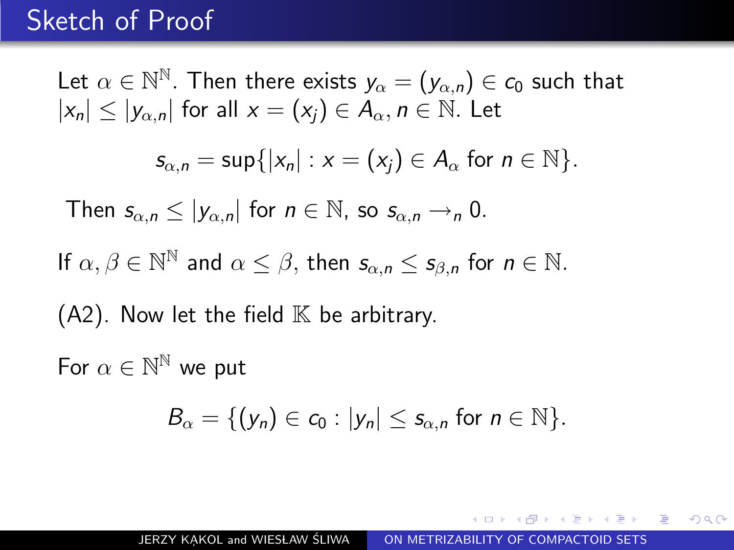## Sketch of Proof

Let $\alpha \in \mathbb{N}^{\mathbb{N}}$. Then there exists $y_\alpha = (y_{\alpha,n}) \in c_0$ such that $|x_n| \leq |y_{\alpha,n}|$ for all $x = (x_j) \in A_\alpha$, $n \in \mathbb{N}$. Let

$$s_{\alpha,n} = \sup\{|x_n| : x = (x_j) \in A_\alpha \text{ for } n \in \mathbb{N}\}.$$

Then $s_{\alpha,n} \leq |y_{\alpha,n}|$ for $n \in \mathbb{N}$, so $s_{\alpha,n} \to_n 0$.

If $\alpha, \beta \in \mathbb{N}^{\mathbb{N}}$ and $\alpha \leq \beta$, then $s_{\alpha,n} \leq s_{\beta,n}$ for $n \in \mathbb{N}$.

(A2). Now let the field $\mathbb{K}$ be arbitrary.

For $\alpha \in \mathbb{N}^{\mathbb{N}}$ we put

$$B_\alpha = \{(y_n) \in c_0 : |y_n| \leq s_{\alpha,n} \text{ for } n \in \mathbb{N}\}.$$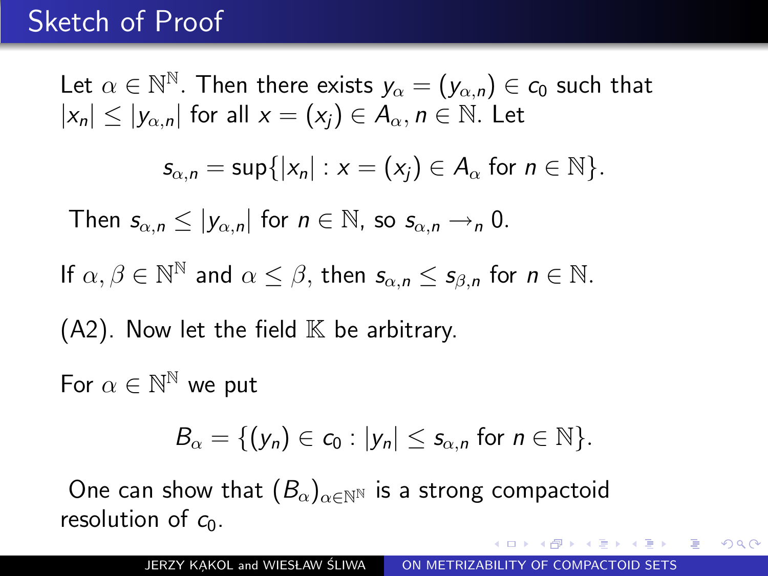# Sketch of Proof

Let $\alpha \in \mathbb{N}^{\mathbb{N}}$. Then there exists $y_\alpha = (y_{\alpha,n}) \in c_0$ such that $|x_n| \leq |y_{\alpha,n}|$ for all $x = (x_j) \in A_\alpha$, $n \in \mathbb{N}$. Let

$$s_{\alpha,n} = \sup\{|x_n| : x = (x_j) \in A_\alpha \text{ for } n \in \mathbb{N}\}.$$

Then $s_{\alpha,n} \leq |y_{\alpha,n}|$ for $n \in \mathbb{N}$, so $s_{\alpha,n} \to_n 0$.

If $\alpha, \beta \in \mathbb{N}^{\mathbb{N}}$ and $\alpha \leq \beta$, then $s_{\alpha,n} \leq s_{\beta,n}$ for $n \in \mathbb{N}$.

(A2). Now let the field $\mathbb{K}$ be arbitrary.

For $\alpha \in \mathbb{N}^{\mathbb{N}}$ we put

$$B_\alpha = \{(y_n) \in c_0 : |y_n| \leq s_{\alpha,n} \text{ for } n \in \mathbb{N}\}.$$

One can show that $(B_\alpha)_{\alpha \in \mathbb{N}^{\mathbb{N}}}$ is a strong compactoid resolution of $c_0$.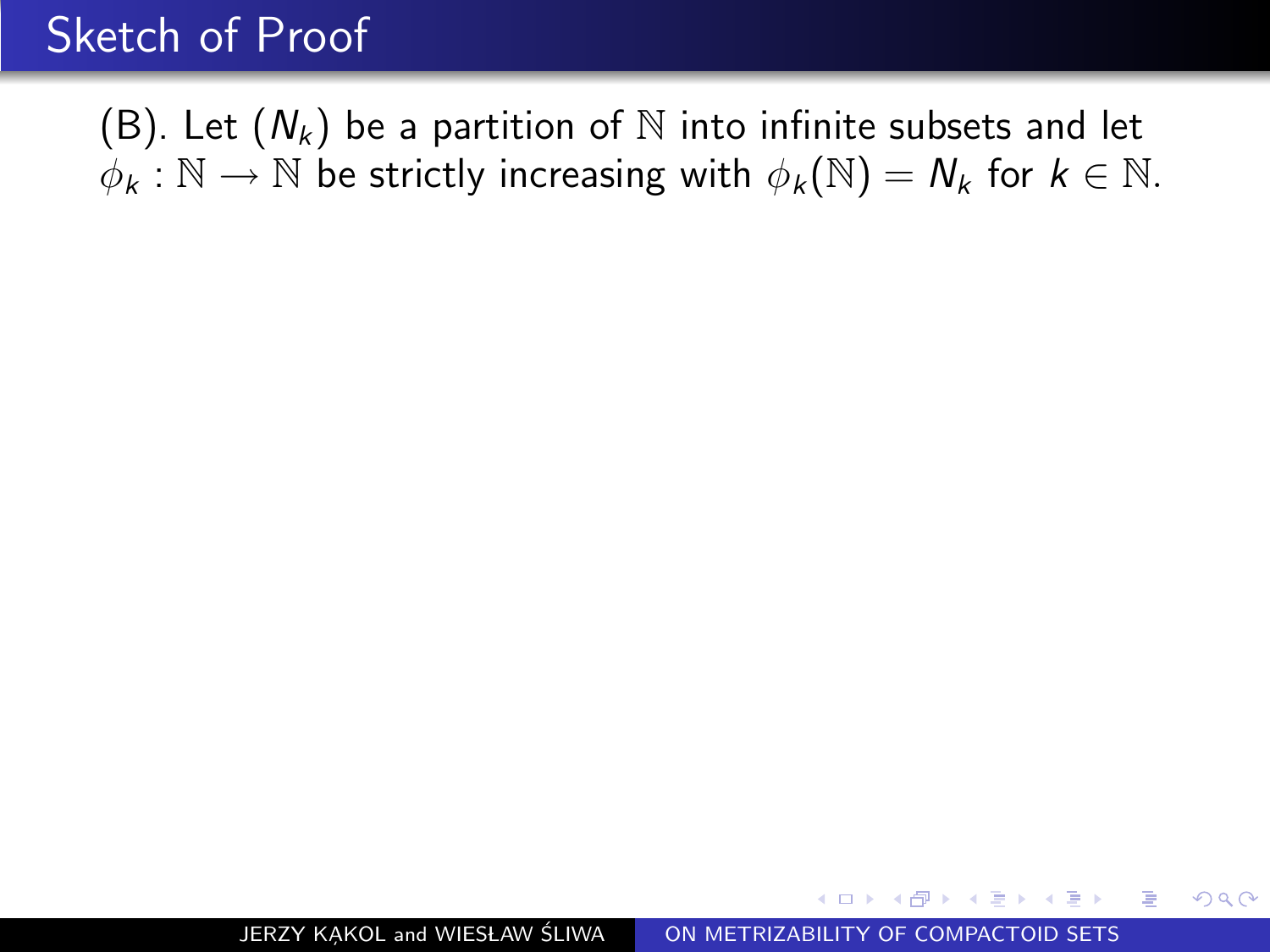## Sketch of Proof

(B). Let $(N_k)$ be a partition of $\mathbb{N}$ into infinite subsets and let $\phi_k : \mathbb{N} \longrightarrow \mathbb{N}$ be strictly increasing with $\phi_k(\mathbb{N}) = N_k$ for $k \in \mathbb{N}$.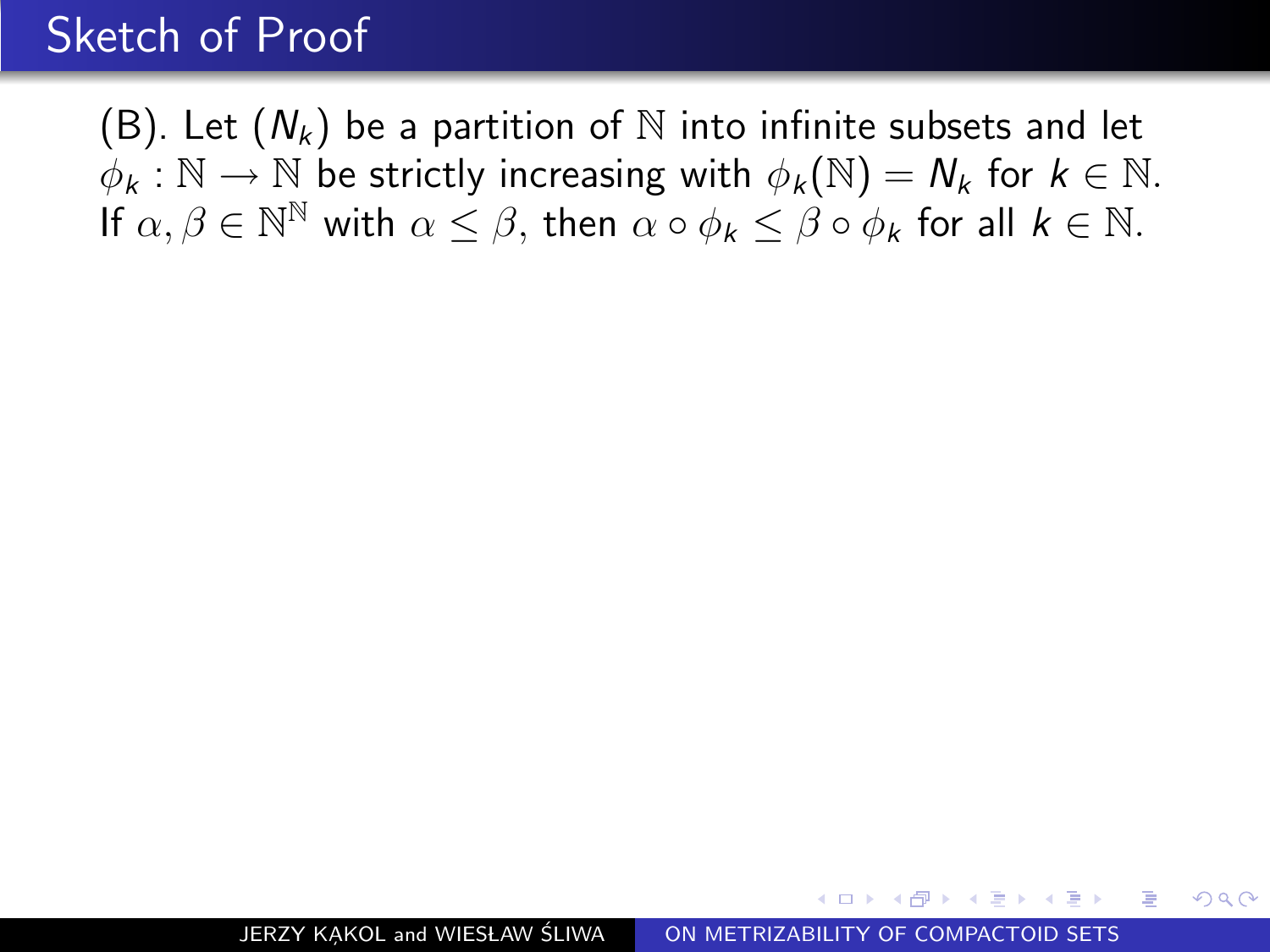# Sketch of Proof

(B). Let $(N_k)$ be a partition of $\mathbb{N}$ into infinite subsets and let $\phi_k : \mathbb{N} \to \mathbb{N}$ be strictly increasing with $\phi_k(\mathbb{N}) = N_k$ for $k \in \mathbb{N}$. If $\alpha, \beta \in \mathbb{N}^{\mathbb{N}}$ with $\alpha \leq \beta$, then $\alpha \circ \phi_k \leq \beta \circ \phi_k$ for all $k \in \mathbb{N}$.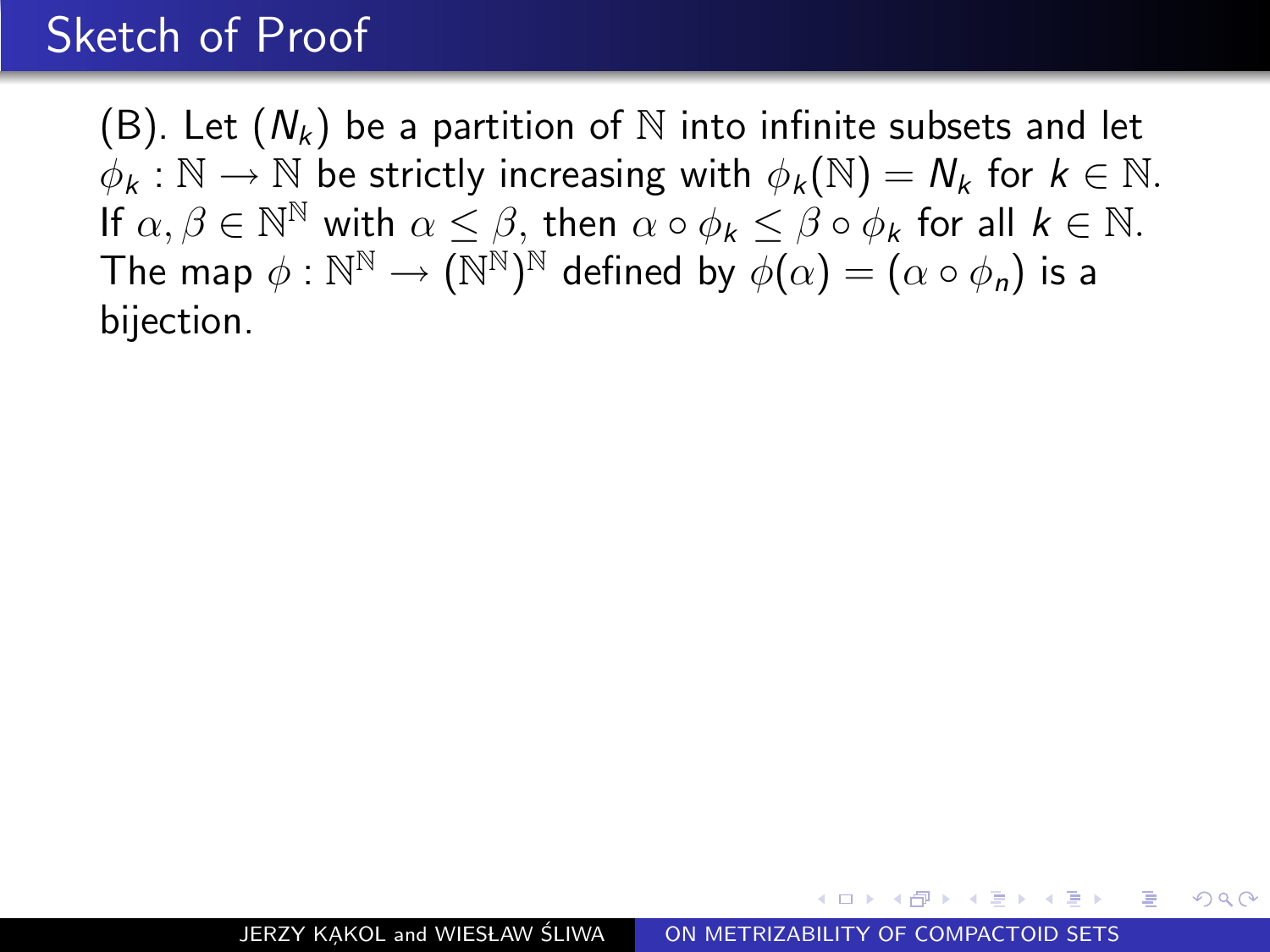# Sketch of Proof

(B). Let $(N_k)$ be a partition of $\mathbb{N}$ into infinite subsets and let $\phi_k : \mathbb{N} \to \mathbb{N}$ be strictly increasing with $\phi_k(\mathbb{N}) = N_k$ for $k \in \mathbb{N}$. If $\alpha, \beta \in \mathbb{N}^{\mathbb{N}}$ with $\alpha \leq \beta$, then $\alpha \circ \phi_k \leq \beta \circ \phi_k$ for all $k \in \mathbb{N}$. The map $\phi : \mathbb{N}^{\mathbb{N}} \to (\mathbb{N}^{\mathbb{N}})^{\mathbb{N}}$ defined by $\phi(\alpha) = (\alpha \circ \phi_n)$ is a bijection.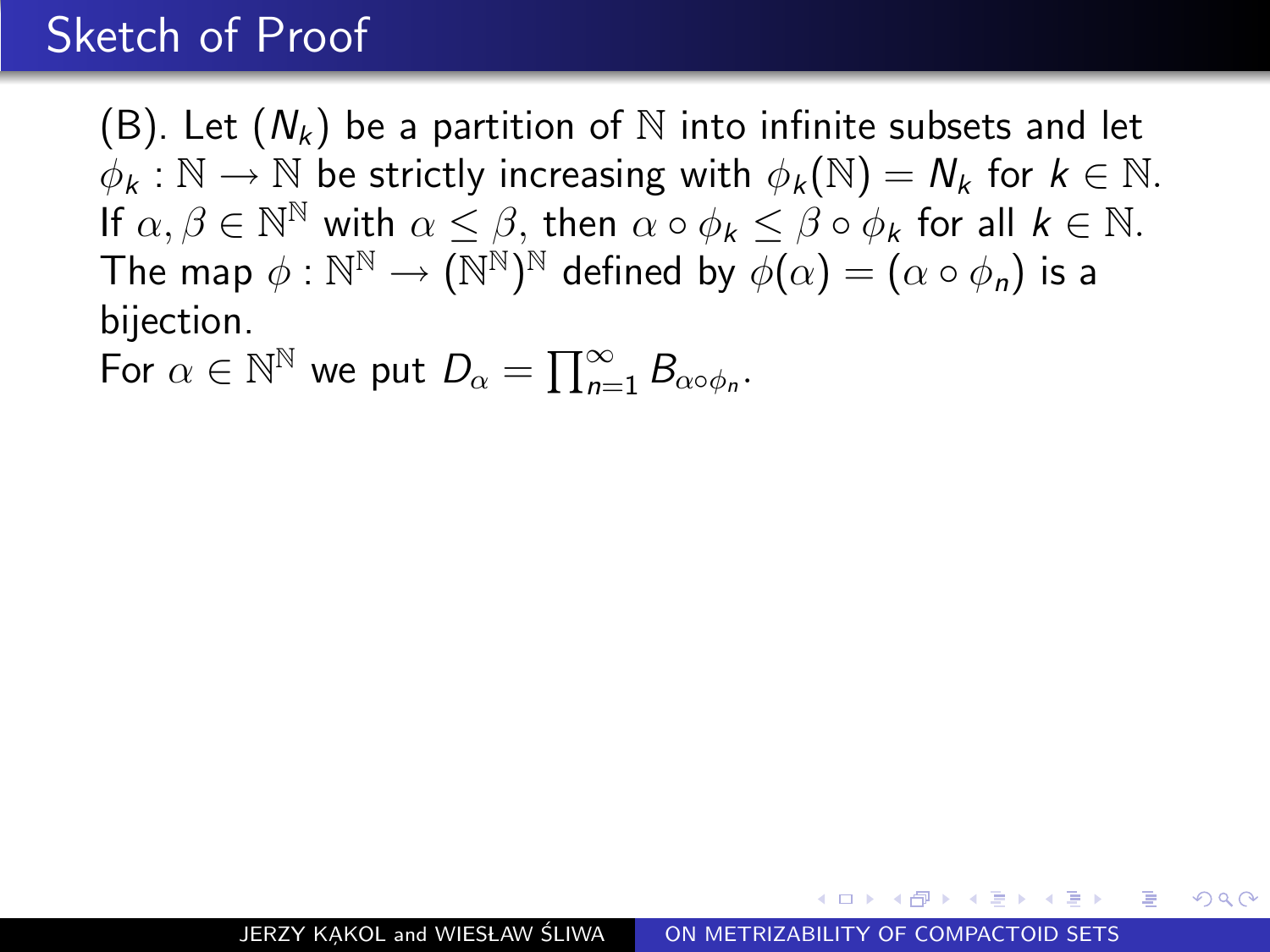# Sketch of Proof

(B). Let $(N_k)$ be a partition of $\mathbb{N}$ into infinite subsets and let $\phi_k : \mathbb{N} \to \mathbb{N}$ be strictly increasing with $\phi_k(\mathbb{N}) = N_k$ for $k \in \mathbb{N}$. If $\alpha, \beta \in \mathbb{N}^{\mathbb{N}}$ with $\alpha \leq \beta$, then $\alpha \circ \phi_k \leq \beta \circ \phi_k$ for all $k \in \mathbb{N}$. The map $\phi : \mathbb{N}^{\mathbb{N}} \to (\mathbb{N}^{\mathbb{N}})^{\mathbb{N}}$ defined by $\phi(\alpha) = (\alpha \circ \phi_n)$ is a bijection.
For $\alpha \in \mathbb{N}^{\mathbb{N}}$ we put $D_\alpha = \prod_{n=1}^{\infty} B_{\alpha \circ \phi_n}$.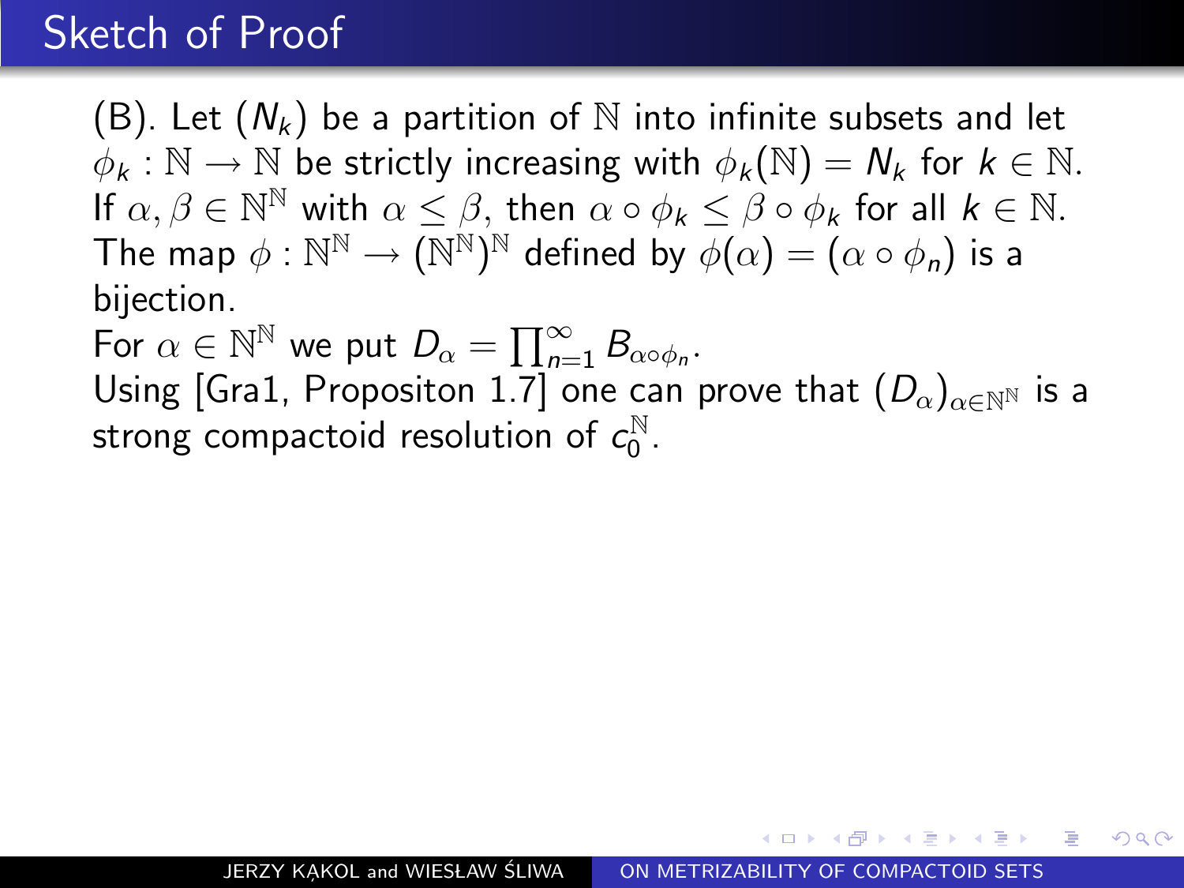# Sketch of Proof

(B). Let $(N_k)$ be a partition of $\mathbb{N}$ into infinite subsets and let $\phi_k : \mathbb{N} \to \mathbb{N}$ be strictly increasing with $\phi_k(\mathbb{N}) = N_k$ for $k \in \mathbb{N}$. If $\alpha, \beta \in \mathbb{N}^{\mathbb{N}}$ with $\alpha \leq \beta$, then $\alpha \circ \phi_k \leq \beta \circ \phi_k$ for all $k \in \mathbb{N}$. The map $\phi : \mathbb{N}^{\mathbb{N}} \to (\mathbb{N}^{\mathbb{N}})^{\mathbb{N}}$ defined by $\phi(\alpha) = (\alpha \circ \phi_n)$ is a bijection.

For $\alpha \in \mathbb{N}^{\mathbb{N}}$ we put $D_\alpha = \prod_{n=1}^{\infty} B_{\alpha \circ \phi_n}$.

Using [Gra1, Propositon 1.7] one can prove that $(D_\alpha)_{\alpha \in \mathbb{N}^{\mathbb{N}}}$ is a strong compactoid resolution of $c_0^{\mathbb{N}}$.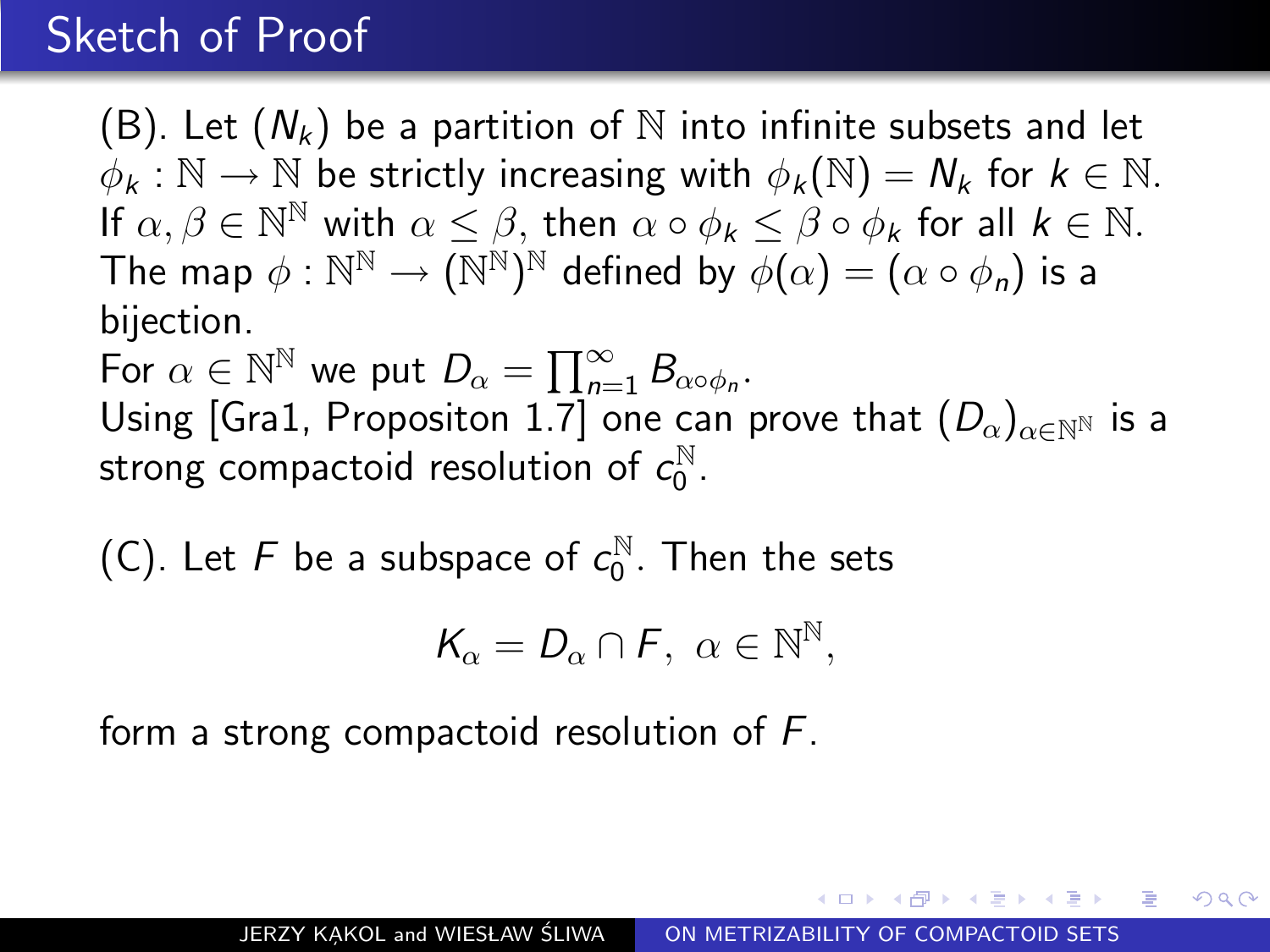# Sketch of Proof

(B). Let $(N_k)$ be a partition of $\mathbb{N}$ into infinite subsets and let $\phi_k : \mathbb{N} \to \mathbb{N}$ be strictly increasing with $\phi_k(\mathbb{N}) = N_k$ for $k \in \mathbb{N}$. If $\alpha, \beta \in \mathbb{N}^{\mathbb{N}}$ with $\alpha \leq \beta$, then $\alpha \circ \phi_k \leq \beta \circ \phi_k$ for all $k \in \mathbb{N}$. The map $\phi : \mathbb{N}^{\mathbb{N}} \to (\mathbb{N}^{\mathbb{N}})^{\mathbb{N}}$ defined by $\phi(\alpha) = (\alpha \circ \phi_n)$ is a bijection.

For $\alpha \in \mathbb{N}^{\mathbb{N}}$ we put $D_\alpha = \prod_{n=1}^{\infty} B_{\alpha \circ \phi_n}$.

Using [Gra1, Propositon 1.7] one can prove that $(D_\alpha)_{\alpha \in \mathbb{N}^{\mathbb{N}}}$ is a strong compactoid resolution of $c_0^{\mathbb{N}}$.

(C). Let $F$ be a subspace of $c_0^{\mathbb{N}}$. Then the sets

$$K_\alpha = D_\alpha \cap F,\ \alpha \in \mathbb{N}^{\mathbb{N}},$$

form a strong compactoid resolution of $F$.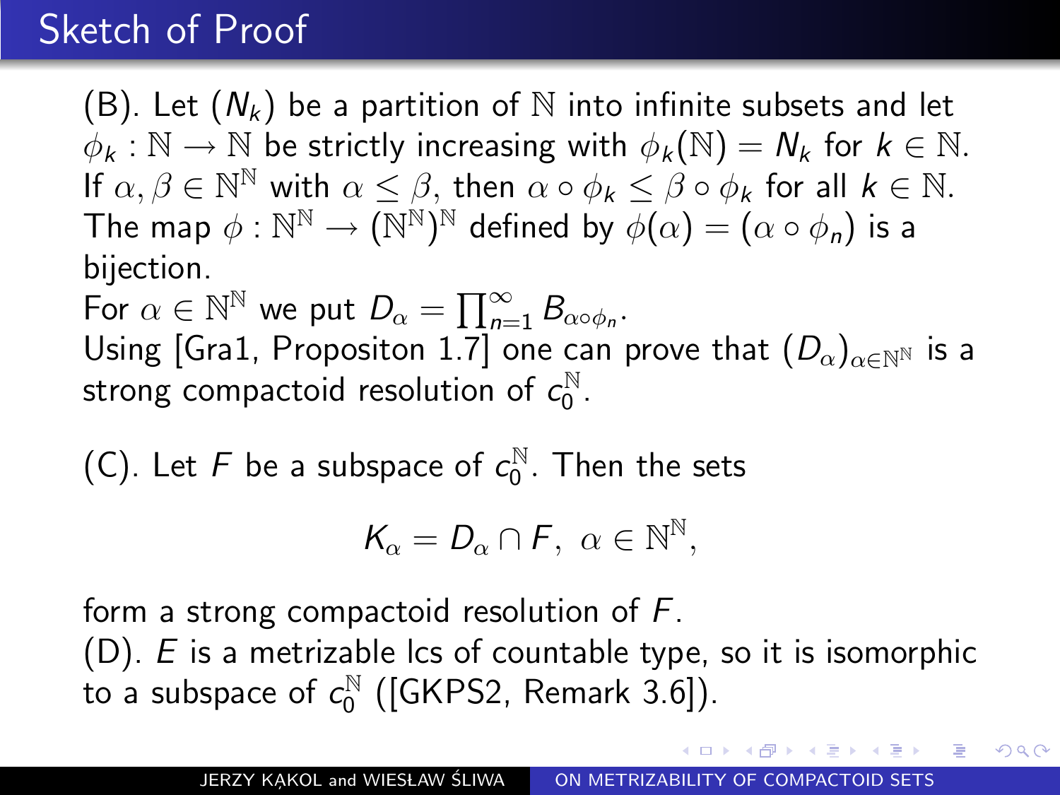# Sketch of Proof

(B). Let $(N_k)$ be a partition of $\mathbb{N}$ into infinite subsets and let $\phi_k : \mathbb{N} \to \mathbb{N}$ be strictly increasing with $\phi_k(\mathbb{N}) = N_k$ for $k \in \mathbb{N}$. If $\alpha, \beta \in \mathbb{N}^{\mathbb{N}}$ with $\alpha \leq \beta$, then $\alpha \circ \phi_k \leq \beta \circ \phi_k$ for all $k \in \mathbb{N}$. The map $\phi : \mathbb{N}^{\mathbb{N}} \to (\mathbb{N}^{\mathbb{N}})^{\mathbb{N}}$ defined by $\phi(\alpha) = (\alpha \circ \phi_n)$ is a bijection.
For $\alpha \in \mathbb{N}^{\mathbb{N}}$ we put $D_\alpha = \prod_{n=1}^{\infty} B_{\alpha \circ \phi_n}$.
Using [Gra1, Propositon 1.7] one can prove that $(D_\alpha)_{\alpha \in \mathbb{N}^{\mathbb{N}}}$ is a strong compactoid resolution of $c_0^{\mathbb{N}}$.

(C). Let $F$ be a subspace of $c_0^{\mathbb{N}}$. Then the sets

$$K_\alpha = D_\alpha \cap F, \ \alpha \in \mathbb{N}^{\mathbb{N}},$$

form a strong compactoid resolution of $F$.
(D). $E$ is a metrizable lcs of countable type, so it is isomorphic to a subspace of $c_0^{\mathbb{N}}$ ([GKPS2, Remark 3.6]).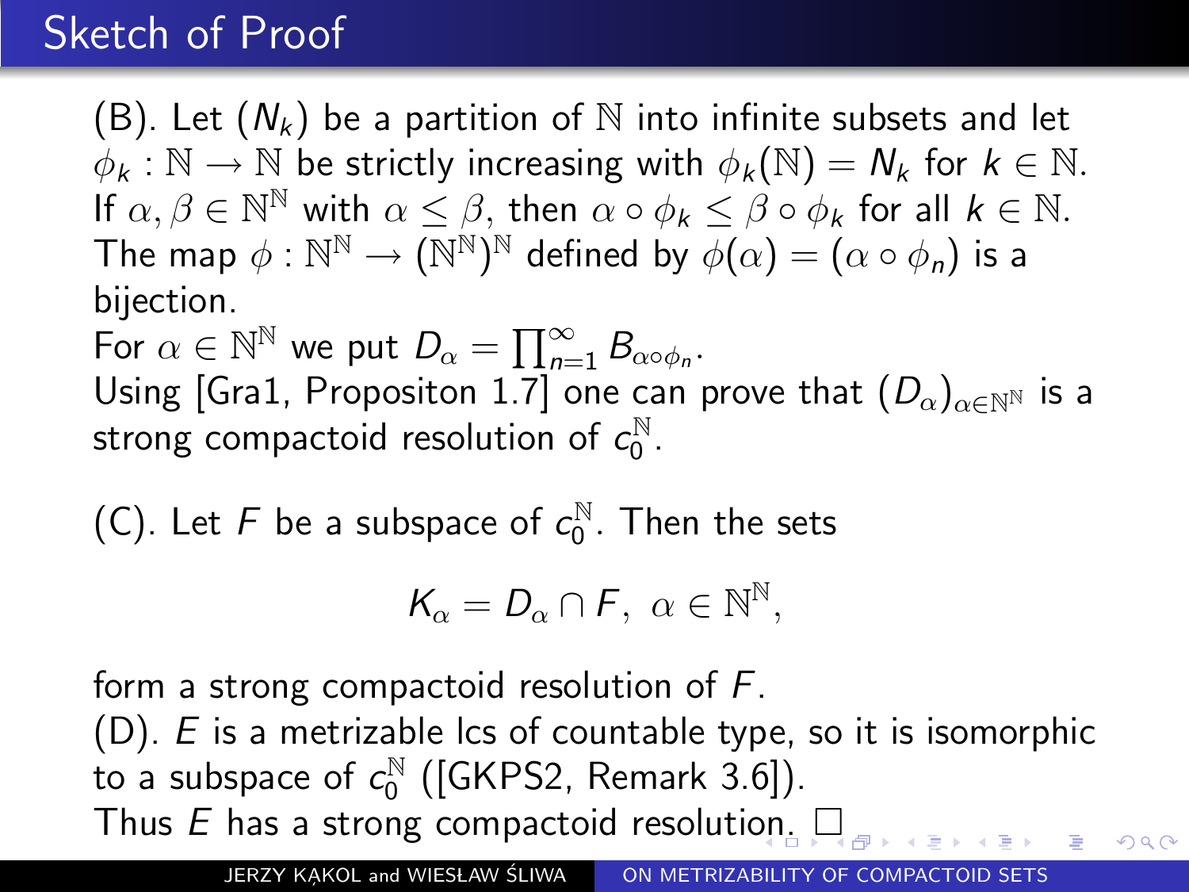# Sketch of Proof

(B). Let $(N_k)$ be a partition of $\mathbb{N}$ into infinite subsets and let $\phi_k : \mathbb{N} \to \mathbb{N}$ be strictly increasing with $\phi_k(\mathbb{N}) = N_k$ for $k \in \mathbb{N}$. If $\alpha, \beta \in \mathbb{N}^{\mathbb{N}}$ with $\alpha \leq \beta$, then $\alpha \circ \phi_k \leq \beta \circ \phi_k$ for all $k \in \mathbb{N}$. The map $\phi : \mathbb{N}^{\mathbb{N}} \to (\mathbb{N}^{\mathbb{N}})^{\mathbb{N}}$ defined by $\phi(\alpha) = (\alpha \circ \phi_n)$ is a bijection.
For $\alpha \in \mathbb{N}^{\mathbb{N}}$ we put $D_\alpha = \prod_{n=1}^{\infty} B_{\alpha \circ \phi_n}$.
Using [Gra1, Propositon 1.7] one can prove that $(D_\alpha)_{\alpha \in \mathbb{N}^{\mathbb{N}}}$ is a strong compactoid resolution of $c_0^{\mathbb{N}}$.

(C). Let $F$ be a subspace of $c_0^{\mathbb{N}}$. Then the sets

$$K_\alpha = D_\alpha \cap F, \ \alpha \in \mathbb{N}^{\mathbb{N}},$$

form a strong compactoid resolution of $F$.
(D). $E$ is a metrizable lcs of countable type, so it is isomorphic to a subspace of $c_0^{\mathbb{N}}$ ([GKPS2, Remark 3.6]).
Thus $E$ has a strong compactoid resolution. □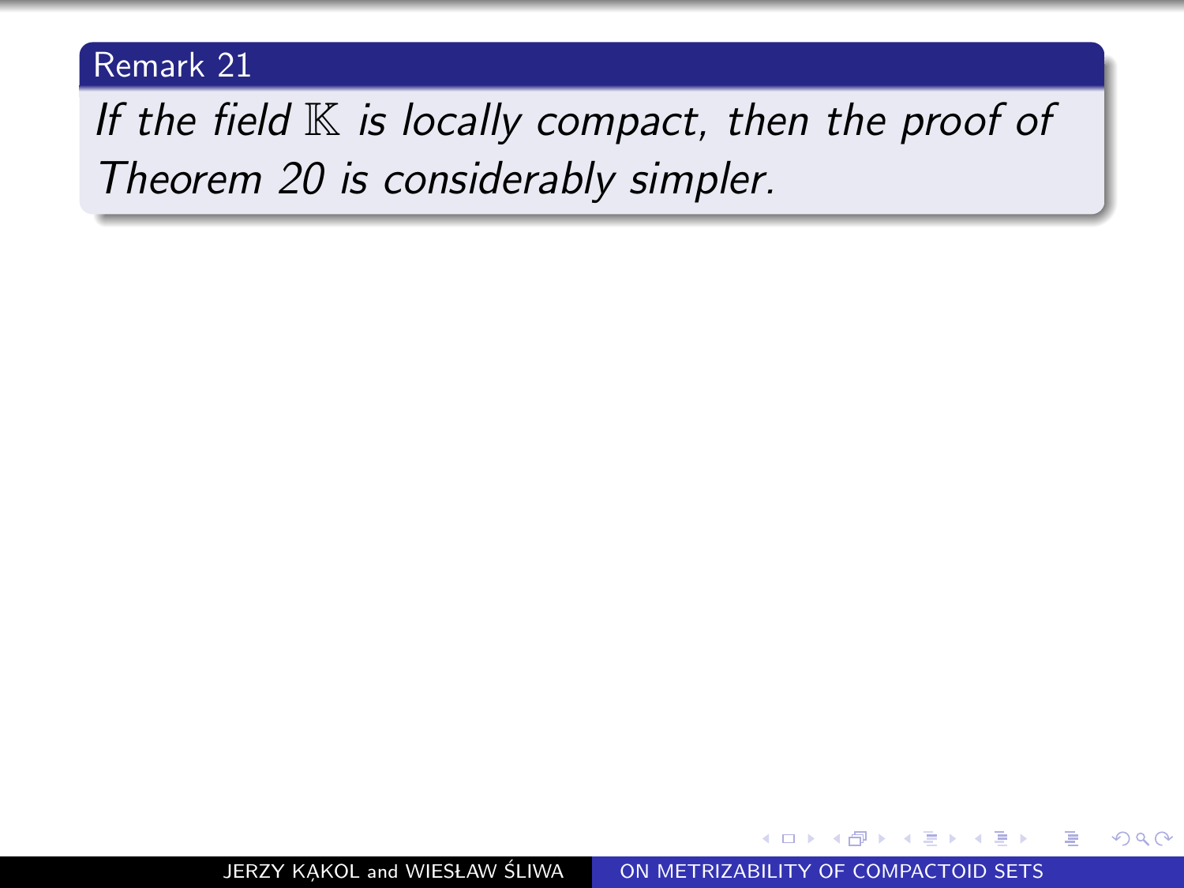**Remark 21**

*If the field $\mathbb{K}$ is locally compact, then the proof of Theorem 20 is considerably simpler.*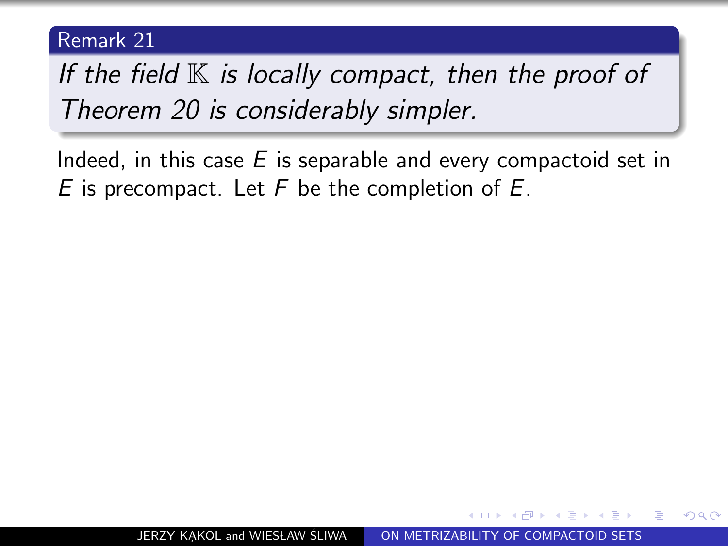**Remark 21**

*If the field $\mathbb{K}$ is locally compact, then the proof of Theorem 20 is considerably simpler.*

Indeed, in this case $E$ is separable and every compactoid set in $E$ is precompact. Let $F$ be the completion of $E$.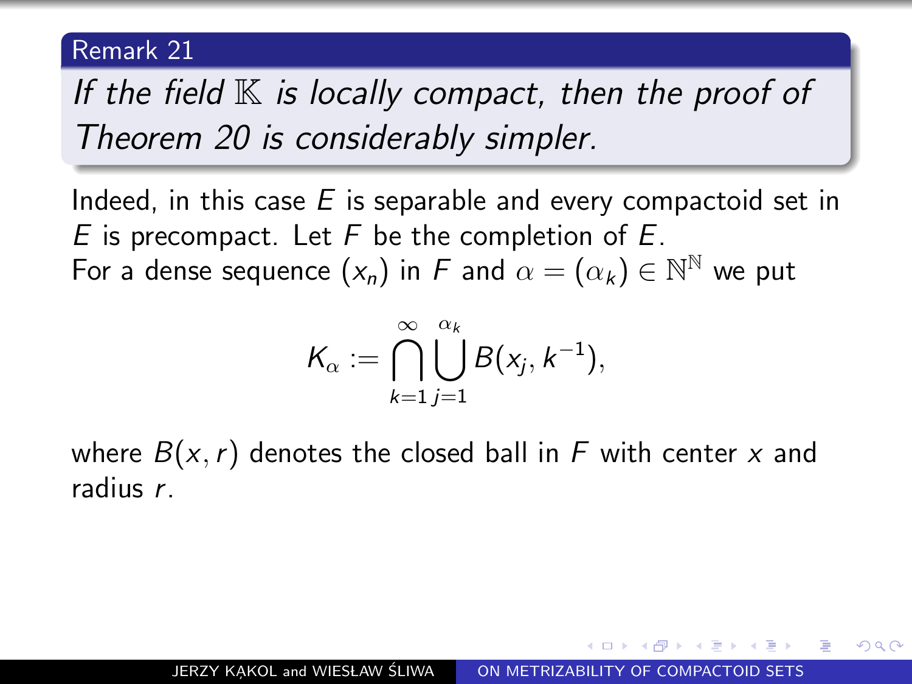**Remark 21**

*If the field $\mathbb{K}$ is locally compact, then the proof of Theorem 20 is considerably simpler.*

Indeed, in this case $E$ is separable and every compactoid set in $E$ is precompact. Let $F$ be the completion of $E$.
For a dense sequence $(x_n)$ in $F$ and $\alpha = (\alpha_k) \in \mathbb{N}^{\mathbb{N}}$ we put

$$K_\alpha := \bigcap_{k=1}^{\infty} \bigcup_{j=1}^{\alpha_k} B(x_j, k^{-1}),$$

where $B(x, r)$ denotes the closed ball in $F$ with center $x$ and radius $r$.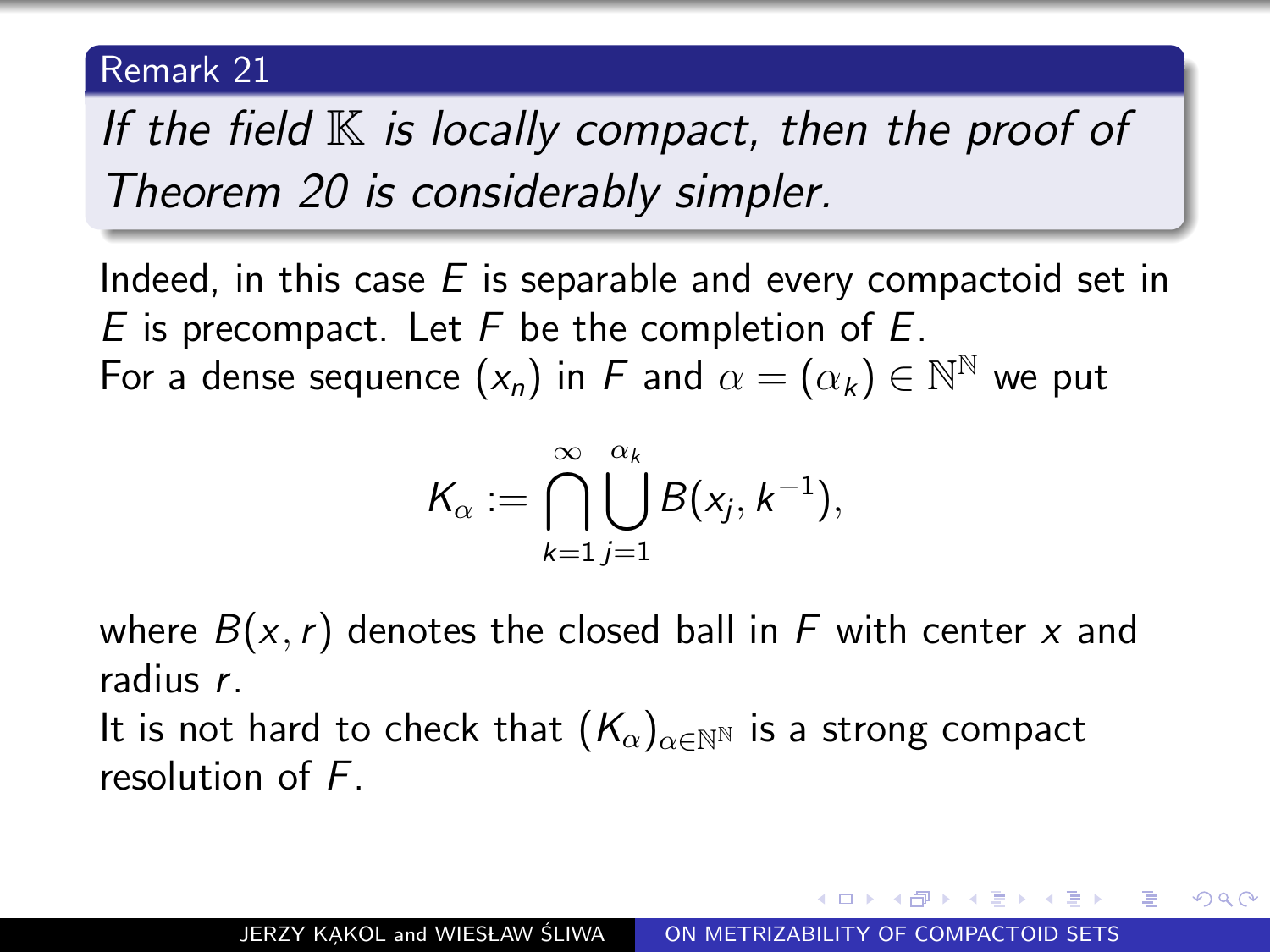**Remark 21**

*If the field $\mathbb{K}$ is locally compact, then the proof of Theorem 20 is considerably simpler.*

Indeed, in this case $E$ is separable and every compactoid set in $E$ is precompact. Let $F$ be the completion of $E$.
For a dense sequence $(x_n)$ in $F$ and $\alpha = (\alpha_k) \in \mathbb{N}^{\mathbb{N}}$ we put

$$K_\alpha := \bigcap_{k=1}^{\infty} \bigcup_{j=1}^{\alpha_k} B(x_j, k^{-1}),$$

where $B(x, r)$ denotes the closed ball in $F$ with center $x$ and radius $r$.
It is not hard to check that $(K_\alpha)_{\alpha \in \mathbb{N}^{\mathbb{N}}}$ is a strong compact resolution of $F$.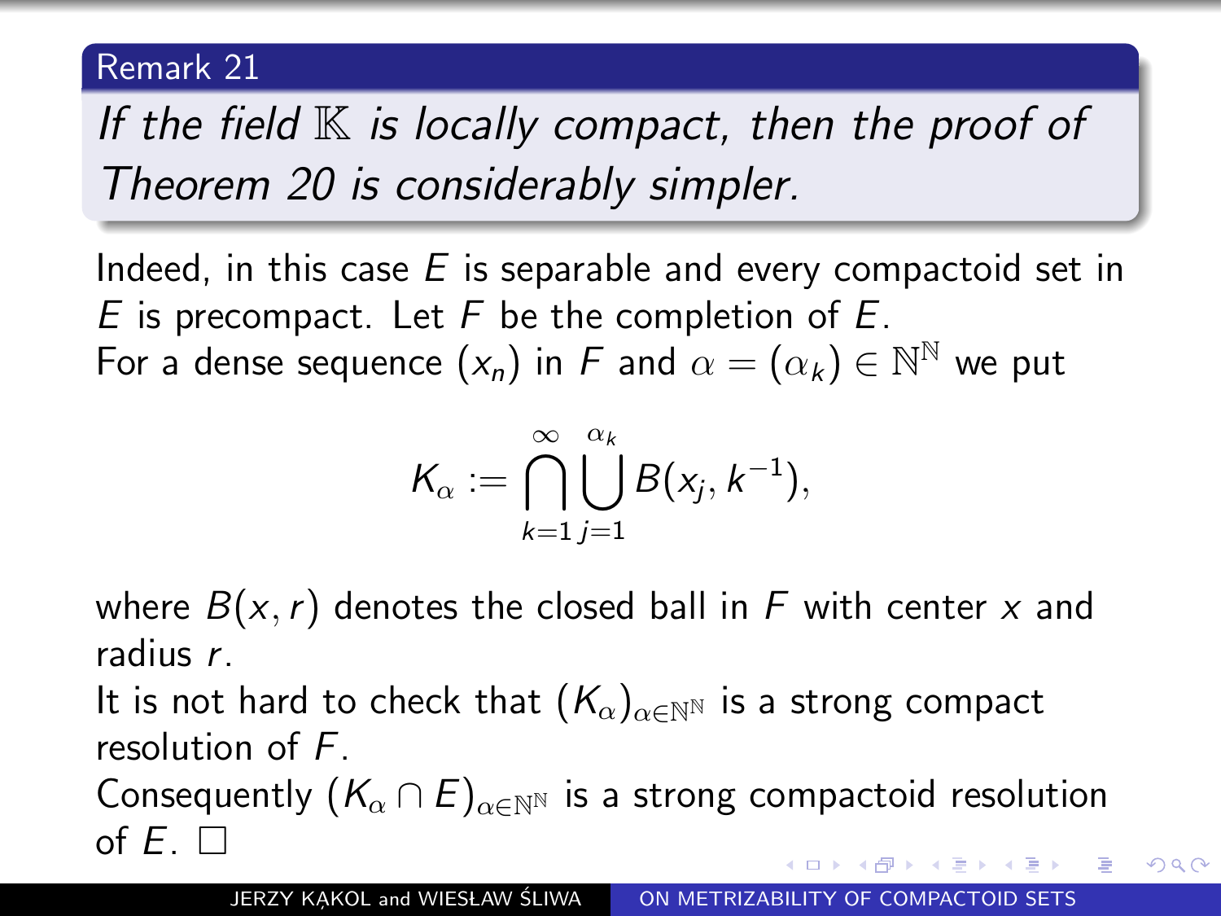**Remark 21**

*If the field $\mathbb{K}$ is locally compact, then the proof of Theorem 20 is considerably simpler.*

Indeed, in this case $E$ is separable and every compactoid set in $E$ is precompact. Let $F$ be the completion of $E$.
For a dense sequence $(x_n)$ in $F$ and $\alpha = (\alpha_k) \in \mathbb{N}^{\mathbb{N}}$ we put

$$K_\alpha := \bigcap_{k=1}^{\infty} \bigcup_{j=1}^{\alpha_k} B(x_j, k^{-1}),$$

where $B(x, r)$ denotes the closed ball in $F$ with center $x$ and radius $r$.
It is not hard to check that $(K_\alpha)_{\alpha \in \mathbb{N}^{\mathbb{N}}}$ is a strong compact resolution of $F$.
Consequently $(K_\alpha \cap E)_{\alpha \in \mathbb{N}^{\mathbb{N}}}$ is a strong compactoid resolution of $E$. $\square$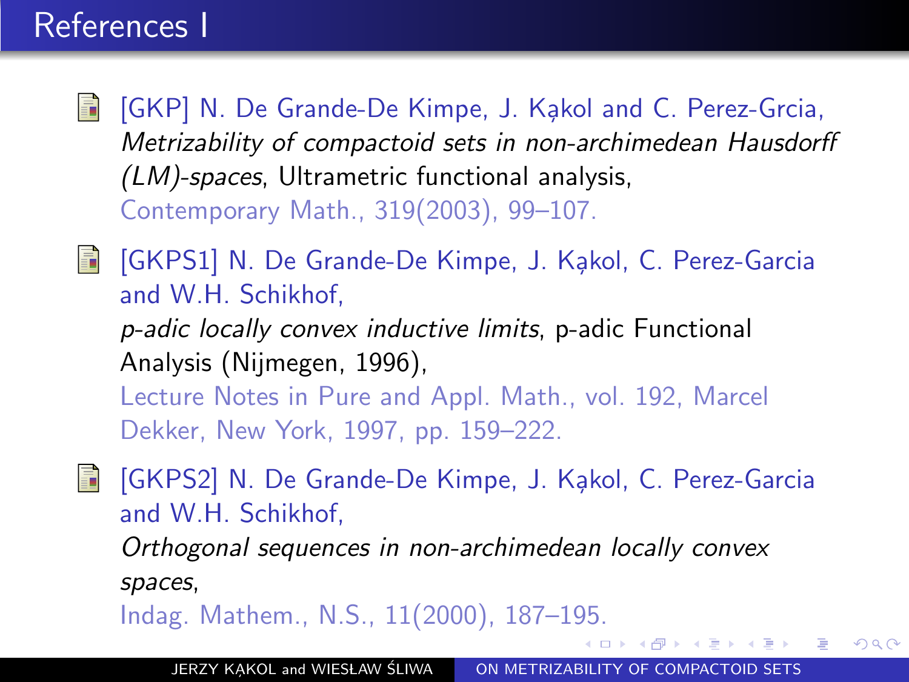# References I

- [GKP] N. De Grande-De Kimpe, J. Kąkol and C. Perez-Grcia, *Metrizability of compactoid sets in non-archimedean Hausdorff (LM)-spaces*, Ultrametric functional analysis, Contemporary Math., 319(2003), 99–107.

- [GKPS1] N. De Grande-De Kimpe, J. Kąkol, C. Perez-Garcia and W.H. Schikhof, *p-adic locally convex inductive limits*, p-adic Functional Analysis (Nijmegen, 1996), Lecture Notes in Pure and Appl. Math., vol. 192, Marcel Dekker, New York, 1997, pp. 159–222.

- [GKPS2] N. De Grande-De Kimpe, J. Kąkol, C. Perez-Garcia and W.H. Schikhof, *Orthogonal sequences in non-archimedean locally convex spaces*, Indag. Mathem., N.S., 11(2000), 187–195.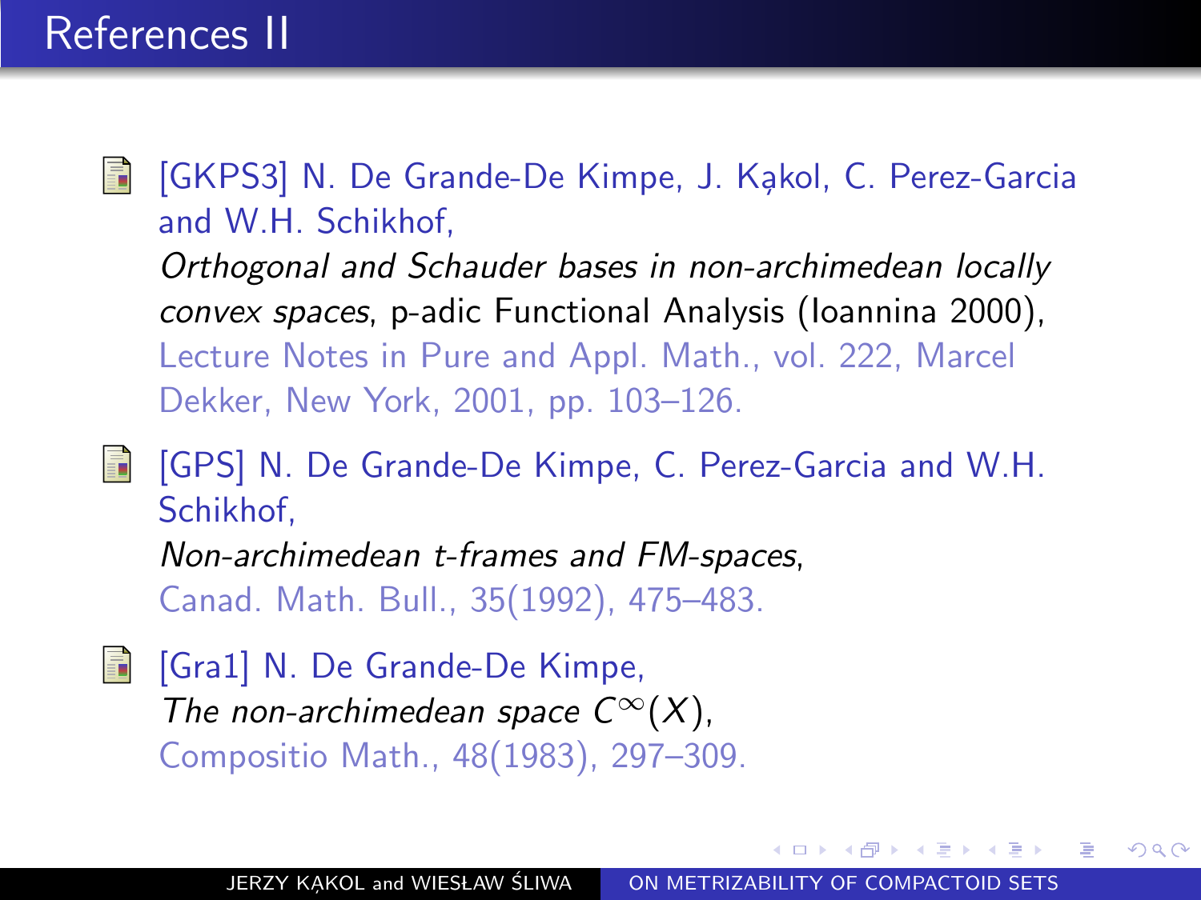# References II

- [GKPS3] N. De Grande-De Kimpe, J. Kąkol, C. Perez-Garcia and W.H. Schikhof,
  *Orthogonal and Schauder bases in non-archimedean locally convex spaces*, p-adic Functional Analysis (Ioannina 2000), Lecture Notes in Pure and Appl. Math., vol. 222, Marcel Dekker, New York, 2001, pp. 103–126.

- [GPS] N. De Grande-De Kimpe, C. Perez-Garcia and W.H. Schikhof,
  *Non-archimedean t-frames and FM-spaces*,
  Canad. Math. Bull., 35(1992), 475–483.

- [Gra1] N. De Grande-De Kimpe,
  *The non-archimedean space $C^{\infty}(X)$*,
  Compositio Math., 48(1983), 297–309.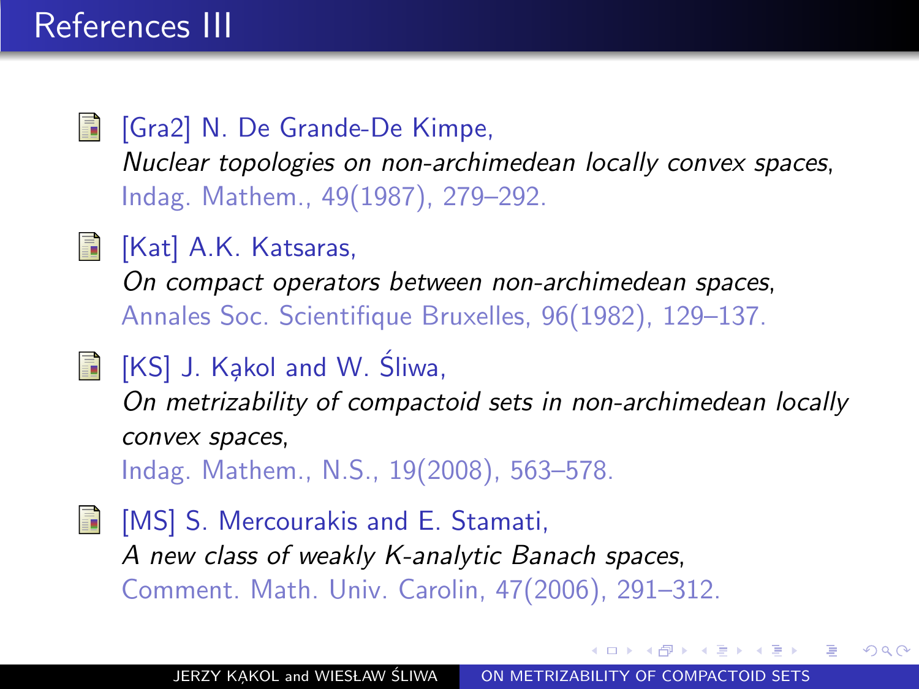# References III

- [Gra2] N. De Grande-De Kimpe,
  *Nuclear topologies on non-archimedean locally convex spaces*,
  Indag. Mathem., 49(1987), 279–292.

- [Kat] A.K. Katsaras,
  *On compact operators between non-archimedean spaces*,
  Annales Soc. Scientifique Bruxelles, 96(1982), 129–137.

- [KS] J. Kąkol and W. Śliwa,
  *On metrizability of compactoid sets in non-archimedean locally convex spaces*,
  Indag. Mathem., N.S., 19(2008), 563–578.

- [MS] S. Mercourakis and E. Stamati,
  *A new class of weakly K-analytic Banach spaces*,
  Comment. Math. Univ. Carolin, 47(2006), 291–312.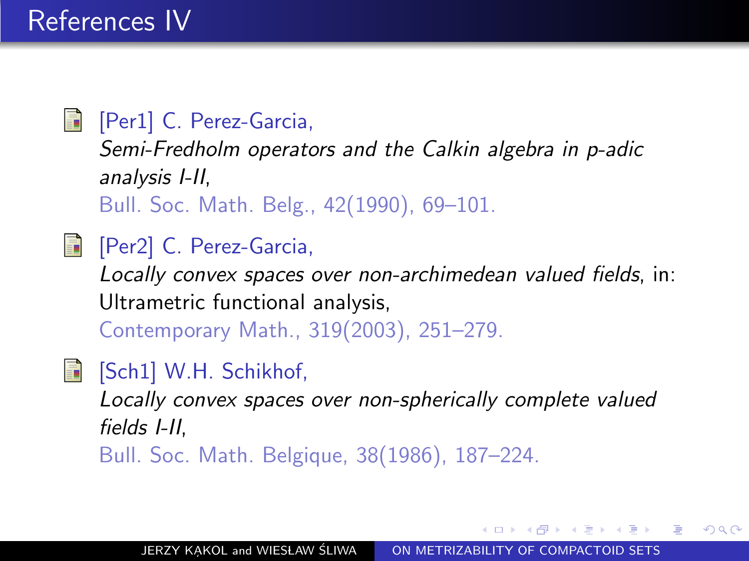# References IV

- [Per1] C. Perez-Garcia,
  *Semi-Fredholm operators and the Calkin algebra in p-adic analysis I-II*,
  Bull. Soc. Math. Belg., 42(1990), 69–101.

- [Per2] C. Perez-Garcia,
  *Locally convex spaces over non-archimedean valued fields*, in: Ultrametric functional analysis,
  Contemporary Math., 319(2003), 251–279.

- [Sch1] W.H. Schikhof,
  *Locally convex spaces over non-spherically complete valued fields I-II*,
  Bull. Soc. Math. Belgique, 38(1986), 187–224.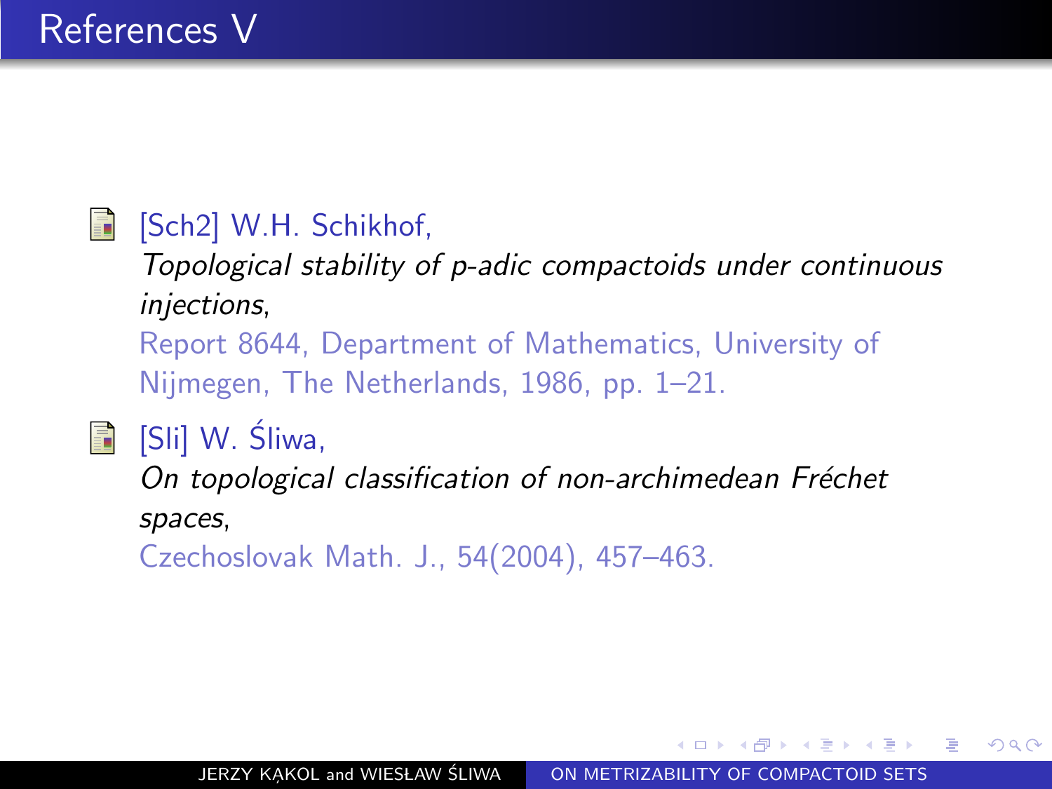# References V

- [Sch2] W.H. Schikhof,
  *Topological stability of p-adic compactoids under continuous injections*,
  Report 8644, Department of Mathematics, University of Nijmegen, The Netherlands, 1986, pp. 1–21.

- [Sli] W. Śliwa,
  *On topological classification of non-archimedean Fréchet spaces*,
  Czechoslovak Math. J., 54(2004), 457–463.